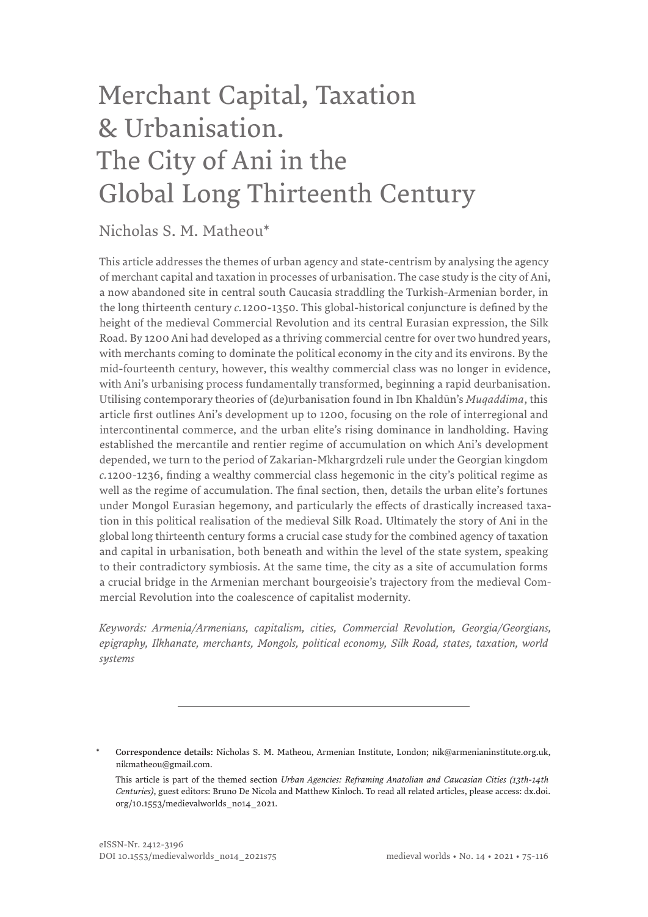# Merchant Capital, Taxation & Urbanisation. The City of Ani in the Global Long Thirteenth Century

Nicholas S. M. Matheou*

This article addresses the themes of urban agency and state-centrism by analysing the agency of merchant capital and taxation in processes of urbanisation. The case study is the city of Ani, a now abandoned site in central south Caucasia straddling the Turkish-Armenian border, in the long thirteenth century *c.*1200-1350. This global-historical conjuncture is defined by the height of the medieval Commercial Revolution and its central Eurasian expression, the Silk Road. By 1200 Ani had developed as a thriving commercial centre for over two hundred years, with merchants coming to dominate the political economy in the city and its environs. By the mid-fourteenth century, however, this wealthy commercial class was no longer in evidence, with Ani's urbanising process fundamentally transformed, beginning a rapid deurbanisation. Utilising contemporary theories of (de)urbanisation found in Ibn Khaldūn's *Muqaddima*, this article first outlines Ani's development up to 1200, focusing on the role of interregional and intercontinental commerce, and the urban elite's rising dominance in landholding. Having established the mercantile and rentier regime of accumulation on which Ani's development depended, we turn to the period of Zakarian-Mkhargrdzeli rule under the Georgian kingdom *c.*1200-1236, finding a wealthy commercial class hegemonic in the city's political regime as well as the regime of accumulation. The final section, then, details the urban elite's fortunes under Mongol Eurasian hegemony, and particularly the effects of drastically increased taxation in this political realisation of the medieval Silk Road. Ultimately the story of Ani in the global long thirteenth century forms a crucial case study for the combined agency of taxation and capital in urbanisation, both beneath and within the level of the state system, speaking to their contradictory symbiosis. At the same time, the city as a site of accumulation forms a crucial bridge in the Armenian merchant bourgeoisie's trajectory from the medieval Commercial Revolution into the coalescence of capitalist modernity.

*Keywords: Armenia/Armenians, capitalism, cities, Commercial Revolution, Georgia/Georgians, epigraphy, Ilkhanate, merchants, Mongols, political economy, Silk Road, states, taxation, world systems*

---

\* **Correspondence details:** Nicholas S. M. Matheou, Armenian Institute, London; nik@armenianinstitute.org.uk, nikmatheou@gmail.com.

This article is part of the themed section *Urban Agencies: Reframing Anatolian and Caucasian Cities (13th-14th Centuries)*, guest editors: Bruno De Nicola and Matthew Kinloch. To read all related articles, please access: dx.doi.org/10.1553/medievalworlds_no14_2021.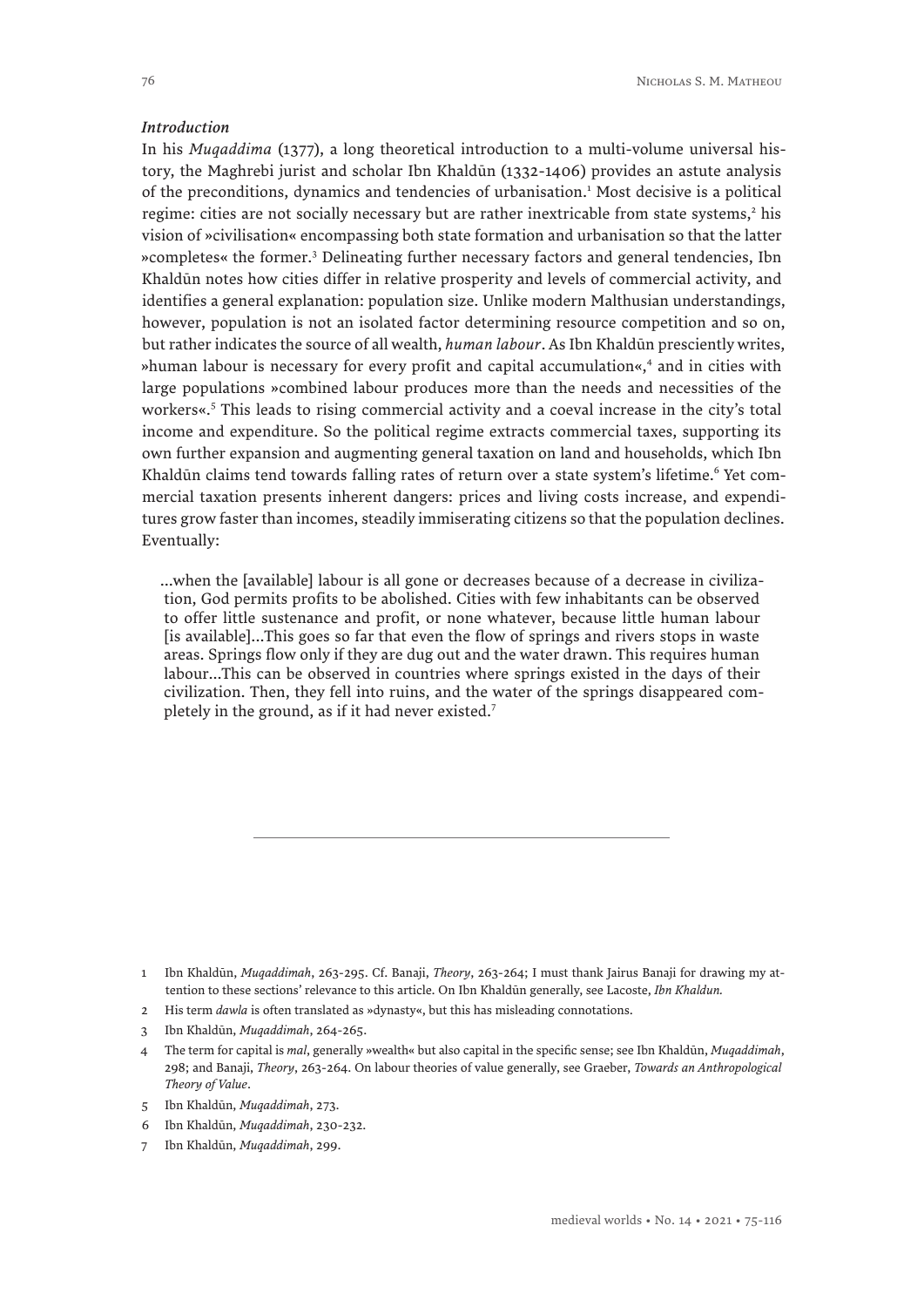### *Introduction*

In his *Muqaddima* (1377), a long theoretical introduction to a multi-volume universal history, the Maghrebi jurist and scholar Ibn Khaldūn (1332-1406) provides an astute analysis of the preconditions, dynamics and tendencies of urbanisation.[1] Most decisive is a political regime: cities are not socially necessary but are rather inextricable from state systems,[2] his vision of »civilisation« encompassing both state formation and urbanisation so that the latter »completes« the former.[3] Delineating further necessary factors and general tendencies, Ibn Khaldūn notes how cities differ in relative prosperity and levels of commercial activity, and identifies a general explanation: population size. Unlike modern Malthusian understandings, however, population is not an isolated factor determining resource competition and so on, but rather indicates the source of all wealth, *human labour*. As Ibn Khaldūn presciently writes, »human labour is necessary for every profit and capital accumulation«,[4] and in cities with large populations »combined labour produces more than the needs and necessities of the workers«.[5] This leads to rising commercial activity and a coeval increase in the city's total income and expenditure. So the political regime extracts commercial taxes, supporting its own further expansion and augmenting general taxation on land and households, which Ibn Khaldūn claims tend towards falling rates of return over a state system's lifetime.[6] Yet commercial taxation presents inherent dangers: prices and living costs increase, and expenditures grow faster than incomes, steadily immiserating citizens so that the population declines. Eventually:

> ...when the [available] labour is all gone or decreases because of a decrease in civilization, God permits profits to be abolished. Cities with few inhabitants can be observed to offer little sustenance and profit, or none whatever, because little human labour [is available]...This goes so far that even the flow of springs and rivers stops in waste areas. Springs flow only if they are dug out and the water drawn. This requires human labour...This can be observed in countries where springs existed in the days of their civilization. Then, they fell into ruins, and the water of the springs disappeared completely in the ground, as if it had never existed.[7]

---

1 Ibn Khaldūn, *Muqaddimah*, 263-295. Cf. Banaji, *Theory*, 263-264; I must thank Jairus Banaji for drawing my attention to these sections' relevance to this article. On Ibn Khaldūn generally, see Lacoste, *Ibn Khaldun.*

2 His term *dawla* is often translated as »dynasty«, but this has misleading connotations.

3 Ibn Khaldūn, *Muqaddimah*, 264-265.

4 The term for capital is *mal*, generally »wealth« but also capital in the specific sense; see Ibn Khaldūn, *Muqaddimah*, 298; and Banaji, *Theory*, 263-264. On labour theories of value generally, see Graeber, *Towards an Anthropological Theory of Value*.

5 Ibn Khaldūn, *Muqaddimah*, 273.

6 Ibn Khaldūn, *Muqaddimah*, 230-232.

7 Ibn Khaldūn, *Muqaddimah*, 299.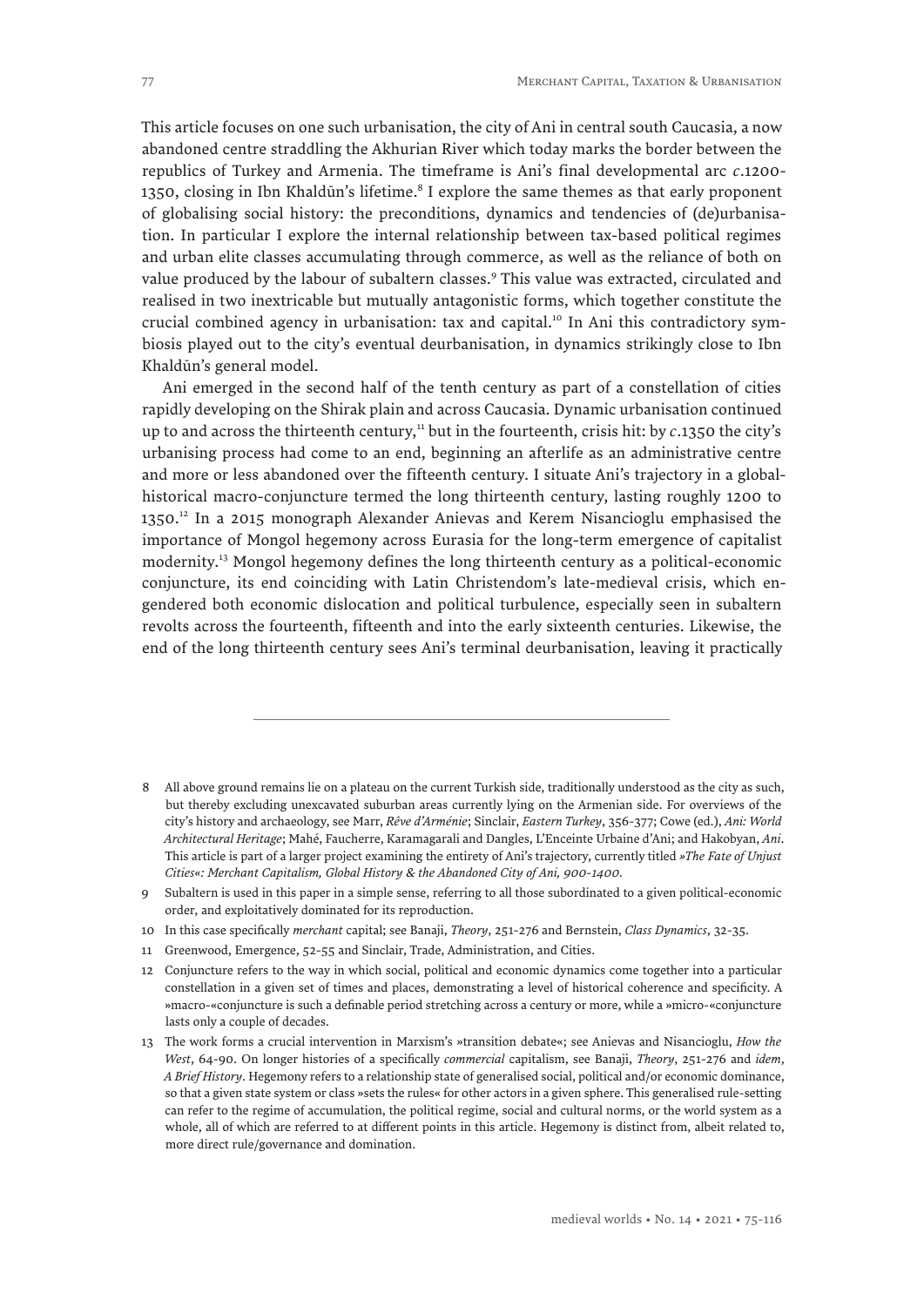This article focuses on one such urbanisation, the city of Ani in central south Caucasia, a now abandoned centre straddling the Akhurian River which today marks the border between the republics of Turkey and Armenia. The timeframe is Ani's final developmental arc *c*.1200-1350, closing in Ibn Khaldūn's lifetime.[8] I explore the same themes as that early proponent of globalising social history: the preconditions, dynamics and tendencies of (de)urbanisation. In particular I explore the internal relationship between tax-based political regimes and urban elite classes accumulating through commerce, as well as the reliance of both on value produced by the labour of subaltern classes.[9] This value was extracted, circulated and realised in two inextricable but mutually antagonistic forms, which together constitute the crucial combined agency in urbanisation: tax and capital.[10] In Ani this contradictory symbiosis played out to the city's eventual deurbanisation, in dynamics strikingly close to Ibn Khaldūn's general model.

Ani emerged in the second half of the tenth century as part of a constellation of cities rapidly developing on the Shirak plain and across Caucasia. Dynamic urbanisation continued up to and across the thirteenth century,[11] but in the fourteenth, crisis hit: by *c*.1350 the city's urbanising process had come to an end, beginning an afterlife as an administrative centre and more or less abandoned over the fifteenth century. I situate Ani's trajectory in a global-historical macro-conjuncture termed the long thirteenth century, lasting roughly 1200 to 1350.[12] In a 2015 monograph Alexander Anievas and Kerem Nisancioglu emphasised the importance of Mongol hegemony across Eurasia for the long-term emergence of capitalist modernity.[13] Mongol hegemony defines the long thirteenth century as a political-economic conjuncture, its end coinciding with Latin Christendom's late-medieval crisis, which engendered both economic dislocation and political turbulence, especially seen in subaltern revolts across the fourteenth, fifteenth and into the early sixteenth centuries. Likewise, the end of the long thirteenth century sees Ani's terminal deurbanisation, leaving it practically

---

8 All above ground remains lie on a plateau on the current Turkish side, traditionally understood as the city as such, but thereby excluding unexcavated suburban areas currently lying on the Armenian side. For overviews of the city's history and archaeology, see Marr, *Rêve d'Arménie*; Sinclair, *Eastern Turkey*, 356-377; Cowe (ed.), *Ani: World Architectural Heritage*; Mahé, Faucherre, Karamagarali and Dangles, L'Enceinte Urbaine d'Ani; and Hakobyan, *Ani*. This article is part of a larger project examining the entirety of Ani's trajectory, currently titled *»The Fate of Unjust Cities«: Merchant Capitalism, Global History & the Abandoned City of Ani, 900-1400*.

9 Subaltern is used in this paper in a simple sense, referring to all those subordinated to a given political-economic order, and exploitatively dominated for its reproduction.

10 In this case specifically *merchant* capital; see Banaji, *Theory*, 251-276 and Bernstein, *Class Dynamics*, 32-35.

11 Greenwood, Emergence, 52-55 and Sinclair, Trade, Administration, and Cities.

12 Conjuncture refers to the way in which social, political and economic dynamics come together into a particular constellation in a given set of times and places, demonstrating a level of historical coherence and specificity. A »macro-«conjuncture is such a definable period stretching across a century or more, while a »micro-«conjuncture lasts only a couple of decades.

13 The work forms a crucial intervention in Marxism's »transition debate«; see Anievas and Nisancioglu, *How the West*, 64-90. On longer histories of a specifically *commercial* capitalism, see Banaji, *Theory*, 251-276 and *idem*, *A Brief History*. Hegemony refers to a relationship state of generalised social, political and/or economic dominance, so that a given state system or class »sets the rules« for other actors in a given sphere. This generalised rule-setting can refer to the regime of accumulation, the political regime, social and cultural norms, or the world system as a whole, all of which are referred to at different points in this article. Hegemony is distinct from, albeit related to, more direct rule/governance and domination.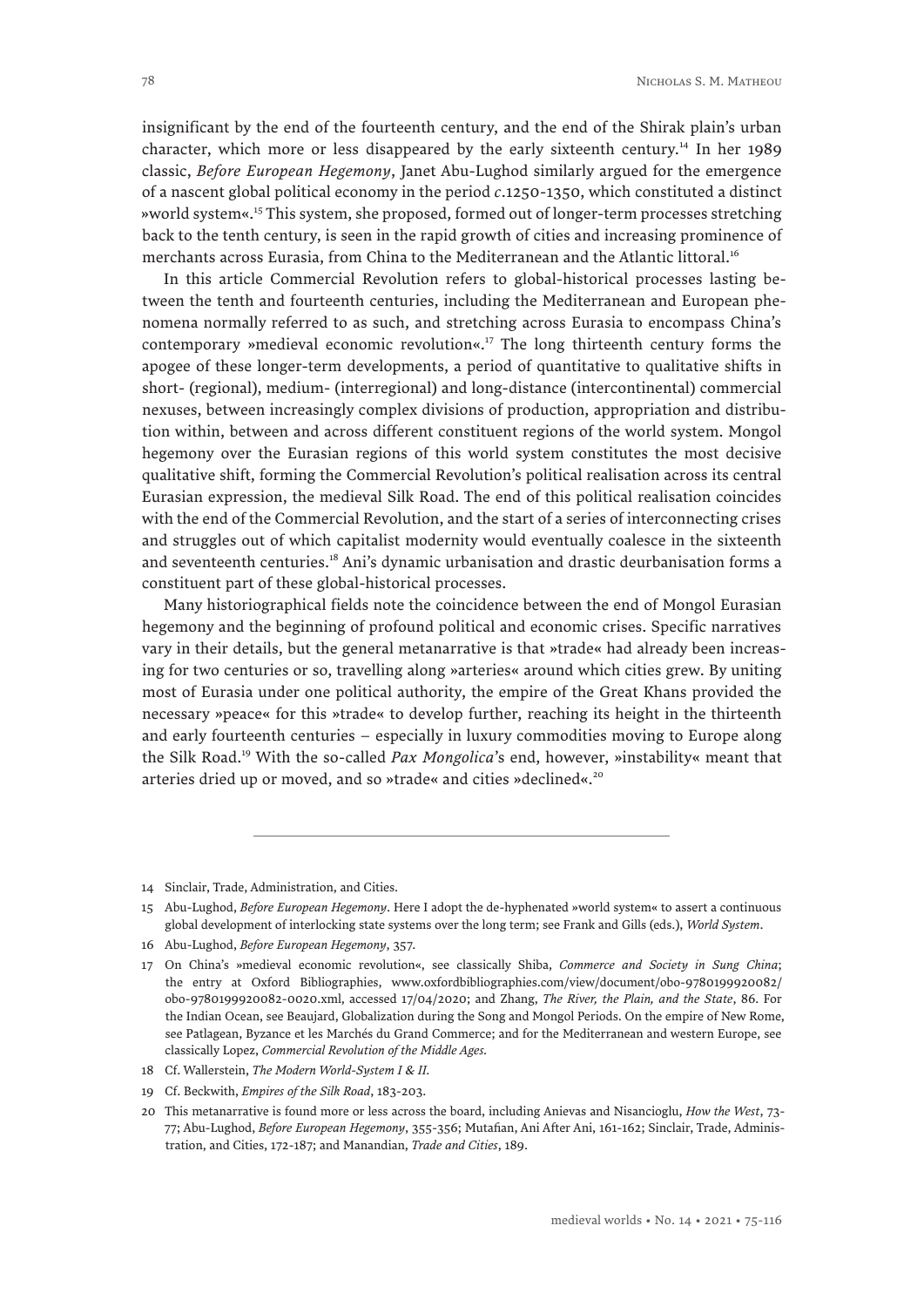insignificant by the end of the fourteenth century, and the end of the Shirak plain's urban character, which more or less disappeared by the early sixteenth century.[14] In her 1989 classic, *Before European Hegemony*, Janet Abu-Lughod similarly argued for the emergence of a nascent global political economy in the period *c*.1250-1350, which constituted a distinct »world system«.[15] This system, she proposed, formed out of longer-term processes stretching back to the tenth century, is seen in the rapid growth of cities and increasing prominence of merchants across Eurasia, from China to the Mediterranean and the Atlantic littoral.[16]

In this article Commercial Revolution refers to global-historical processes lasting between the tenth and fourteenth centuries, including the Mediterranean and European phenomena normally referred to as such, and stretching across Eurasia to encompass China's contemporary »medieval economic revolution«.[17] The long thirteenth century forms the apogee of these longer-term developments, a period of quantitative to qualitative shifts in short- (regional), medium- (interregional) and long-distance (intercontinental) commercial nexuses, between increasingly complex divisions of production, appropriation and distribution within, between and across different constituent regions of the world system. Mongol hegemony over the Eurasian regions of this world system constitutes the most decisive qualitative shift, forming the Commercial Revolution's political realisation across its central Eurasian expression, the medieval Silk Road. The end of this political realisation coincides with the end of the Commercial Revolution, and the start of a series of interconnecting crises and struggles out of which capitalist modernity would eventually coalesce in the sixteenth and seventeenth centuries.[18] Ani's dynamic urbanisation and drastic deurbanisation forms a constituent part of these global-historical processes.

Many historiographical fields note the coincidence between the end of Mongol Eurasian hegemony and the beginning of profound political and economic crises. Specific narratives vary in their details, but the general metanarrative is that »trade« had already been increasing for two centuries or so, travelling along »arteries« around which cities grew. By uniting most of Eurasia under one political authority, the empire of the Great Khans provided the necessary »peace« for this »trade« to develop further, reaching its height in the thirteenth and early fourteenth centuries – especially in luxury commodities moving to Europe along the Silk Road.[19] With the so-called *Pax Mongolica*'s end, however, »instability« meant that arteries dried up or moved, and so »trade« and cities »declined«.[20]

---

14 Sinclair, Trade, Administration, and Cities.

15 Abu-Lughod, *Before European Hegemony*. Here I adopt the de-hyphenated »world system« to assert a continuous global development of interlocking state systems over the long term; see Frank and Gills (eds.), *World System*.

16 Abu-Lughod, *Before European Hegemony*, 357.

17 On China's »medieval economic revolution«, see classically Shiba, *Commerce and Society in Sung China*; the entry at Oxford Bibliographies, www.oxfordbibliographies.com/view/document/obo-9780199920082/obo-9780199920082-0020.xml, accessed 17/04/2020; and Zhang, *The River, the Plain, and the State*, 86. For the Indian Ocean, see Beaujard, Globalization during the Song and Mongol Periods. On the empire of New Rome, see Patlagean, Byzance et les Marchés du Grand Commerce; and for the Mediterranean and western Europe, see classically Lopez, *Commercial Revolution of the Middle Ages*.

18 Cf. Wallerstein, *The Modern World-System I & II*.

19 Cf. Beckwith, *Empires of the Silk Road*, 183-203.

20 This metanarrative is found more or less across the board, including Anievas and Nisancioglu, *How the West*, 73-77; Abu-Lughod, *Before European Hegemony*, 355-356; Mutafian, Ani After Ani, 161-162; Sinclair, Trade, Administration, and Cities, 172-187; and Manandian, *Trade and Cities*, 189.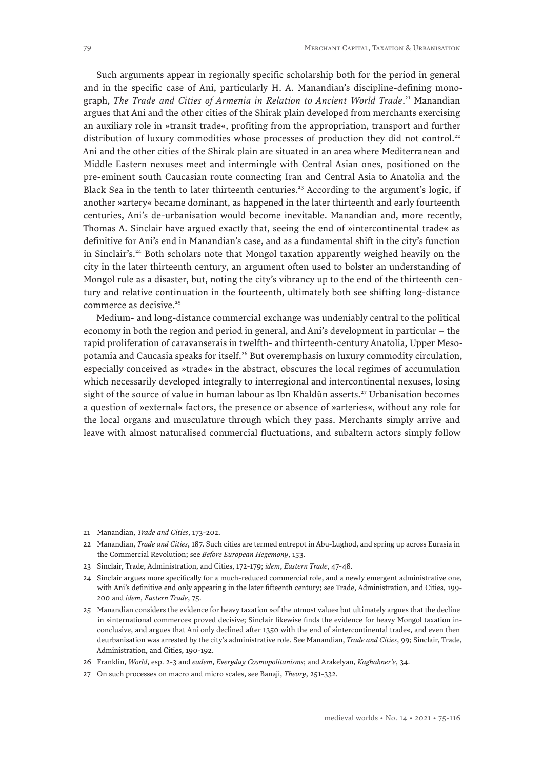Such arguments appear in regionally specific scholarship both for the period in general and in the specific case of Ani, particularly H. A. Manandian's discipline-defining monograph, *The Trade and Cities of Armenia in Relation to Ancient World Trade*.[21] Manandian argues that Ani and the other cities of the Shirak plain developed from merchants exercising an auxiliary role in »transit trade«, profiting from the appropriation, transport and further distribution of luxury commodities whose processes of production they did not control.[22] Ani and the other cities of the Shirak plain are situated in an area where Mediterranean and Middle Eastern nexuses meet and intermingle with Central Asian ones, positioned on the pre-eminent south Caucasian route connecting Iran and Central Asia to Anatolia and the Black Sea in the tenth to later thirteenth centuries.[23] According to the argument's logic, if another »artery« became dominant, as happened in the later thirteenth and early fourteenth centuries, Ani's de-urbanisation would become inevitable. Manandian and, more recently, Thomas A. Sinclair have argued exactly that, seeing the end of »intercontinental trade« as definitive for Ani's end in Manandian's case, and as a fundamental shift in the city's function in Sinclair's.[24] Both scholars note that Mongol taxation apparently weighed heavily on the city in the later thirteenth century, an argument often used to bolster an understanding of Mongol rule as a disaster, but, noting the city's vibrancy up to the end of the thirteenth century and relative continuation in the fourteenth, ultimately both see shifting long-distance commerce as decisive.[25]

Medium- and long-distance commercial exchange was undeniably central to the political economy in both the region and period in general, and Ani's development in particular – the rapid proliferation of caravanserais in twelfth- and thirteenth-century Anatolia, Upper Mesopotamia and Caucasia speaks for itself.[26] But overemphasis on luxury commodity circulation, especially conceived as »trade« in the abstract, obscures the local regimes of accumulation which necessarily developed integrally to interregional and intercontinental nexuses, losing sight of the source of value in human labour as Ibn Khaldūn asserts.[27] Urbanisation becomes a question of »external« factors, the presence or absence of »arteries«, without any role for the local organs and musculature through which they pass. Merchants simply arrive and leave with almost naturalised commercial fluctuations, and subaltern actors simply follow

---

21 Manandian, *Trade and Cities*, 173-202.

22 Manandian, *Trade and Cities*, 187. Such cities are termed entrepot in Abu-Lughod, and spring up across Eurasia in the Commercial Revolution; see *Before European Hegemony*, 153.

23 Sinclair, Trade, Administration, and Cities, 172-179; *idem*, *Eastern Trade*, 47-48.

24 Sinclair argues more specifically for a much-reduced commercial role, and a newly emergent administrative one, with Ani's definitive end only appearing in the later fifteenth century; see Trade, Administration, and Cities, 199-200 and *idem*, *Eastern Trade*, 75.

25 Manandian considers the evidence for heavy taxation »of the utmost value« but ultimately argues that the decline in »international commerce« proved decisive; Sinclair likewise finds the evidence for heavy Mongol taxation inconclusive, and argues that Ani only declined after 1350 with the end of »intercontinental trade«, and even then deurbanisation was arrested by the city's administrative role. See Manandian, *Trade and Cities*, 99; Sinclair, Trade, Administration, and Cities, 190-192.

26 Franklin, *World*, esp. 2-3 and *eadem*, *Everyday Cosmopolitanisms*; and Arakelyan, *Kaghakner'e*, 34.

27 On such processes on macro and micro scales, see Banaji, *Theory*, 251-332.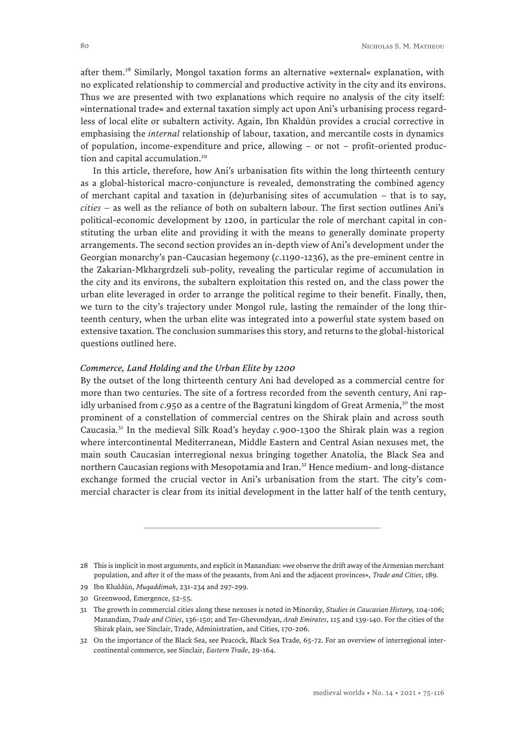after them.[28] Similarly, Mongol taxation forms an alternative »external« explanation, with no explicated relationship to commercial and productive activity in the city and its environs. Thus we are presented with two explanations which require no analysis of the city itself: »international trade« and external taxation simply act upon Ani's urbanising process regardless of local elite or subaltern activity. Again, Ibn Khaldūn provides a crucial corrective in emphasising the *internal* relationship of labour, taxation, and mercantile costs in dynamics of population, income-expenditure and price, allowing – or not – profit-oriented production and capital accumulation.[29]

In this article, therefore, how Ani's urbanisation fits within the long thirteenth century as a global-historical macro-conjuncture is revealed, demonstrating the combined agency of merchant capital and taxation in (de)urbanising sites of accumulation – that is to say, *cities* – as well as the reliance of both on subaltern labour. The first section outlines Ani's political-economic development by 1200, in particular the role of merchant capital in constituting the urban elite and providing it with the means to generally dominate property arrangements. The second section provides an in-depth view of Ani's development under the Georgian monarchy's pan-Caucasian hegemony (*c*.1190-1236), as the pre-eminent centre in the Zakarian-Mkhargrdzeli sub-polity, revealing the particular regime of accumulation in the city and its environs, the subaltern exploitation this rested on, and the class power the urban elite leveraged in order to arrange the political regime to their benefit. Finally, then, we turn to the city's trajectory under Mongol rule, lasting the remainder of the long thirteenth century, when the urban elite was integrated into a powerful state system based on extensive taxation. The conclusion summarises this story, and returns to the global-historical questions outlined here.

### *Commerce, Land Holding and the Urban Elite by 1200*

By the outset of the long thirteenth century Ani had developed as a commercial centre for more than two centuries. The site of a fortress recorded from the seventh century, Ani rapidly urbanised from *c*.950 as a centre of the Bagratuni kingdom of Great Armenia,[30] the most prominent of a constellation of commercial centres on the Shirak plain and across south Caucasia.[31] In the medieval Silk Road's heyday *c*.900-1300 the Shirak plain was a region where intercontinental Mediterranean, Middle Eastern and Central Asian nexuses met, the main south Caucasian interregional nexus bringing together Anatolia, the Black Sea and northern Caucasian regions with Mesopotamia and Iran.[32] Hence medium- and long-distance exchange formed the crucial vector in Ani's urbanisation from the start. The city's commercial character is clear from its initial development in the latter half of the tenth century,

---

28 This is implicit in most arguments, and explicit in Manandian: »we observe the drift away of the Armenian merchant population, and after it of the mass of the peasants, from Ani and the adjacent provinces«, *Trade and Cities*, 189.

29 Ibn Khaldūn, *Muqaddimah*, 231-234 and 297-299.

30 Greenwood, Emergence, 52-55.

31 The growth in commercial cities along these nexuses is noted in Minorsky, *Studies in Caucasian History,* 104-106; Manandian, *Trade and Cities*, 136-150; and Ter-Ghevondyan, *Arab Emirates*, 115 and 139-140. For the cities of the Shirak plain, see Sinclair, Trade, Administration, and Cities, 170-206.

32 On the importance of the Black Sea, see Peacock, Black Sea Trade, 65-72. For an overview of interregional intercontinental commerce, see Sinclair, *Eastern Trade*, 29-164.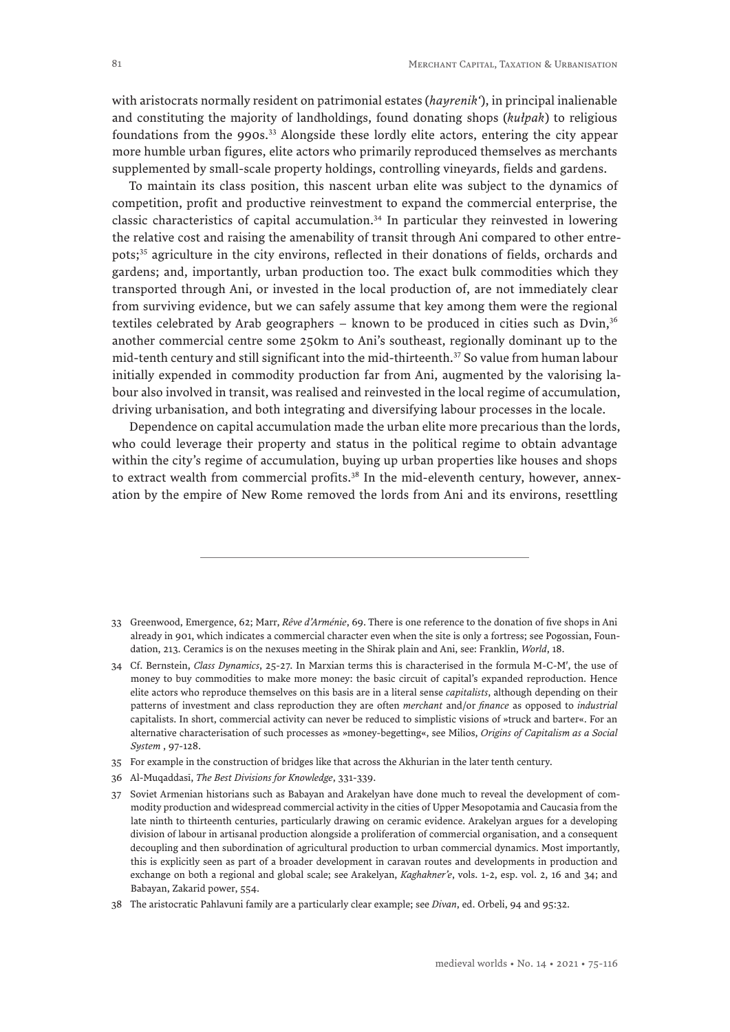with aristocrats normally resident on patrimonial estates (*hayrenik'*), in principal inalienable and constituting the majority of landholdings, found donating shops (*kułpak*) to religious foundations from the 990s.[33] Alongside these lordly elite actors, entering the city appear more humble urban figures, elite actors who primarily reproduced themselves as merchants supplemented by small-scale property holdings, controlling vineyards, fields and gardens.

To maintain its class position, this nascent urban elite was subject to the dynamics of competition, profit and productive reinvestment to expand the commercial enterprise, the classic characteristics of capital accumulation.[34] In particular they reinvested in lowering the relative cost and raising the amenability of transit through Ani compared to other entrepots;[35] agriculture in the city environs, reflected in their donations of fields, orchards and gardens; and, importantly, urban production too. The exact bulk commodities which they transported through Ani, or invested in the local production of, are not immediately clear from surviving evidence, but we can safely assume that key among them were the regional textiles celebrated by Arab geographers – known to be produced in cities such as Dvin,[36] another commercial centre some 250km to Ani's southeast, regionally dominant up to the mid-tenth century and still significant into the mid-thirteenth.[37] So value from human labour initially expended in commodity production far from Ani, augmented by the valorising labour also involved in transit, was realised and reinvested in the local regime of accumulation, driving urbanisation, and both integrating and diversifying labour processes in the locale.

Dependence on capital accumulation made the urban elite more precarious than the lords, who could leverage their property and status in the political regime to obtain advantage within the city's regime of accumulation, buying up urban properties like houses and shops to extract wealth from commercial profits.[38] In the mid-eleventh century, however, annexation by the empire of New Rome removed the lords from Ani and its environs, resettling

---

33 Greenwood, Emergence, 62; Marr, *Rêve d'Arménie*, 69. There is one reference to the donation of five shops in Ani already in 901, which indicates a commercial character even when the site is only a fortress; see Pogossian, Foundation, 213. Ceramics is on the nexuses meeting in the Shirak plain and Ani, see: Franklin, *World*, 18.

34 Cf. Bernstein, *Class Dynamics*, 25-27. In Marxian terms this is characterised in the formula M-C-M′, the use of money to buy commodities to make more money: the basic circuit of capital's expanded reproduction. Hence elite actors who reproduce themselves on this basis are in a literal sense *capitalists*, although depending on their patterns of investment and class reproduction they are often *merchant* and/or *finance* as opposed to *industrial* capitalists. In short, commercial activity can never be reduced to simplistic visions of »truck and barter«. For an alternative characterisation of such processes as »money-begetting«, see Milios, *Origins of Capitalism as a Social System* , 97-128.

35 For example in the construction of bridges like that across the Akhurian in the later tenth century.

36 Al-Muqaddasī, *The Best Divisions for Knowledge*, 331-339.

37 Soviet Armenian historians such as Babayan and Arakelyan have done much to reveal the development of commodity production and widespread commercial activity in the cities of Upper Mesopotamia and Caucasia from the late ninth to thirteenth centuries, particularly drawing on ceramic evidence. Arakelyan argues for a developing division of labour in artisanal production alongside a proliferation of commercial organisation, and a consequent decoupling and then subordination of agricultural production to urban commercial dynamics. Most importantly, this is explicitly seen as part of a broader development in caravan routes and developments in production and exchange on both a regional and global scale; see Arakelyan, *Kaghakner'e*, vols. 1-2, esp. vol. 2, 16 and 34; and Babayan, Zakarid power, 554.

38 The aristocratic Pahlavuni family are a particularly clear example; see *Divan*, ed. Orbeli, 94 and 95:32.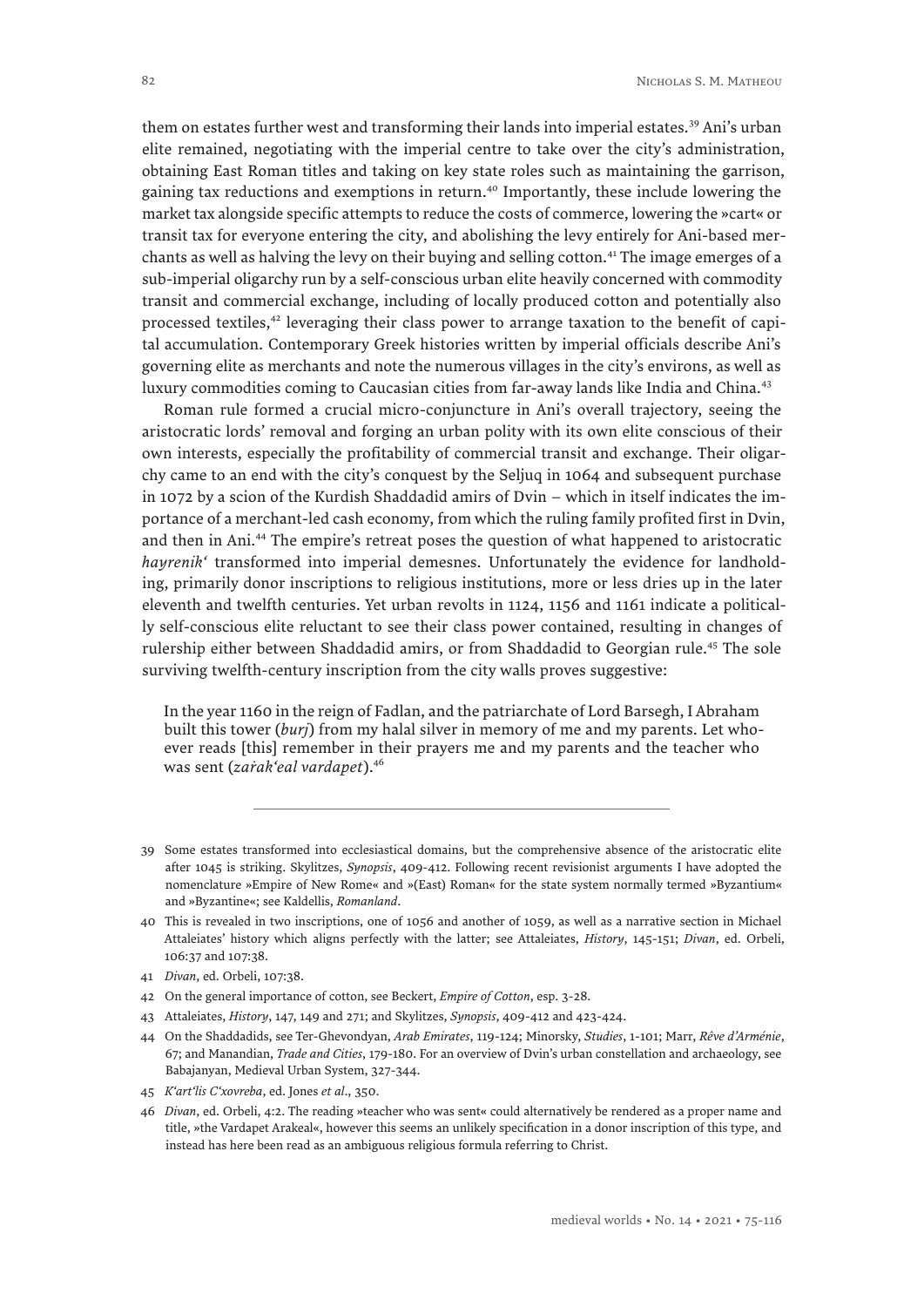them on estates further west and transforming their lands into imperial estates.[39] Ani's urban elite remained, negotiating with the imperial centre to take over the city's administration, obtaining East Roman titles and taking on key state roles such as maintaining the garrison, gaining tax reductions and exemptions in return.[40] Importantly, these include lowering the market tax alongside specific attempts to reduce the costs of commerce, lowering the »cart« or transit tax for everyone entering the city, and abolishing the levy entirely for Ani-based merchants as well as halving the levy on their buying and selling cotton.[41] The image emerges of a sub-imperial oligarchy run by a self-conscious urban elite heavily concerned with commodity transit and commercial exchange, including of locally produced cotton and potentially also processed textiles,[42] leveraging their class power to arrange taxation to the benefit of capital accumulation. Contemporary Greek histories written by imperial officials describe Ani's governing elite as merchants and note the numerous villages in the city's environs, as well as luxury commodities coming to Caucasian cities from far-away lands like India and China.[43]

Roman rule formed a crucial micro-conjuncture in Ani's overall trajectory, seeing the aristocratic lords' removal and forging an urban polity with its own elite conscious of their own interests, especially the profitability of commercial transit and exchange. Their oligarchy came to an end with the city's conquest by the Seljuq in 1064 and subsequent purchase in 1072 by a scion of the Kurdish Shaddadid amirs of Dvin – which in itself indicates the importance of a merchant-led cash economy, from which the ruling family profited first in Dvin, and then in Ani.[44] The empire's retreat poses the question of what happened to aristocratic *hayrenik'* transformed into imperial demesnes. Unfortunately the evidence for landholding, primarily donor inscriptions to religious institutions, more or less dries up in the later eleventh and twelfth centuries. Yet urban revolts in 1124, 1156 and 1161 indicate a politically self-conscious elite reluctant to see their class power contained, resulting in changes of rulership either between Shaddadid amirs, or from Shaddadid to Georgian rule.[45] The sole surviving twelfth-century inscription from the city walls proves suggestive:

> In the year 1160 in the reign of Fadlan, and the patriarchate of Lord Barsegh, I Abraham built this tower (*burj*) from my halal silver in memory of me and my parents. Let whoever reads [this] remember in their prayers me and my parents and the teacher who was sent (*zaṙak'eal vardapet*).[46]

---

39 Some estates transformed into ecclesiastical domains, but the comprehensive absence of the aristocratic elite after 1045 is striking. Skylitzes, *Synopsis*, 409-412. Following recent revisionist arguments I have adopted the nomenclature »Empire of New Rome« and »(East) Roman« for the state system normally termed »Byzantium« and »Byzantine«; see Kaldellis, *Romanland*.

40 This is revealed in two inscriptions, one of 1056 and another of 1059, as well as a narrative section in Michael Attaleiates' history which aligns perfectly with the latter; see Attaleiates, *History*, 145-151; *Divan*, ed. Orbeli, 106:37 and 107:38.

41 *Divan*, ed. Orbeli, 107:38.

42 On the general importance of cotton, see Beckert, *Empire of Cotton*, esp. 3-28.

43 Attaleiates, *History*, 147, 149 and 271; and Skylitzes, *Synopsis*, 409-412 and 423-424.

44 On the Shaddadids, see Ter-Ghevondyan, *Arab Emirates*, 119-124; Minorsky, *Studies*, 1-101; Marr, *Rêve d'Arménie*, 67; and Manandian, *Trade and Cities*, 179-180. For an overview of Dvin's urban constellation and archaeology, see Babajanyan, Medieval Urban System, 327-344.

45 *K'art'lis C'xovreba*, ed. Jones *et al*., 350.

46 *Divan*, ed. Orbeli, 4:2. The reading »teacher who was sent« could alternatively be rendered as a proper name and title, »the Vardapet Arakeal«, however this seems an unlikely specification in a donor inscription of this type, and instead has here been read as an ambiguous religious formula referring to Christ.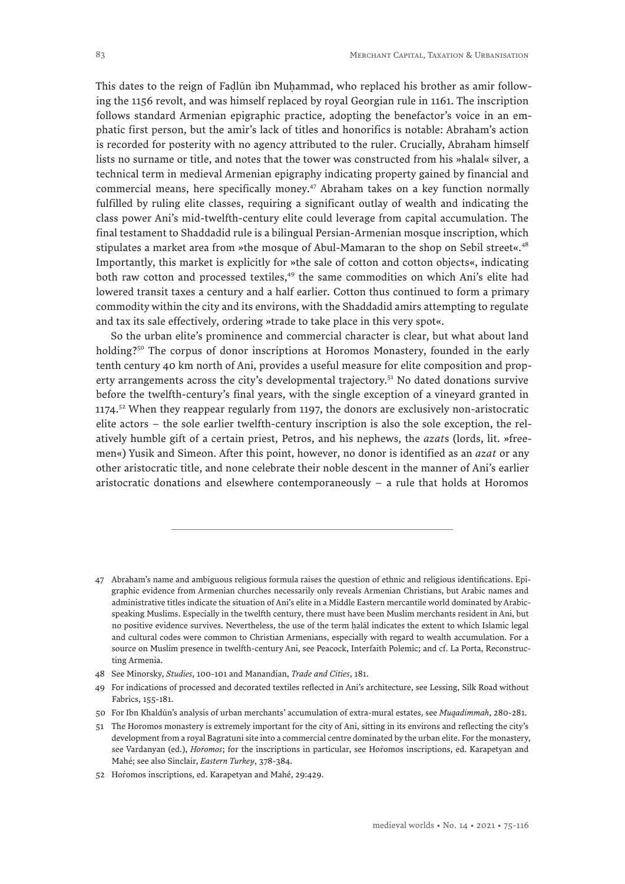This dates to the reign of Faḍlūn ibn Muḥammad, who replaced his brother as amir following the 1156 revolt, and was himself replaced by royal Georgian rule in 1161. The inscription follows standard Armenian epigraphic practice, adopting the benefactor's voice in an emphatic first person, but the amir's lack of titles and honorifics is notable: Abraham's action is recorded for posterity with no agency attributed to the ruler. Crucially, Abraham himself lists no surname or title, and notes that the tower was constructed from his »halal« silver, a technical term in medieval Armenian epigraphy indicating property gained by financial and commercial means, here specifically money.[47] Abraham takes on a key function normally fulfilled by ruling elite classes, requiring a significant outlay of wealth and indicating the class power Ani's mid-twelfth-century elite could leverage from capital accumulation. The final testament to Shaddadid rule is a bilingual Persian-Armenian mosque inscription, which stipulates a market area from »the mosque of Abul-Mamaran to the shop on Sebil street«.[48] Importantly, this market is explicitly for »the sale of cotton and cotton objects«, indicating both raw cotton and processed textiles,[49] the same commodities on which Ani's elite had lowered transit taxes a century and a half earlier. Cotton thus continued to form a primary commodity within the city and its environs, with the Shaddadid amirs attempting to regulate and tax its sale effectively, ordering »trade to take place in this very spot«.

So the urban elite's prominence and commercial character is clear, but what about land holding?[50] The corpus of donor inscriptions at Horomos Monastery, founded in the early tenth century 40 km north of Ani, provides a useful measure for elite composition and property arrangements across the city's developmental trajectory.[51] No dated donations survive before the twelfth-century's final years, with the single exception of a vineyard granted in 1174.[52] When they reappear regularly from 1197, the donors are exclusively non-aristocratic elite actors – the sole earlier twelfth-century inscription is also the sole exception, the relatively humble gift of a certain priest, Petros, and his nephews, the *azat*s (lords, lit. »freemen«) Yusik and Simeon. After this point, however, no donor is identified as an *azat* or any other aristocratic title, and none celebrate their noble descent in the manner of Ani's earlier aristocratic donations and elsewhere contemporaneously – a rule that holds at Horomos

---

47 Abraham's name and ambiguous religious formula raises the question of ethnic and religious identifications. Epigraphic evidence from Armenian churches necessarily only reveals Armenian Christians, but Arabic names and administrative titles indicate the situation of Ani's elite in a Middle Eastern mercantile world dominated by Arabic-speaking Muslims. Especially in the twelfth century, there must have been Muslim merchants resident in Ani, but no positive evidence survives. Nevertheless, the use of the term ḥalāl indicates the extent to which Islamic legal and cultural codes were common to Christian Armenians, especially with regard to wealth accumulation. For a source on Muslim presence in twelfth-century Ani, see Peacock, Interfaith Polemic; and cf. La Porta, Reconstructing Armenia.

48 See Minorsky, *Studies*, 100-101 and Manandian, *Trade and Cities*, 181.

49 For indications of processed and decorated textiles reflected in Ani's architecture, see Lessing, Silk Road without Fabrics, 155-181.

50 For Ibn Khaldūn's analysis of urban merchants' accumulation of extra-mural estates, see *Muqadimmah*, 280-281.

51 The Horomos monastery is extremely important for the city of Ani, sitting in its environs and reflecting the city's development from a royal Bagratuni site into a commercial centre dominated by the urban elite. For the monastery, see Vardanyan (ed.), *Hoṙomos*; for the inscriptions in particular, see Hoṙomos inscriptions, ed. Karapetyan and Mahé; see also Sinclair, *Eastern Turkey*, 378-384.

52 Hoṙomos inscriptions, ed. Karapetyan and Mahé, 29:429.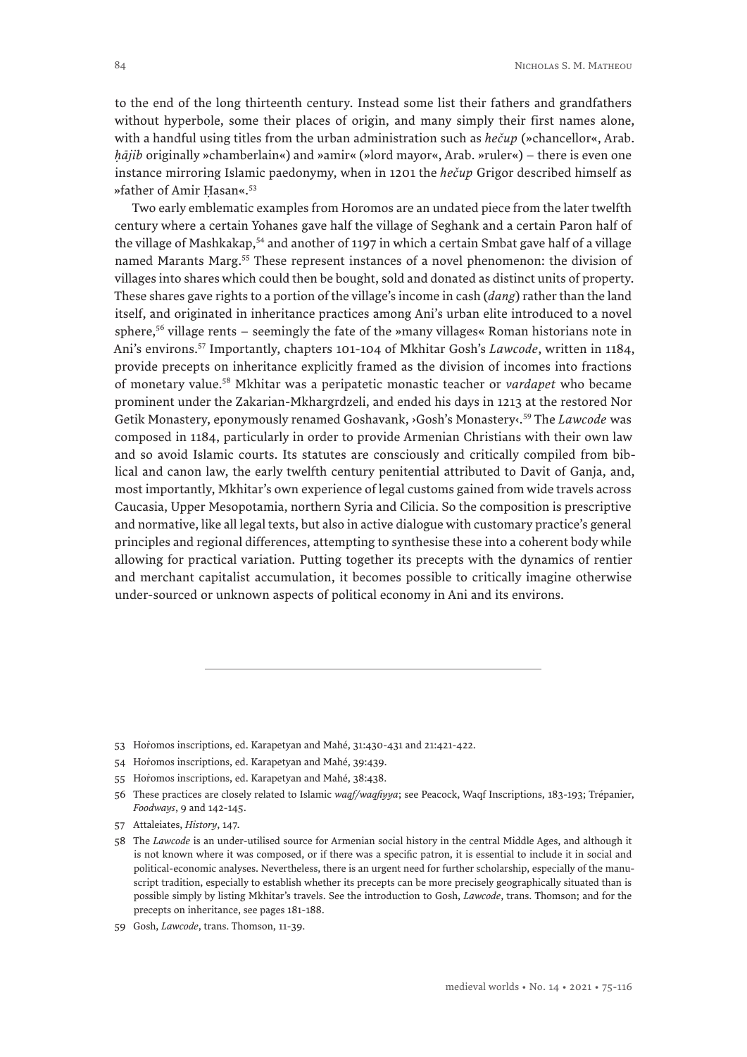to the end of the long thirteenth century. Instead some list their fathers and grandfathers without hyperbole, some their places of origin, and many simply their first names alone, with a handful using titles from the urban administration such as *hečup* (»chancellor«, Arab. *ḥājib* originally »chamberlain«) and »amir« (»lord mayor«, Arab. »ruler«) – there is even one instance mirroring Islamic paedonymy, when in 1201 the *hečup* Grigor described himself as »father of Amir Ḥasan«.[53]

Two early emblematic examples from Horomos are an undated piece from the later twelfth century where a certain Yohanes gave half the village of Seghank and a certain Paron half of the village of Mashkakap,[54] and another of 1197 in which a certain Smbat gave half of a village named Marants Marg.[55] These represent instances of a novel phenomenon: the division of villages into shares which could then be bought, sold and donated as distinct units of property. These shares gave rights to a portion of the village's income in cash (*dang*) rather than the land itself, and originated in inheritance practices among Ani's urban elite introduced to a novel sphere,[56] village rents – seemingly the fate of the »many villages« Roman historians note in Ani's environs.[57] Importantly, chapters 101-104 of Mkhitar Gosh's *Lawcode*, written in 1184, provide precepts on inheritance explicitly framed as the division of incomes into fractions of monetary value.[58] Mkhitar was a peripatetic monastic teacher or *vardapet* who became prominent under the Zakarian-Mkhargrdzeli, and ended his days in 1213 at the restored Nor Getik Monastery, eponymously renamed Goshavank, ›Gosh's Monastery‹.[59] The *Lawcode* was composed in 1184, particularly in order to provide Armenian Christians with their own law and so avoid Islamic courts. Its statutes are consciously and critically compiled from biblical and canon law, the early twelfth century penitential attributed to Davit of Ganja, and, most importantly, Mkhitar's own experience of legal customs gained from wide travels across Caucasia, Upper Mesopotamia, northern Syria and Cilicia. So the composition is prescriptive and normative, like all legal texts, but also in active dialogue with customary practice's general principles and regional differences, attempting to synthesise these into a coherent body while allowing for practical variation. Putting together its precepts with the dynamics of rentier and merchant capitalist accumulation, it becomes possible to critically imagine otherwise under-sourced or unknown aspects of political economy in Ani and its environs.

---

53 Hoṙomos inscriptions, ed. Karapetyan and Mahé, 31:430-431 and 21:421-422.

54 Hoṙomos inscriptions, ed. Karapetyan and Mahé, 39:439.

55 Hoṙomos inscriptions, ed. Karapetyan and Mahé, 38:438.

56 These practices are closely related to Islamic *waqf/waqfiyya*; see Peacock, Waqf Inscriptions, 183-193; Trépanier, *Foodways*, 9 and 142-145.

57 Attaleiates, *History*, 147.

58 The *Lawcode* is an under-utilised source for Armenian social history in the central Middle Ages, and although it is not known where it was composed, or if there was a specific patron, it is essential to include it in social and political-economic analyses. Nevertheless, there is an urgent need for further scholarship, especially of the manuscript tradition, especially to establish whether its precepts can be more precisely geographically situated than is possible simply by listing Mkhitar's travels. See the introduction to Gosh, *Lawcode*, trans. Thomson; and for the precepts on inheritance, see pages 181-188.

59 Gosh, *Lawcode*, trans. Thomson, 11-39.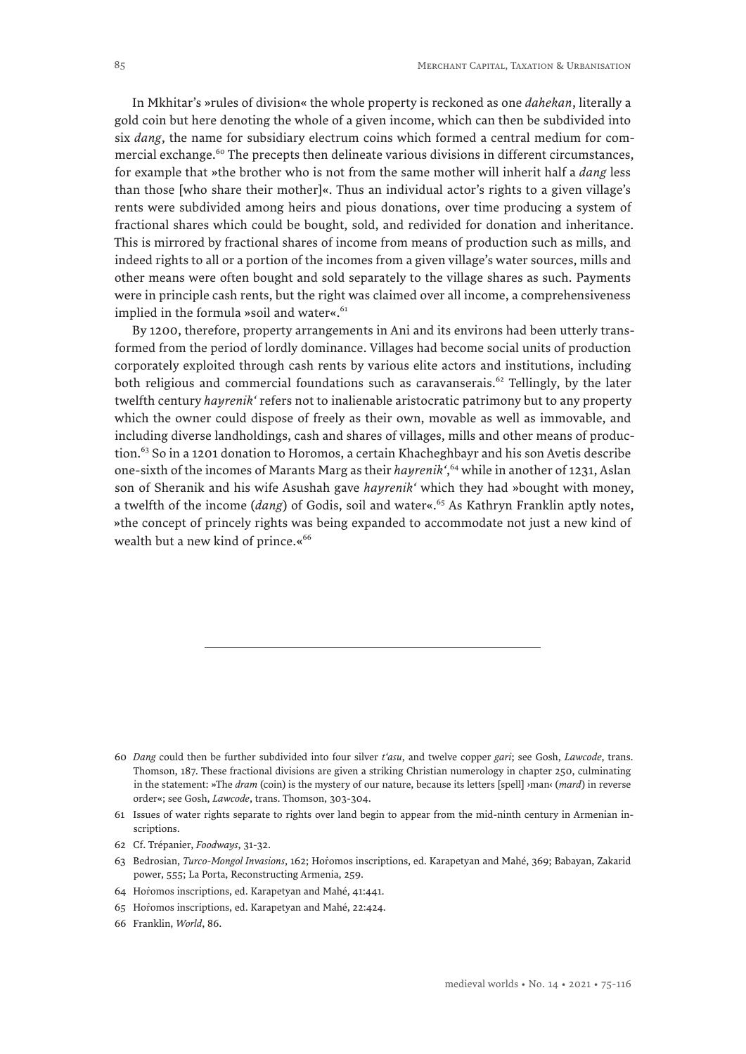In Mkhitar's »rules of division« the whole property is reckoned as one *dahekan*, literally a gold coin but here denoting the whole of a given income, which can then be subdivided into six *dang*, the name for subsidiary electrum coins which formed a central medium for commercial exchange.[60] The precepts then delineate various divisions in different circumstances, for example that »the brother who is not from the same mother will inherit half a *dang* less than those [who share their mother]«. Thus an individual actor's rights to a given village's rents were subdivided among heirs and pious donations, over time producing a system of fractional shares which could be bought, sold, and redivided for donation and inheritance. This is mirrored by fractional shares of income from means of production such as mills, and indeed rights to all or a portion of the incomes from a given village's water sources, mills and other means were often bought and sold separately to the village shares as such. Payments were in principle cash rents, but the right was claimed over all income, a comprehensiveness implied in the formula »soil and water«.[61]

By 1200, therefore, property arrangements in Ani and its environs had been utterly transformed from the period of lordly dominance. Villages had become social units of production corporately exploited through cash rents by various elite actors and institutions, including both religious and commercial foundations such as caravanserais.[62] Tellingly, by the later twelfth century *hayrenik'* refers not to inalienable aristocratic patrimony but to any property which the owner could dispose of freely as their own, movable as well as immovable, and including diverse landholdings, cash and shares of villages, mills and other means of production.[63] So in a 1201 donation to Horomos, a certain Khacheghbayr and his son Avetis describe one-sixth of the incomes of Marants Marg as their *hayrenik'*,[64] while in another of 1231, Aslan son of Sheranik and his wife Asushah gave *hayrenik'* which they had »bought with money, a twelfth of the income (*dang*) of Godis, soil and water«.[65] As Kathryn Franklin aptly notes, »the concept of princely rights was being expanded to accommodate not just a new kind of wealth but a new kind of prince.«[66]

---

60 *Dang* could then be further subdivided into four silver *t'asu*, and twelve copper *gari*; see Gosh, *Lawcode*, trans. Thomson, 187. These fractional divisions are given a striking Christian numerology in chapter 250, culminating in the statement: »The *dram* (coin) is the mystery of our nature, because its letters [spell] ›man‹ (*mard*) in reverse order«; see Gosh, *Lawcode*, trans. Thomson, 303-304.

61 Issues of water rights separate to rights over land begin to appear from the mid-ninth century in Armenian inscriptions.

62 Cf. Trépanier, *Foodways*, 31-32.

63 Bedrosian, *Turco-Mongol Invasions*, 162; Hoṙomos inscriptions, ed. Karapetyan and Mahé, 369; Babayan, Zakarid power, 555; La Porta, Reconstructing Armenia, 259.

64 Hoṙomos inscriptions, ed. Karapetyan and Mahé, 41:441.

65 Hoṙomos inscriptions, ed. Karapetyan and Mahé, 22:424.

66 Franklin, *World*, 86.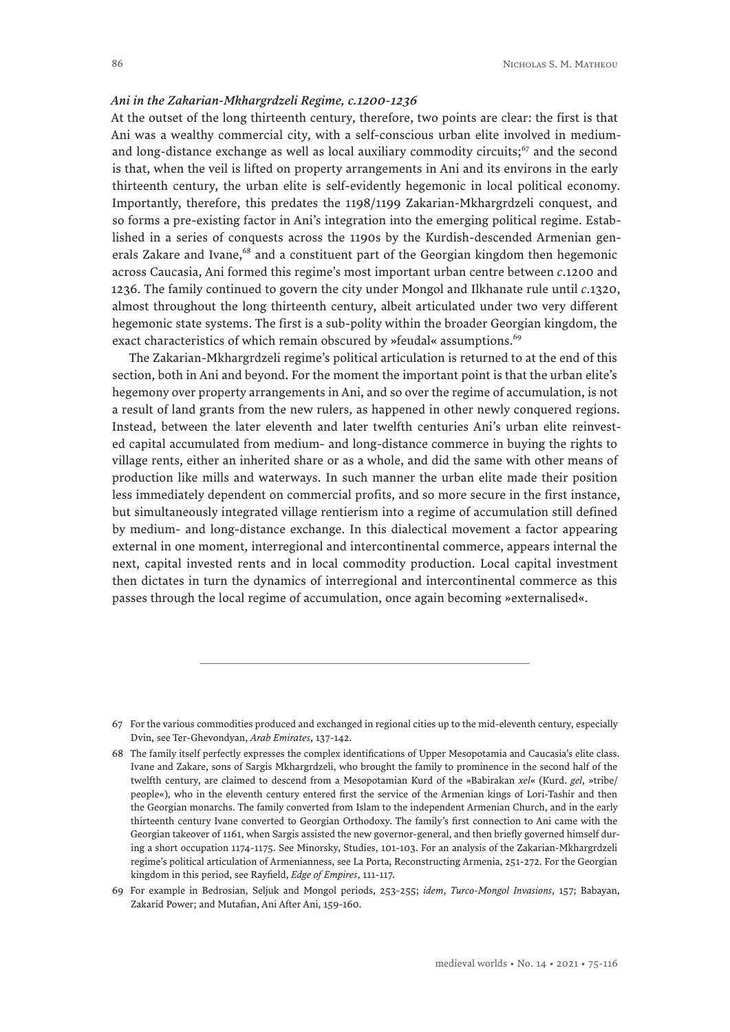### *Ani in the Zakarian-Mkhargrdzeli Regime, c.1200-1236*

At the outset of the long thirteenth century, therefore, two points are clear: the first is that Ani was a wealthy commercial city, with a self-conscious urban elite involved in medium- and long-distance exchange as well as local auxiliary commodity circuits;[67] and the second is that, when the veil is lifted on property arrangements in Ani and its environs in the early thirteenth century, the urban elite is self-evidently hegemonic in local political economy. Importantly, therefore, this predates the 1198/1199 Zakarian-Mkhargrdzeli conquest, and so forms a pre-existing factor in Ani's integration into the emerging political regime. Established in a series of conquests across the 1190s by the Kurdish-descended Armenian generals Zakare and Ivane,[68] and a constituent part of the Georgian kingdom then hegemonic across Caucasia, Ani formed this regime's most important urban centre between *c.*1200 and 1236. The family continued to govern the city under Mongol and Ilkhanate rule until *c.*1320, almost throughout the long thirteenth century, albeit articulated under two very different hegemonic state systems. The first is a sub-polity within the broader Georgian kingdom, the exact characteristics of which remain obscured by »feudal« assumptions.[69]

The Zakarian-Mkhargrdzeli regime's political articulation is returned to at the end of this section, both in Ani and beyond. For the moment the important point is that the urban elite's hegemony over property arrangements in Ani, and so over the regime of accumulation, is not a result of land grants from the new rulers, as happened in other newly conquered regions. Instead, between the later eleventh and later twelfth centuries Ani's urban elite reinvested capital accumulated from medium- and long-distance commerce in buying the rights to village rents, either an inherited share or as a whole, and did the same with other means of production like mills and waterways. In such manner the urban elite made their position less immediately dependent on commercial profits, and so more secure in the first instance, but simultaneously integrated village rentierism into a regime of accumulation still defined by medium- and long-distance exchange. In this dialectical movement a factor appearing external in one moment, interregional and intercontinental commerce, appears internal the next, capital invested rents and in local commodity production. Local capital investment then dictates in turn the dynamics of interregional and intercontinental commerce as this passes through the local regime of accumulation, once again becoming »externalised«.

---

67 For the various commodities produced and exchanged in regional cities up to the mid-eleventh century, especially Dvin, see Ter-Ghevondyan, *Arab Emirates*, 137-142.

68 The family itself perfectly expresses the complex identifications of Upper Mesopotamia and Caucasia's elite class. Ivane and Zakare, sons of Sargis Mkhargrdzeli, who brought the family to prominence in the second half of the twelfth century, are claimed to descend from a Mesopotamian Kurd of the »Babirakan *xel*« (Kurd. *gel*, »tribe/people«), who in the eleventh century entered first the service of the Armenian kings of Lori-Tashir and then the Georgian monarchs. The family converted from Islam to the independent Armenian Church, and in the early thirteenth century Ivane converted to Georgian Orthodoxy. The family's first connection to Ani came with the Georgian takeover of 1161, when Sargis assisted the new governor-general, and then briefly governed himself during a short occupation 1174-1175. See Minorsky, Studies, 101-103. For an analysis of the Zakarian-Mkhargrdzeli regime's political articulation of Armenianness, see La Porta, Reconstructing Armenia, 251-272. For the Georgian kingdom in this period, see Rayfield, *Edge of Empires*, 111-117.

69 For example in Bedrosian, Seljuk and Mongol periods, 253-255; *idem*, *Turco-Mongol Invasions*, 157; Babayan, Zakarid Power; and Mutafian, Ani After Ani, 159-160.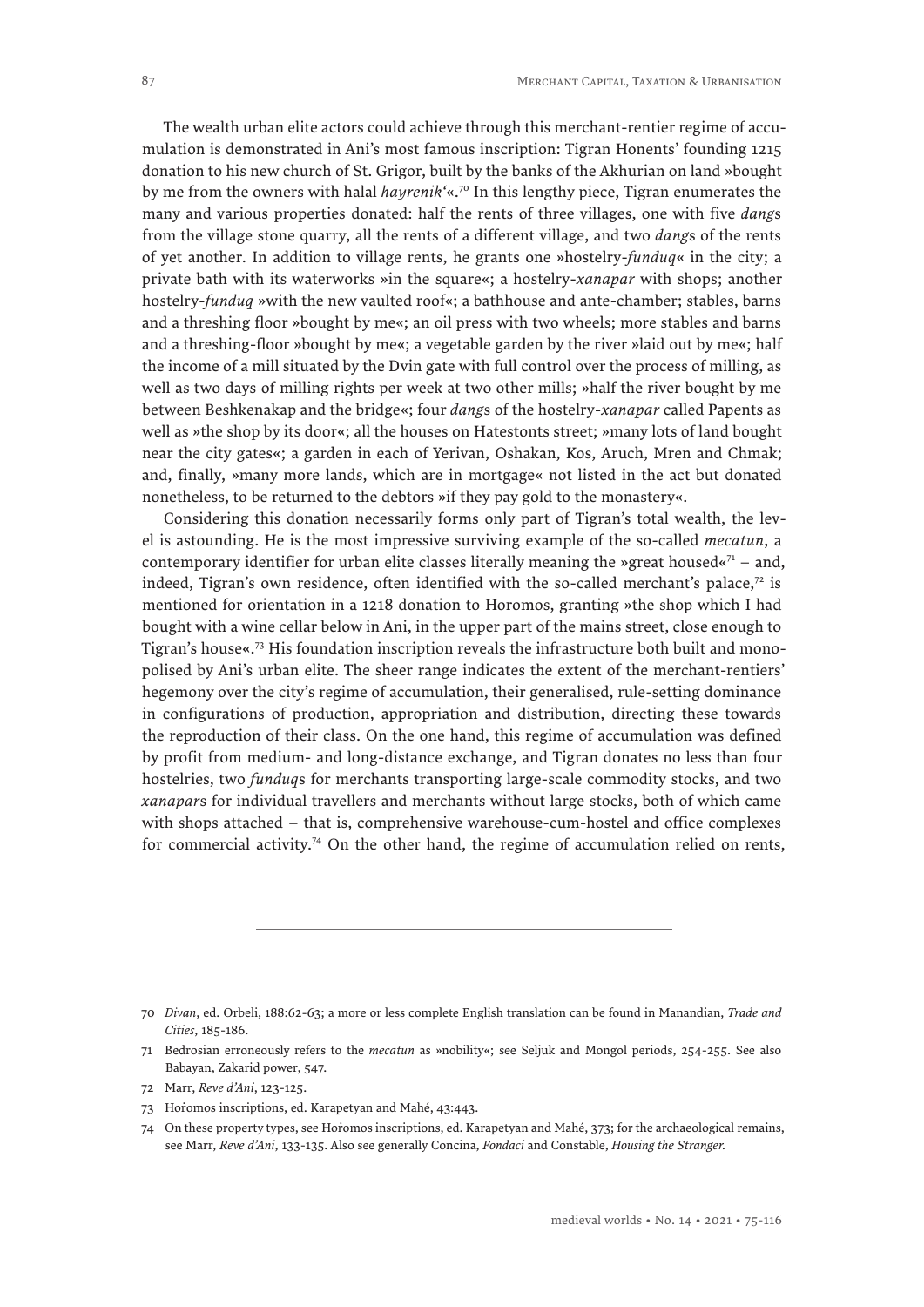The wealth urban elite actors could achieve through this merchant-rentier regime of accumulation is demonstrated in Ani's most famous inscription: Tigran Honents' founding 1215 donation to his new church of St. Grigor, built by the banks of the Akhurian on land »bought by me from the owners with halal *hayrenik'*«.[70] In this lengthy piece, Tigran enumerates the many and various properties donated: half the rents of three villages, one with five *dang*s from the village stone quarry, all the rents of a different village, and two *dang*s of the rents of yet another. In addition to village rents, he grants one »hostelry-*funduq*« in the city; a private bath with its waterworks »in the square«; a hostelry-*xanapar* with shops; another hostelry-*funduq* »with the new vaulted roof«; a bathhouse and ante-chamber; stables, barns and a threshing floor »bought by me«; an oil press with two wheels; more stables and barns and a threshing-floor »bought by me«; a vegetable garden by the river »laid out by me«; half the income of a mill situated by the Dvin gate with full control over the process of milling, as well as two days of milling rights per week at two other mills; »half the river bought by me between Beshkenakap and the bridge«; four *dang*s of the hostelry-*xanapar* called Papents as well as »the shop by its door«; all the houses on Hatestonts street; »many lots of land bought near the city gates«; a garden in each of Yerivan, Oshakan, Kos, Aruch, Mren and Chmak; and, finally, »many more lands, which are in mortgage« not listed in the act but donated nonetheless, to be returned to the debtors »if they pay gold to the monastery«.

Considering this donation necessarily forms only part of Tigran's total wealth, the level is astounding. He is the most impressive surviving example of the so-called *mecatun*, a contemporary identifier for urban elite classes literally meaning the »great housed«[71] – and, indeed, Tigran's own residence, often identified with the so-called merchant's palace,[72] is mentioned for orientation in a 1218 donation to Horomos, granting »the shop which I had bought with a wine cellar below in Ani, in the upper part of the mains street, close enough to Tigran's house«.[73] His foundation inscription reveals the infrastructure both built and monopolised by Ani's urban elite. The sheer range indicates the extent of the merchant-rentiers' hegemony over the city's regime of accumulation, their generalised, rule-setting dominance in configurations of production, appropriation and distribution, directing these towards the reproduction of their class. On the one hand, this regime of accumulation was defined by profit from medium- and long-distance exchange, and Tigran donates no less than four hostelries, two *funduq*s for merchants transporting large-scale commodity stocks, and two *xanapar*s for individual travellers and merchants without large stocks, both of which came with shops attached – that is, comprehensive warehouse-cum-hostel and office complexes for commercial activity.[74] On the other hand, the regime of accumulation relied on rents,

---

70 *Divan*, ed. Orbeli, 188:62-63; a more or less complete English translation can be found in Manandian, *Trade and Cities*, 185-186.

71 Bedrosian erroneously refers to the *mecatun* as »nobility«; see Seljuk and Mongol periods, 254-255. See also Babayan, Zakarid power, 547.

72 Marr, *Reve d'Ani*, 123-125.

73 Hoṙomos inscriptions, ed. Karapetyan and Mahé, 43:443.

74 On these property types, see Hoṙomos inscriptions, ed. Karapetyan and Mahé, 373; for the archaeological remains, see Marr, *Reve d'Ani*, 133-135. Also see generally Concina, *Fondaci* and Constable, *Housing the Stranger.*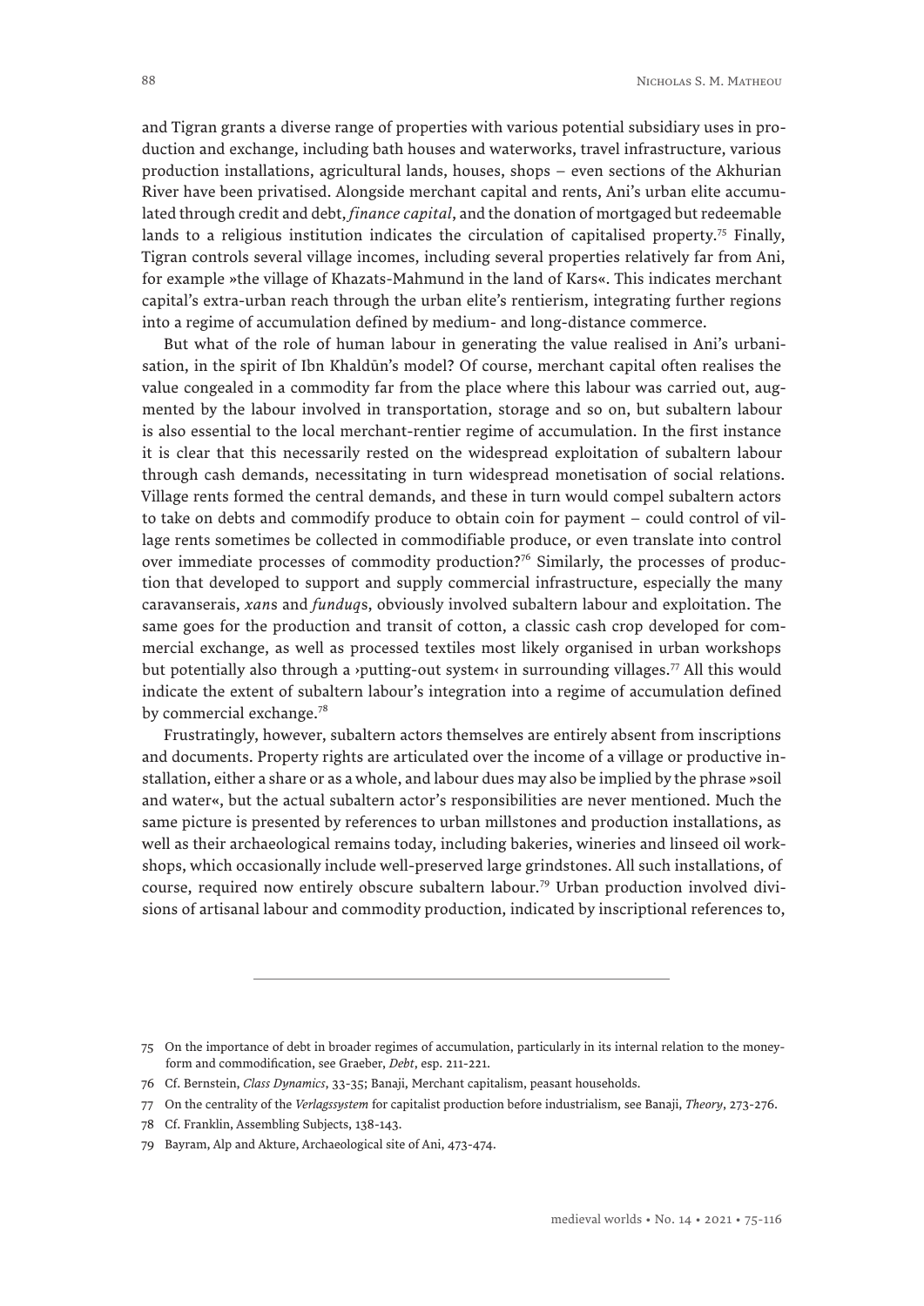and Tigran grants a diverse range of properties with various potential subsidiary uses in production and exchange, including bath houses and waterworks, travel infrastructure, various production installations, agricultural lands, houses, shops – even sections of the Akhurian River have been privatised. Alongside merchant capital and rents, Ani's urban elite accumulated through credit and debt, *finance capital*, and the donation of mortgaged but redeemable lands to a religious institution indicates the circulation of capitalised property.[75] Finally, Tigran controls several village incomes, including several properties relatively far from Ani, for example »the village of Khazats-Mahmund in the land of Kars«. This indicates merchant capital's extra-urban reach through the urban elite's rentierism, integrating further regions into a regime of accumulation defined by medium- and long-distance commerce.

But what of the role of human labour in generating the value realised in Ani's urbanisation, in the spirit of Ibn Khaldūn's model? Of course, merchant capital often realises the value congealed in a commodity far from the place where this labour was carried out, augmented by the labour involved in transportation, storage and so on, but subaltern labour is also essential to the local merchant-rentier regime of accumulation. In the first instance it is clear that this necessarily rested on the widespread exploitation of subaltern labour through cash demands, necessitating in turn widespread monetisation of social relations. Village rents formed the central demands, and these in turn would compel subaltern actors to take on debts and commodify produce to obtain coin for payment – could control of village rents sometimes be collected in commodifiable produce, or even translate into control over immediate processes of commodity production?[76] Similarly, the processes of production that developed to support and supply commercial infrastructure, especially the many caravanserais, *xan*s and *funduq*s, obviously involved subaltern labour and exploitation. The same goes for the production and transit of cotton, a classic cash crop developed for commercial exchange, as well as processed textiles most likely organised in urban workshops but potentially also through a ›putting-out system‹ in surrounding villages.[77] All this would indicate the extent of subaltern labour's integration into a regime of accumulation defined by commercial exchange.[78]

Frustratingly, however, subaltern actors themselves are entirely absent from inscriptions and documents. Property rights are articulated over the income of a village or productive installation, either a share or as a whole, and labour dues may also be implied by the phrase »soil and water«, but the actual subaltern actor's responsibilities are never mentioned. Much the same picture is presented by references to urban millstones and production installations, as well as their archaeological remains today, including bakeries, wineries and linseed oil workshops, which occasionally include well-preserved large grindstones. All such installations, of course, required now entirely obscure subaltern labour.[79] Urban production involved divisions of artisanal labour and commodity production, indicated by inscriptional references to,

---

75 On the importance of debt in broader regimes of accumulation, particularly in its internal relation to the money-form and commodification, see Graeber, *Debt*, esp. 211-221.

76 Cf. Bernstein, *Class Dynamics*, 33-35; Banaji, Merchant capitalism, peasant households.

77 On the centrality of the *Verlagssystem* for capitalist production before industrialism, see Banaji, *Theory*, 273-276.

78 Cf. Franklin, Assembling Subjects, 138-143.

79 Bayram, Alp and Akture, Archaeological site of Ani, 473-474.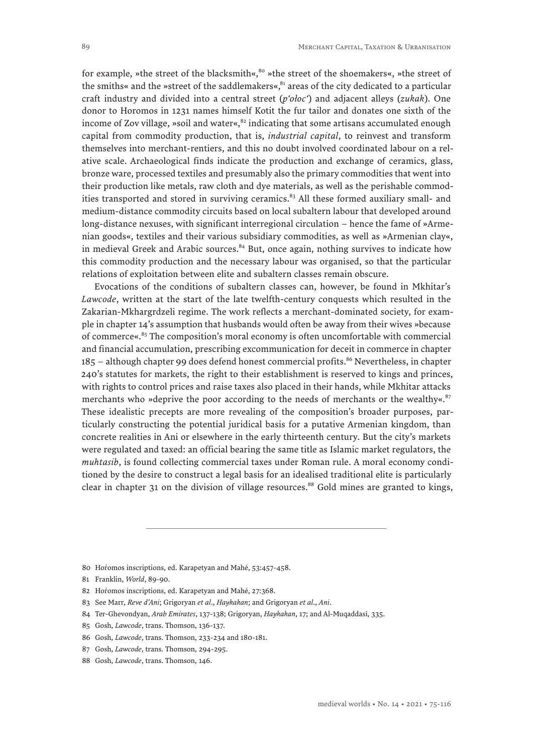for example, »the street of the blacksmith«,[80] »the street of the shoemakers«, »the street of the smiths« and the »street of the saddlemakers«,[81] areas of the city dedicated to a particular craft industry and divided into a central street (*p'ołoc'*) and adjacent alleys (*zukak*). One donor to Horomos in 1231 names himself Kotit the fur tailor and donates one sixth of the income of Zov village, »soil and water«,[82] indicating that some artisans accumulated enough capital from commodity production, that is, *industrial capital*, to reinvest and transform themselves into merchant-rentiers, and this no doubt involved coordinated labour on a relative scale. Archaeological finds indicate the production and exchange of ceramics, glass, bronze ware, processed textiles and presumably also the primary commodities that went into their production like metals, raw cloth and dye materials, as well as the perishable commodities transported and stored in surviving ceramics.[83] All these formed auxiliary small- and medium-distance commodity circuits based on local subaltern labour that developed around long-distance nexuses, with significant interregional circulation – hence the fame of »Armenian goods«, textiles and their various subsidiary commodities, as well as »Armenian clay«, in medieval Greek and Arabic sources.[84] But, once again, nothing survives to indicate how this commodity production and the necessary labour was organised, so that the particular relations of exploitation between elite and subaltern classes remain obscure.

Evocations of the conditions of subaltern classes can, however, be found in Mkhitar's *Lawcode*, written at the start of the late twelfth-century conquests which resulted in the Zakarian-Mkhargrdzeli regime. The work reflects a merchant-dominated society, for example in chapter 14's assumption that husbands would often be away from their wives »because of commerce«.[85] The composition's moral economy is often uncomfortable with commercial and financial accumulation, prescribing excommunication for deceit in commerce in chapter 185 – although chapter 99 does defend honest commercial profits.[86] Nevertheless, in chapter 240's statutes for markets, the right to their establishment is reserved to kings and princes, with rights to control prices and raise taxes also placed in their hands, while Mkhitar attacks merchants who »deprive the poor according to the needs of merchants or the wealthy«.[87] These idealistic precepts are more revealing of the composition's broader purposes, particularly constructing the potential juridical basis for a putative Armenian kingdom, than concrete realities in Ani or elsewhere in the early thirteenth century. But the city's markets were regulated and taxed: an official bearing the same title as Islamic market regulators, the *muhtasib*, is found collecting commercial taxes under Roman rule. A moral economy conditioned by the desire to construct a legal basis for an idealised traditional elite is particularly clear in chapter 31 on the division of village resources.[88] Gold mines are granted to kings,

---

80 Hoṙomos inscriptions, ed. Karapetyan and Mahé, 53:457-458.

81 Franklin, *World*, 89-90.

82 Hoṙomos inscriptions, ed. Karapetyan and Mahé, 27:368.

83 See Marr, *Reve d'Ani*; Grigoryan *et al*., *Haykakan*; and Grigoryan *et al*., *Ani*.

84 Ter-Ghevondyan, *Arab Emirates*, 137-138; Grigoryan, *Haykakan*, 17; and Al-Muqaddasī, 335.

85 Gosh, *Lawcode*, trans. Thomson, 136-137.

86 Gosh, *Lawcode*, trans. Thomson, 233-234 and 180-181.

87 Gosh, *Lawcode*, trans. Thomson, 294-295.

88 Gosh, *Lawcode*, trans. Thomson, 146.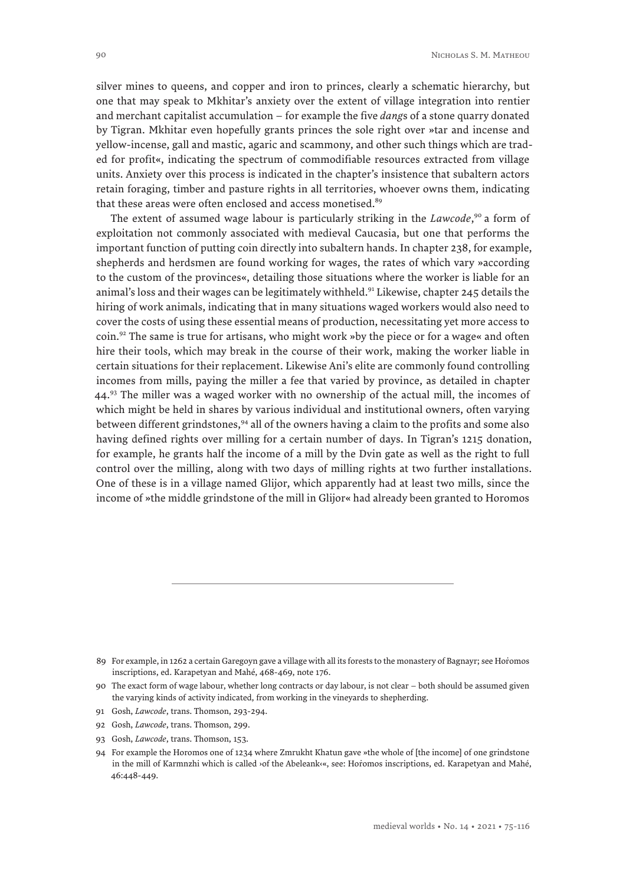silver mines to queens, and copper and iron to princes, clearly a schematic hierarchy, but one that may speak to Mkhitar's anxiety over the extent of village integration into rentier and merchant capitalist accumulation – for example the five *dang*s of a stone quarry donated by Tigran. Mkhitar even hopefully grants princes the sole right over »tar and incense and yellow-incense, gall and mastic, agaric and scammony, and other such things which are traded for profit«, indicating the spectrum of commodifiable resources extracted from village units. Anxiety over this process is indicated in the chapter's insistence that subaltern actors retain foraging, timber and pasture rights in all territories, whoever owns them, indicating that these areas were often enclosed and access monetised.[89]

The extent of assumed wage labour is particularly striking in the *Lawcode*,[90] a form of exploitation not commonly associated with medieval Caucasia, but one that performs the important function of putting coin directly into subaltern hands. In chapter 238, for example, shepherds and herdsmen are found working for wages, the rates of which vary »according to the custom of the provinces«, detailing those situations where the worker is liable for an animal's loss and their wages can be legitimately withheld.[91] Likewise, chapter 245 details the hiring of work animals, indicating that in many situations waged workers would also need to cover the costs of using these essential means of production, necessitating yet more access to coin.[92] The same is true for artisans, who might work »by the piece or for a wage« and often hire their tools, which may break in the course of their work, making the worker liable in certain situations for their replacement. Likewise Ani's elite are commonly found controlling incomes from mills, paying the miller a fee that varied by province, as detailed in chapter 44.[93] The miller was a waged worker with no ownership of the actual mill, the incomes of which might be held in shares by various individual and institutional owners, often varying between different grindstones,[94] all of the owners having a claim to the profits and some also having defined rights over milling for a certain number of days. In Tigran's 1215 donation, for example, he grants half the income of a mill by the Dvin gate as well as the right to full control over the milling, along with two days of milling rights at two further installations. One of these is in a village named Glijor, which apparently had at least two mills, since the income of »the middle grindstone of the mill in Glijor« had already been granted to Horomos

---

89 For example, in 1262 a certain Garegoyn gave a village with all its forests to the monastery of Bagnayr; see Hoṙomos inscriptions, ed. Karapetyan and Mahé, 468-469, note 176.

90 The exact form of wage labour, whether long contracts or day labour, is not clear – both should be assumed given the varying kinds of activity indicated, from working in the vineyards to shepherding.

91 Gosh, *Lawcode*, trans. Thomson, 293-294.

92 Gosh, *Lawcode*, trans. Thomson, 299.

93 Gosh, *Lawcode*, trans. Thomson, 153.

94 For example the Horomos one of 1234 where Zmrukht Khatun gave »the whole of [the income] of one grindstone in the mill of Karmnzhi which is called ›of the Abeleank‹«, see: Hoṙomos inscriptions, ed. Karapetyan and Mahé, 46:448-449.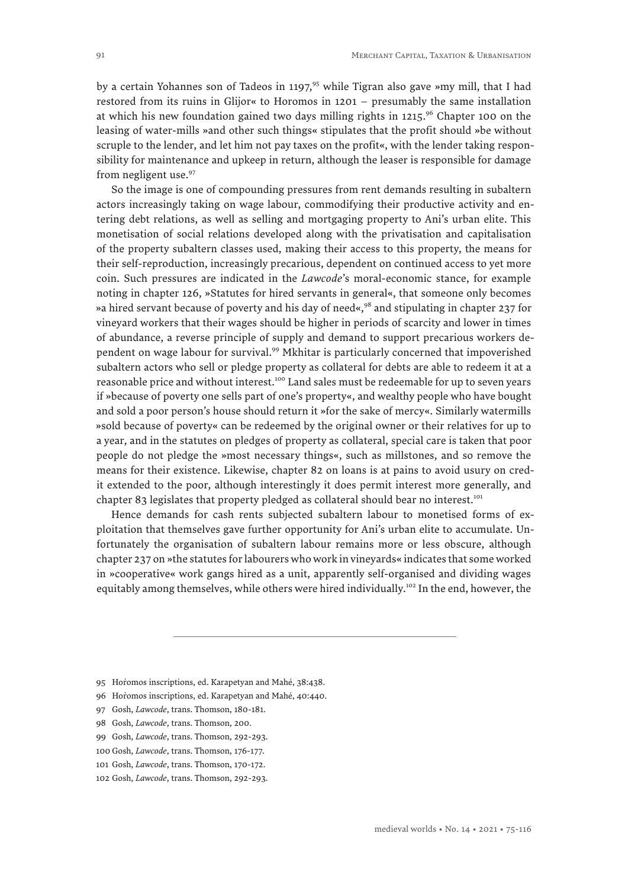by a certain Yohannes son of Tadeos in 1197,[95] while Tigran also gave »my mill, that I had restored from its ruins in Glijor« to Horomos in 1201 – presumably the same installation at which his new foundation gained two days milling rights in 1215.[96] Chapter 100 on the leasing of water-mills »and other such things« stipulates that the profit should »be without scruple to the lender, and let him not pay taxes on the profit«, with the lender taking responsibility for maintenance and upkeep in return, although the leaser is responsible for damage from negligent use.[97]

So the image is one of compounding pressures from rent demands resulting in subaltern actors increasingly taking on wage labour, commodifying their productive activity and entering debt relations, as well as selling and mortgaging property to Ani's urban elite. This monetisation of social relations developed along with the privatisation and capitalisation of the property subaltern classes used, making their access to this property, the means for their self-reproduction, increasingly precarious, dependent on continued access to yet more coin. Such pressures are indicated in the *Lawcode*'s moral-economic stance, for example noting in chapter 126, »Statutes for hired servants in general«, that someone only becomes »a hired servant because of poverty and his day of need«,[98] and stipulating in chapter 237 for vineyard workers that their wages should be higher in periods of scarcity and lower in times of abundance, a reverse principle of supply and demand to support precarious workers dependent on wage labour for survival.[99] Mkhitar is particularly concerned that impoverished subaltern actors who sell or pledge property as collateral for debts are able to redeem it at a reasonable price and without interest.[100] Land sales must be redeemable for up to seven years if »because of poverty one sells part of one's property«, and wealthy people who have bought and sold a poor person's house should return it »for the sake of mercy«. Similarly watermills »sold because of poverty« can be redeemed by the original owner or their relatives for up to a year, and in the statutes on pledges of property as collateral, special care is taken that poor people do not pledge the »most necessary things«, such as millstones, and so remove the means for their existence. Likewise, chapter 82 on loans is at pains to avoid usury on credit extended to the poor, although interestingly it does permit interest more generally, and chapter 83 legislates that property pledged as collateral should bear no interest.[101]

Hence demands for cash rents subjected subaltern labour to monetised forms of exploitation that themselves gave further opportunity for Ani's urban elite to accumulate. Unfortunately the organisation of subaltern labour remains more or less obscure, although chapter 237 on »the statutes for labourers who work in vineyards« indicates that some worked in »cooperative« work gangs hired as a unit, apparently self-organised and dividing wages equitably among themselves, while others were hired individually.[102] In the end, however, the

---

95 Hoṙomos inscriptions, ed. Karapetyan and Mahé, 38:438.

96 Hoṙomos inscriptions, ed. Karapetyan and Mahé, 40:440.

97 Gosh, *Lawcode*, trans. Thomson, 180-181.

98 Gosh, *Lawcode*, trans. Thomson, 200.

99 Gosh, *Lawcode*, trans. Thomson, 292-293.

100 Gosh, *Lawcode*, trans. Thomson, 176-177.

101 Gosh, *Lawcode*, trans. Thomson, 170-172.

102 Gosh, *Lawcode*, trans. Thomson, 292-293.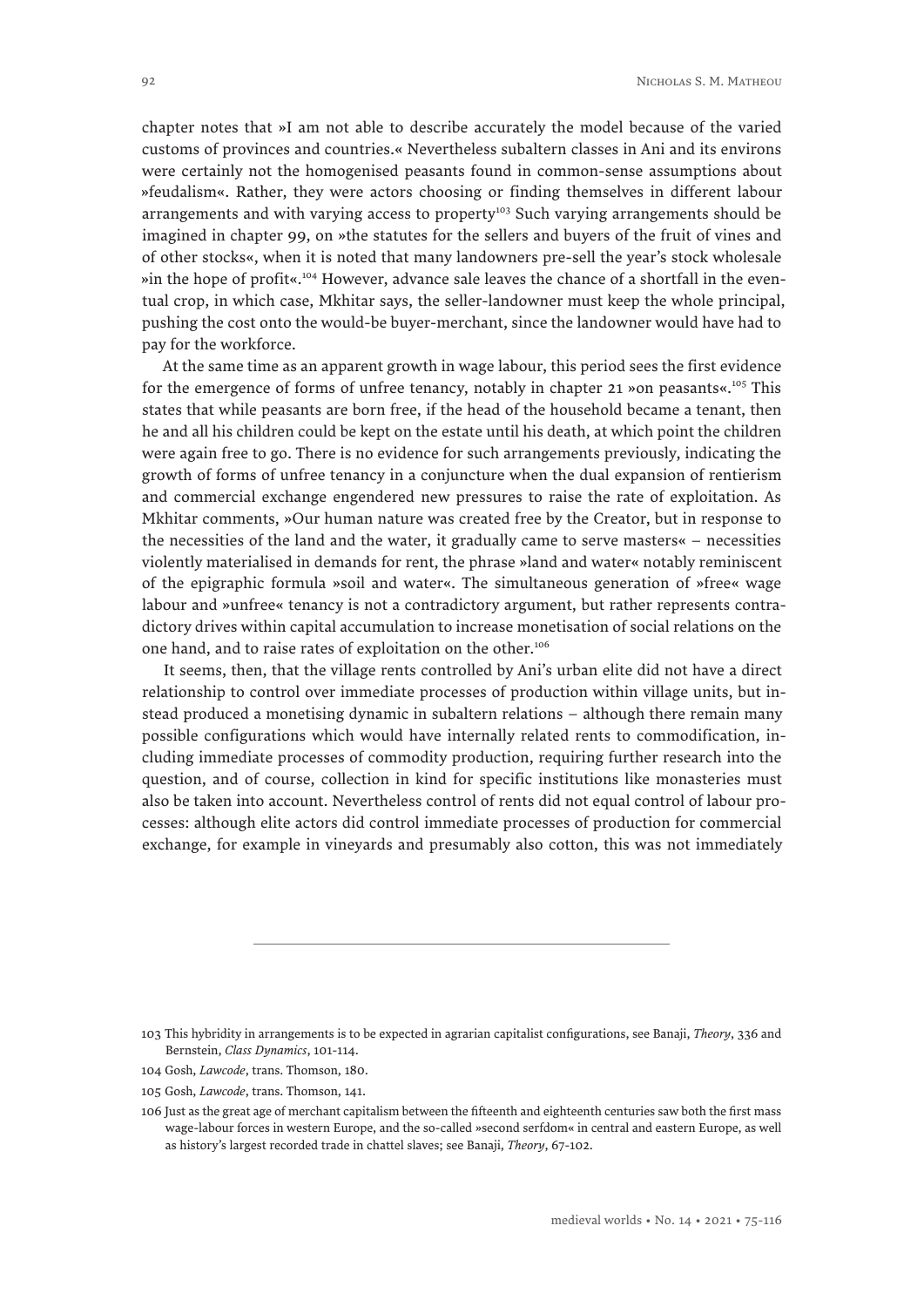chapter notes that »I am not able to describe accurately the model because of the varied customs of provinces and countries.« Nevertheless subaltern classes in Ani and its environs were certainly not the homogenised peasants found in common-sense assumptions about »feudalism«. Rather, they were actors choosing or finding themselves in different labour arrangements and with varying access to property[103] Such varying arrangements should be imagined in chapter 99, on »the statutes for the sellers and buyers of the fruit of vines and of other stocks«, when it is noted that many landowners pre-sell the year's stock wholesale »in the hope of profit«.[104] However, advance sale leaves the chance of a shortfall in the eventual crop, in which case, Mkhitar says, the seller-landowner must keep the whole principal, pushing the cost onto the would-be buyer-merchant, since the landowner would have had to pay for the workforce.

At the same time as an apparent growth in wage labour, this period sees the first evidence for the emergence of forms of unfree tenancy, notably in chapter 21 »on peasants«.[105] This states that while peasants are born free, if the head of the household became a tenant, then he and all his children could be kept on the estate until his death, at which point the children were again free to go. There is no evidence for such arrangements previously, indicating the growth of forms of unfree tenancy in a conjuncture when the dual expansion of rentierism and commercial exchange engendered new pressures to raise the rate of exploitation. As Mkhitar comments, »Our human nature was created free by the Creator, but in response to the necessities of the land and the water, it gradually came to serve masters« – necessities violently materialised in demands for rent, the phrase »land and water« notably reminiscent of the epigraphic formula »soil and water«. The simultaneous generation of »free« wage labour and »unfree« tenancy is not a contradictory argument, but rather represents contradictory drives within capital accumulation to increase monetisation of social relations on the one hand, and to raise rates of exploitation on the other.[106]

It seems, then, that the village rents controlled by Ani's urban elite did not have a direct relationship to control over immediate processes of production within village units, but instead produced a monetising dynamic in subaltern relations – although there remain many possible configurations which would have internally related rents to commodification, including immediate processes of commodity production, requiring further research into the question, and of course, collection in kind for specific institutions like monasteries must also be taken into account. Nevertheless control of rents did not equal control of labour processes: although elite actors did control immediate processes of production for commercial exchange, for example in vineyards and presumably also cotton, this was not immediately

---

103 This hybridity in arrangements is to be expected in agrarian capitalist configurations, see Banaji, *Theory*, 336 and Bernstein, *Class Dynamics*, 101-114.

104 Gosh, *Lawcode*, trans. Thomson, 180.

105 Gosh, *Lawcode*, trans. Thomson, 141.

106 Just as the great age of merchant capitalism between the fifteenth and eighteenth centuries saw both the first mass wage-labour forces in western Europe, and the so-called »second serfdom« in central and eastern Europe, as well as history's largest recorded trade in chattel slaves; see Banaji, *Theory*, 67-102.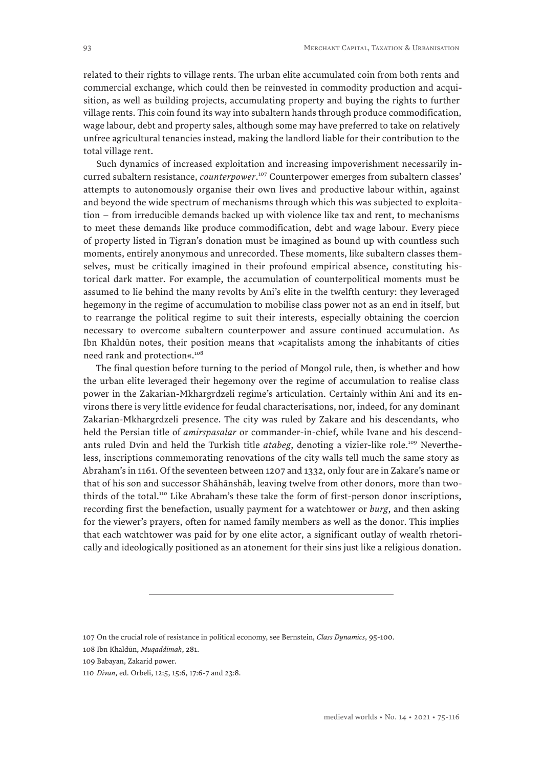related to their rights to village rents. The urban elite accumulated coin from both rents and commercial exchange, which could then be reinvested in commodity production and acquisition, as well as building projects, accumulating property and buying the rights to further village rents. This coin found its way into subaltern hands through produce commodification, wage labour, debt and property sales, although some may have preferred to take on relatively unfree agricultural tenancies instead, making the landlord liable for their contribution to the total village rent.

Such dynamics of increased exploitation and increasing impoverishment necessarily incurred subaltern resistance, *counterpower*.[107] Counterpower emerges from subaltern classes' attempts to autonomously organise their own lives and productive labour within, against and beyond the wide spectrum of mechanisms through which this was subjected to exploitation – from irreducible demands backed up with violence like tax and rent, to mechanisms to meet these demands like produce commodification, debt and wage labour. Every piece of property listed in Tigran's donation must be imagined as bound up with countless such moments, entirely anonymous and unrecorded. These moments, like subaltern classes themselves, must be critically imagined in their profound empirical absence, constituting historical dark matter. For example, the accumulation of counterpolitical moments must be assumed to lie behind the many revolts by Ani's elite in the twelfth century: they leveraged hegemony in the regime of accumulation to mobilise class power not as an end in itself, but to rearrange the political regime to suit their interests, especially obtaining the coercion necessary to overcome subaltern counterpower and assure continued accumulation. As Ibn Khaldūn notes, their position means that »capitalists among the inhabitants of cities need rank and protection«.[108]

The final question before turning to the period of Mongol rule, then, is whether and how the urban elite leveraged their hegemony over the regime of accumulation to realise class power in the Zakarian-Mkhargrdzeli regime's articulation. Certainly within Ani and its environs there is very little evidence for feudal characterisations, nor, indeed, for any dominant Zakarian-Mkhargrdzeli presence. The city was ruled by Zakare and his descendants, who held the Persian title of *amirspasalar* or commander-in-chief, while Ivane and his descendants ruled Dvin and held the Turkish title *atabeg*, denoting a vizier-like role.[109] Nevertheless, inscriptions commemorating renovations of the city walls tell much the same story as Abraham's in 1161. Of the seventeen between 1207 and 1332, only four are in Zakare's name or that of his son and successor Shāhānshāh, leaving twelve from other donors, more than two-thirds of the total.[110] Like Abraham's these take the form of first-person donor inscriptions, recording first the benefaction, usually payment for a watchtower or *burg*, and then asking for the viewer's prayers, often for named family members as well as the donor. This implies that each watchtower was paid for by one elite actor, a significant outlay of wealth rhetorically and ideologically positioned as an atonement for their sins just like a religious donation.

---

107 On the crucial role of resistance in political economy, see Bernstein, *Class Dynamics*, 95-100.

108 Ibn Khaldūn, *Muqaddimah*, 281.

109 Babayan, Zakarid power.

110 *Divan*, ed. Orbeli, 12:5, 15:6, 17:6-7 and 23:8.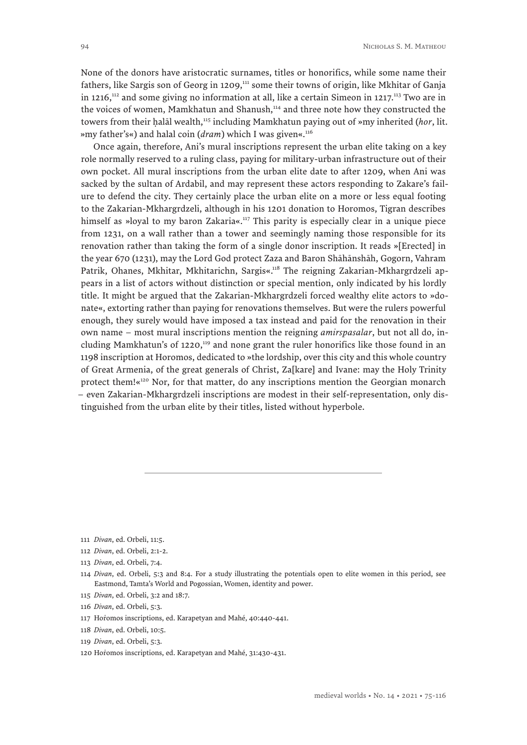None of the donors have aristocratic surnames, titles or honorifics, while some name their fathers, like Sargis son of Georg in 1209,[111] some their towns of origin, like Mkhitar of Ganja in 1216,[112] and some giving no information at all, like a certain Simeon in 1217.[113] Two are in the voices of women, Mamkhatun and Shanush,[114] and three note how they constructed the towers from their ḥalāl wealth,[115] including Mamkhatun paying out of »my inherited (*hor*, lit. »my father's«) and halal coin (*dram*) which I was given«.[116]

Once again, therefore, Ani's mural inscriptions represent the urban elite taking on a key role normally reserved to a ruling class, paying for military-urban infrastructure out of their own pocket. All mural inscriptions from the urban elite date to after 1209, when Ani was sacked by the sultan of Ardabil, and may represent these actors responding to Zakare's failure to defend the city. They certainly place the urban elite on a more or less equal footing to the Zakarian-Mkhargrdzeli, although in his 1201 donation to Horomos, Tigran describes himself as »loyal to my baron Zakaria«.[117] This parity is especially clear in a unique piece from 1231, on a wall rather than a tower and seemingly naming those responsible for its renovation rather than taking the form of a single donor inscription. It reads »[Erected] in the year 670 (1231), may the Lord God protect Zaza and Baron Shāhānshāh, Gogorn, Vahram Patrik, Ohanes, Mkhitar, Mkhitarichn, Sargis«.[118] The reigning Zakarian-Mkhargrdzeli appears in a list of actors without distinction or special mention, only indicated by his lordly title. It might be argued that the Zakarian-Mkhargrdzeli forced wealthy elite actors to »donate«, extorting rather than paying for renovations themselves. But were the rulers powerful enough, they surely would have imposed a tax instead and paid for the renovation in their own name – most mural inscriptions mention the reigning *amirspasalar*, but not all do, including Mamkhatun's of 1220,[119] and none grant the ruler honorifics like those found in an 1198 inscription at Horomos, dedicated to »the lordship, over this city and this whole country of Great Armenia, of the great generals of Christ, Za[kare] and Ivane: may the Holy Trinity protect them!«[120] Nor, for that matter, do any inscriptions mention the Georgian monarch – even Zakarian-Mkhargrdzeli inscriptions are modest in their self-representation, only distinguished from the urban elite by their titles, listed without hyperbole.

---

111 *Divan*, ed. Orbeli, 11:5.

112 *Divan*, ed. Orbeli, 2:1-2.

113 *Divan*, ed. Orbeli, 7:4.

114 *Divan*, ed. Orbeli, 5:3 and 8:4. For a study illustrating the potentials open to elite women in this period, see Eastmond, Tamta's World and Pogossian, Women, identity and power.

115 *Divan*, ed. Orbeli, 3:2 and 18:7.

116 *Divan*, ed. Orbeli, 5:3.

117 Hoṙomos inscriptions, ed. Karapetyan and Mahé, 40:440-441.

118 *Divan*, ed. Orbeli, 10:5.

119 *Divan*, ed. Orbeli, 5:3.

120 Hoṙomos inscriptions, ed. Karapetyan and Mahé, 31:430-431.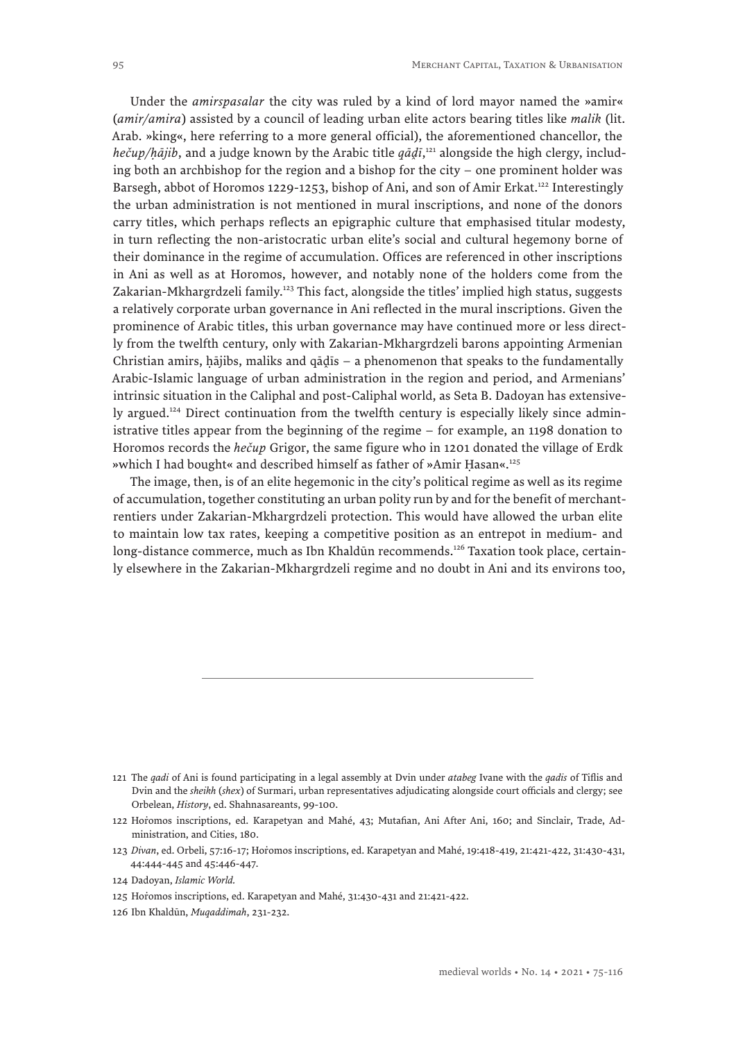Under the *amirspasalar* the city was ruled by a kind of lord mayor named the »amir« (*amir/amira*) assisted by a council of leading urban elite actors bearing titles like *malik* (lit. Arab. »king«, here referring to a more general official), the aforementioned chancellor, the *hečup/ḥājib*, and a judge known by the Arabic title *qāḍī*,[121] alongside the high clergy, including both an archbishop for the region and a bishop for the city – one prominent holder was Barsegh, abbot of Horomos 1229-1253, bishop of Ani, and son of Amir Erkat.[122] Interestingly the urban administration is not mentioned in mural inscriptions, and none of the donors carry titles, which perhaps reflects an epigraphic culture that emphasised titular modesty, in turn reflecting the non-aristocratic urban elite's social and cultural hegemony borne of their dominance in the regime of accumulation. Offices are referenced in other inscriptions in Ani as well as at Horomos, however, and notably none of the holders come from the Zakarian-Mkhargrdzeli family.[123] This fact, alongside the titles' implied high status, suggests a relatively corporate urban governance in Ani reflected in the mural inscriptions. Given the prominence of Arabic titles, this urban governance may have continued more or less directly from the twelfth century, only with Zakarian-Mkhargrdzeli barons appointing Armenian Christian amirs, ḥājibs, maliks and qāḍīs – a phenomenon that speaks to the fundamentally Arabic-Islamic language of urban administration in the region and period, and Armenians' intrinsic situation in the Caliphal and post-Caliphal world, as Seta B. Dadoyan has extensively argued.[124] Direct continuation from the twelfth century is especially likely since administrative titles appear from the beginning of the regime – for example, an 1198 donation to Horomos records the *hečup* Grigor, the same figure who in 1201 donated the village of Erdk »which I had bought« and described himself as father of »Amir Ḥasan«.[125]

The image, then, is of an elite hegemonic in the city's political regime as well as its regime of accumulation, together constituting an urban polity run by and for the benefit of merchant-rentiers under Zakarian-Mkhargrdzeli protection. This would have allowed the urban elite to maintain low tax rates, keeping a competitive position as an entrepot in medium- and long-distance commerce, much as Ibn Khaldūn recommends.[126] Taxation took place, certainly elsewhere in the Zakarian-Mkhargrdzeli regime and no doubt in Ani and its environs too,

---

121 The *qadi* of Ani is found participating in a legal assembly at Dvin under *atabeg* Ivane with the *qadis* of Tiflis and Dvin and the *sheikh* (*shex*) of Surmari, urban representatives adjudicating alongside court officials and clergy; see Orbelean, *History*, ed. Shahnasareants, 99-100.

122 Hoṙomos inscriptions, ed. Karapetyan and Mahé, 43; Mutafian, Ani After Ani, 160; and Sinclair, Trade, Administration, and Cities, 180.

123 *Divan*, ed. Orbeli, 57:16-17; Hoṙomos inscriptions, ed. Karapetyan and Mahé, 19:418-419, 21:421-422, 31:430-431, 44:444-445 and 45:446-447.

124 Dadoyan, *Islamic World.*

125 Hoṙomos inscriptions, ed. Karapetyan and Mahé, 31:430-431 and 21:421-422.

126 Ibn Khaldūn, *Muqaddimah*, 231-232.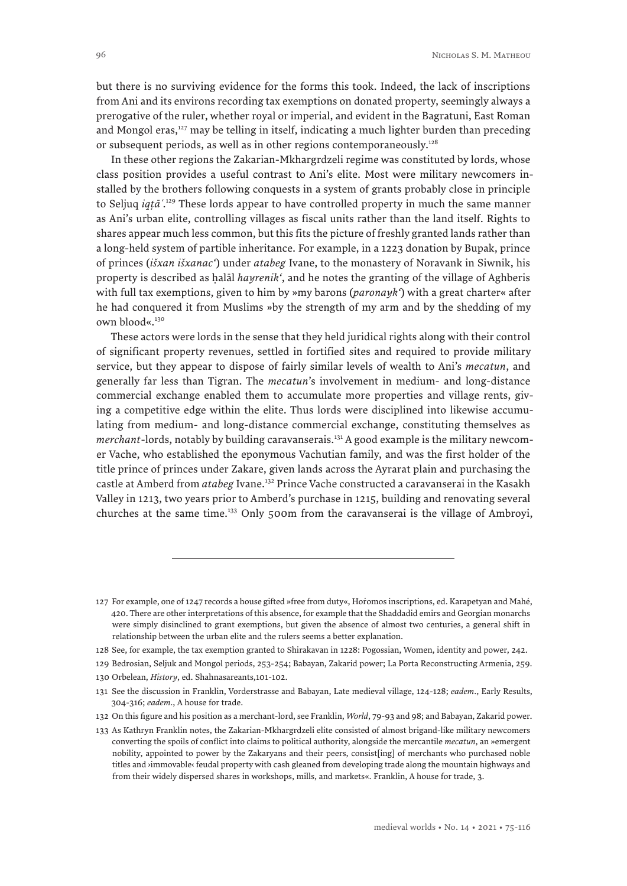but there is no surviving evidence for the forms this took. Indeed, the lack of inscriptions from Ani and its environs recording tax exemptions on donated property, seemingly always a prerogative of the ruler, whether royal or imperial, and evident in the Bagratuni, East Roman and Mongol eras,[127] may be telling in itself, indicating a much lighter burden than preceding or subsequent periods, as well as in other regions contemporaneously.[128]

In these other regions the Zakarian-Mkhargrdzeli regime was constituted by lords, whose class position provides a useful contrast to Ani's elite. Most were military newcomers installed by the brothers following conquests in a system of grants probably close in principle to Seljuq *iqṭāʿ*.[129] These lords appear to have controlled property in much the same manner as Ani's urban elite, controlling villages as fiscal units rather than the land itself. Rights to shares appear much less common, but this fits the picture of freshly granted lands rather than a long-held system of partible inheritance. For example, in a 1223 donation by Bupak, prince of princes (*išxan išxanacʻ*) under *atabeg* Ivane, to the monastery of Noravank in Siwnik, his property is described as ḥalāl *hayrenikʻ*, and he notes the granting of the village of Aghberis with full tax exemptions, given to him by »my barons (*paronaykʻ*) with a great charter« after he had conquered it from Muslims »by the strength of my arm and by the shedding of my own blood«.[130]

These actors were lords in the sense that they held juridical rights along with their control of significant property revenues, settled in fortified sites and required to provide military service, but they appear to dispose of fairly similar levels of wealth to Ani's *mecatun*, and generally far less than Tigran. The *mecatun*'s involvement in medium- and long-distance commercial exchange enabled them to accumulate more properties and village rents, giving a competitive edge within the elite. Thus lords were disciplined into likewise accumulating from medium- and long-distance commercial exchange, constituting themselves as *merchant*-lords, notably by building caravanserais.[131] A good example is the military newcomer Vache, who established the eponymous Vachutian family, and was the first holder of the title prince of princes under Zakare, given lands across the Ayrarat plain and purchasing the castle at Amberd from *atabeg* Ivane.[132] Prince Vache constructed a caravanserai in the Kasakh Valley in 1213, two years prior to Amberd's purchase in 1215, building and renovating several churches at the same time.[133] Only 500m from the caravanserai is the village of Ambroyi,

---

127 For example, one of 1247 records a house gifted »free from duty«, Hoṙomos inscriptions, ed. Karapetyan and Mahé, 420. There are other interpretations of this absence, for example that the Shaddadid emirs and Georgian monarchs were simply disinclined to grant exemptions, but given the absence of almost two centuries, a general shift in relationship between the urban elite and the rulers seems a better explanation.

128 See, for example, the tax exemption granted to Shirakavan in 1228: Pogossian, Women, identity and power, 242.

129 Bedrosian, Seljuk and Mongol periods, 253-254; Babayan, Zakarid power; La Porta Reconstructing Armenia, 259.

130 Orbelean, *History*, ed. Shahnasareants,101-102.

131 See the discussion in Franklin, Vorderstrasse and Babayan, Late medieval village, 124-128; *eadem*., Early Results, 304-316; *eadem*., A house for trade.

132 On this figure and his position as a merchant-lord, see Franklin, *World*, 79-93 and 98; and Babayan, Zakarid power.

133 As Kathryn Franklin notes, the Zakarian-Mkhargrdzeli elite consisted of almost brigand-like military newcomers converting the spoils of conflict into claims to political authority, alongside the mercantile *mecatun*, an »emergent nobility, appointed to power by the Zakaryans and their peers, consist[ing] of merchants who purchased noble titles and ›immovable‹ feudal property with cash gleaned from developing trade along the mountain highways and from their widely dispersed shares in workshops, mills, and markets«. Franklin, A house for trade, 3.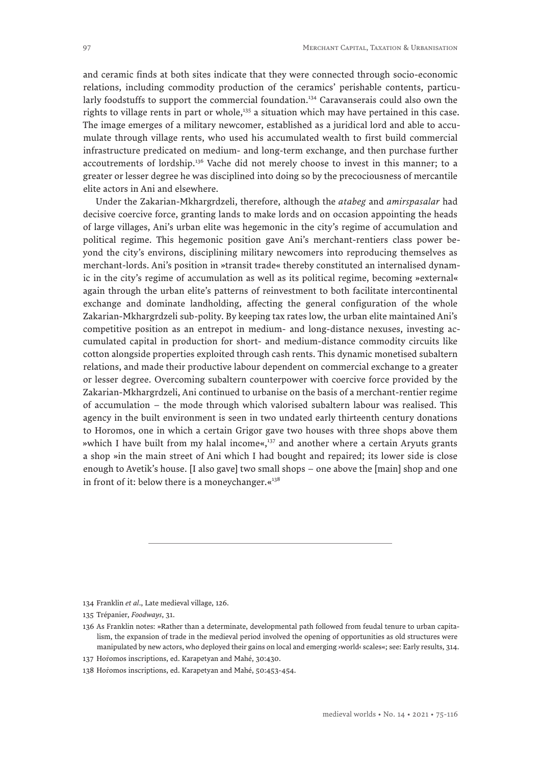and ceramic finds at both sites indicate that they were connected through socio-economic relations, including commodity production of the ceramics' perishable contents, particularly foodstuffs to support the commercial foundation.[134] Caravanserais could also own the rights to village rents in part or whole,[135] a situation which may have pertained in this case. The image emerges of a military newcomer, established as a juridical lord and able to accumulate through village rents, who used his accumulated wealth to first build commercial infrastructure predicated on medium- and long-term exchange, and then purchase further accoutrements of lordship.[136] Vache did not merely choose to invest in this manner; to a greater or lesser degree he was disciplined into doing so by the precociousness of mercantile elite actors in Ani and elsewhere.

Under the Zakarian-Mkhargrdzeli, therefore, although the *atabeg* and *amirspasalar* had decisive coercive force, granting lands to make lords and on occasion appointing the heads of large villages, Ani's urban elite was hegemonic in the city's regime of accumulation and political regime. This hegemonic position gave Ani's merchant-rentiers class power beyond the city's environs, disciplining military newcomers into reproducing themselves as merchant-lords. Ani's position in »transit trade« thereby constituted an internalised dynamic in the city's regime of accumulation as well as its political regime, becoming »external« again through the urban elite's patterns of reinvestment to both facilitate intercontinental exchange and dominate landholding, affecting the general configuration of the whole Zakarian-Mkhargrdzeli sub-polity. By keeping tax rates low, the urban elite maintained Ani's competitive position as an entrepot in medium- and long-distance nexuses, investing accumulated capital in production for short- and medium-distance commodity circuits like cotton alongside properties exploited through cash rents. This dynamic monetised subaltern relations, and made their productive labour dependent on commercial exchange to a greater or lesser degree. Overcoming subaltern counterpower with coercive force provided by the Zakarian-Mkhargrdzeli, Ani continued to urbanise on the basis of a merchant-rentier regime of accumulation – the mode through which valorised subaltern labour was realised. This agency in the built environment is seen in two undated early thirteenth century donations to Horomos, one in which a certain Grigor gave two houses with three shops above them »which I have built from my halal income«,[137] and another where a certain Aryuts grants a shop »in the main street of Ani which I had bought and repaired; its lower side is close enough to Avetik's house. [I also gave] two small shops – one above the [main] shop and one in front of it: below there is a moneychanger.«[138]

---

134 Franklin *et al*., Late medieval village, 126.

135 Trépanier, *Foodways*, 31.

136 As Franklin notes: »Rather than a determinate, developmental path followed from feudal tenure to urban capitalism, the expansion of trade in the medieval period involved the opening of opportunities as old structures were manipulated by new actors, who deployed their gains on local and emerging ›world‹ scales«; see: Early results, 314.

137 Hoṙomos inscriptions, ed. Karapetyan and Mahé, 30:430.

138 Hoṙomos inscriptions, ed. Karapetyan and Mahé, 50:453-454.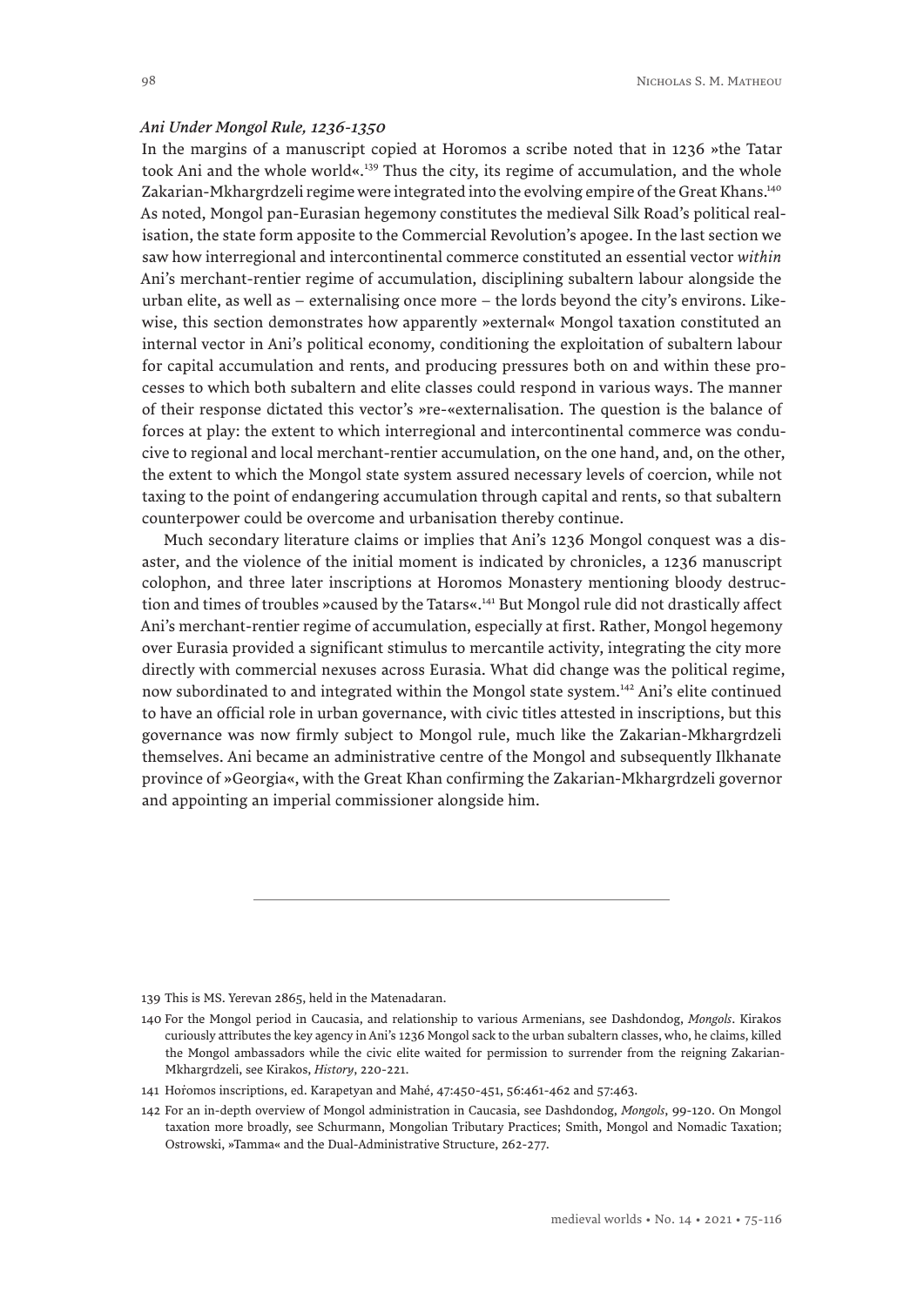### *Ani Under Mongol Rule, 1236-1350*

In the margins of a manuscript copied at Horomos a scribe noted that in 1236 »the Tatar took Ani and the whole world«.[139] Thus the city, its regime of accumulation, and the whole Zakarian-Mkhargrdzeli regime were integrated into the evolving empire of the Great Khans.[140] As noted, Mongol pan-Eurasian hegemony constitutes the medieval Silk Road's political realisation, the state form apposite to the Commercial Revolution's apogee. In the last section we saw how interregional and intercontinental commerce constituted an essential vector *within* Ani's merchant-rentier regime of accumulation, disciplining subaltern labour alongside the urban elite, as well as – externalising once more – the lords beyond the city's environs. Likewise, this section demonstrates how apparently »external« Mongol taxation constituted an internal vector in Ani's political economy, conditioning the exploitation of subaltern labour for capital accumulation and rents, and producing pressures both on and within these processes to which both subaltern and elite classes could respond in various ways. The manner of their response dictated this vector's »re-«externalisation. The question is the balance of forces at play: the extent to which interregional and intercontinental commerce was conducive to regional and local merchant-rentier accumulation, on the one hand, and, on the other, the extent to which the Mongol state system assured necessary levels of coercion, while not taxing to the point of endangering accumulation through capital and rents, so that subaltern counterpower could be overcome and urbanisation thereby continue.

Much secondary literature claims or implies that Ani's 1236 Mongol conquest was a disaster, and the violence of the initial moment is indicated by chronicles, a 1236 manuscript colophon, and three later inscriptions at Horomos Monastery mentioning bloody destruction and times of troubles »caused by the Tatars«.[141] But Mongol rule did not drastically affect Ani's merchant-rentier regime of accumulation, especially at first. Rather, Mongol hegemony over Eurasia provided a significant stimulus to mercantile activity, integrating the city more directly with commercial nexuses across Eurasia. What did change was the political regime, now subordinated to and integrated within the Mongol state system.[142] Ani's elite continued to have an official role in urban governance, with civic titles attested in inscriptions, but this governance was now firmly subject to Mongol rule, much like the Zakarian-Mkhargrdzeli themselves. Ani became an administrative centre of the Mongol and subsequently Ilkhanate province of »Georgia«, with the Great Khan confirming the Zakarian-Mkhargrdzeli governor and appointing an imperial commissioner alongside him.

---

139 This is MS. Yerevan 2865, held in the Matenadaran.

140 For the Mongol period in Caucasia, and relationship to various Armenians, see Dashdondog, *Mongols*. Kirakos curiously attributes the key agency in Ani's 1236 Mongol sack to the urban subaltern classes, who, he claims, killed the Mongol ambassadors while the civic elite waited for permission to surrender from the reigning Zakarian-Mkhargrdzeli, see Kirakos, *History*, 220-221.

141 Hoṙomos inscriptions, ed. Karapetyan and Mahé, 47:450-451, 56:461-462 and 57:463.

142 For an in-depth overview of Mongol administration in Caucasia, see Dashdondog, *Mongols*, 99-120. On Mongol taxation more broadly, see Schurmann, Mongolian Tributary Practices; Smith, Mongol and Nomadic Taxation; Ostrowski, »Tamma« and the Dual-Administrative Structure, 262-277.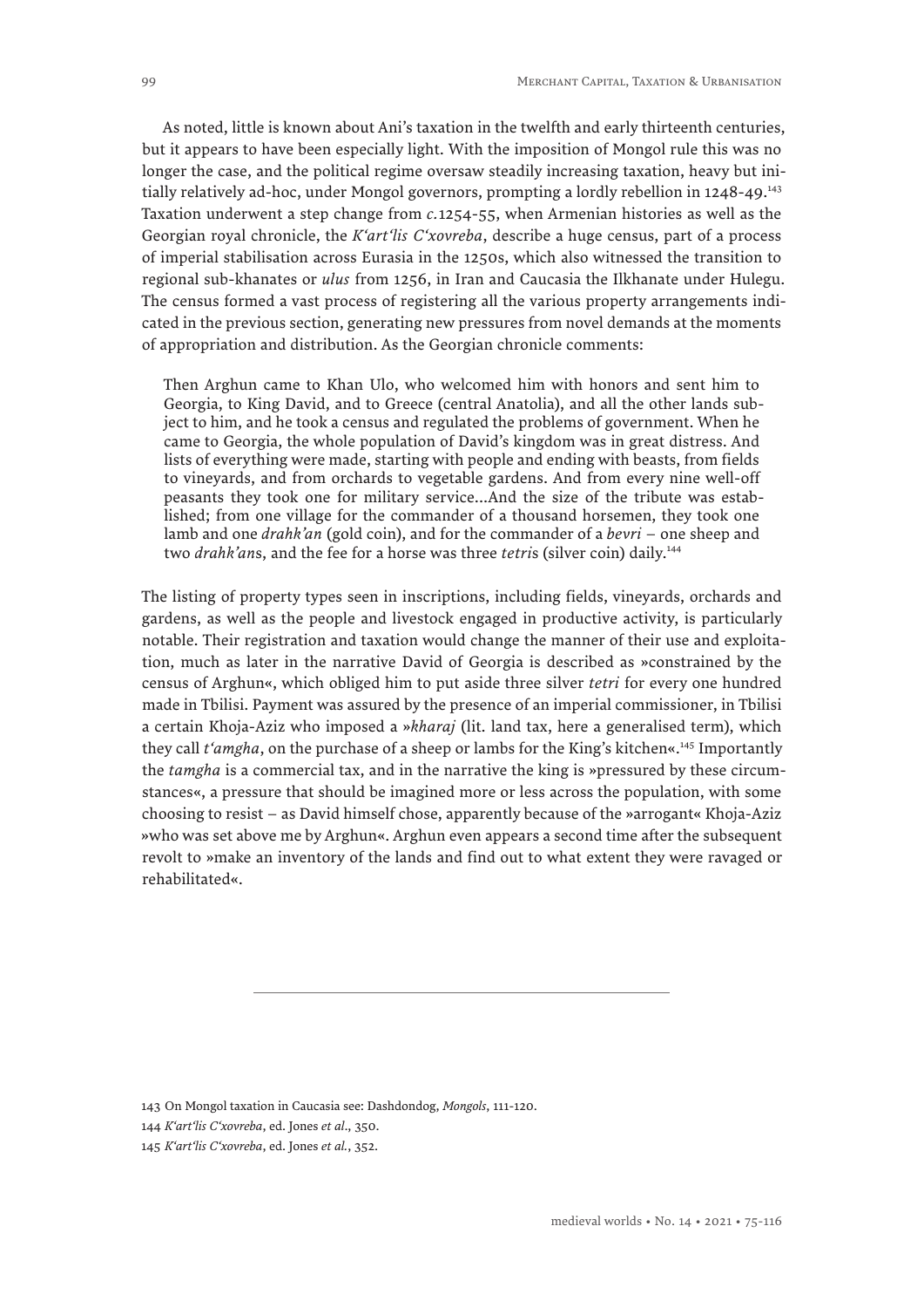As noted, little is known about Ani's taxation in the twelfth and early thirteenth centuries, but it appears to have been especially light. With the imposition of Mongol rule this was no longer the case, and the political regime oversaw steadily increasing taxation, heavy but initially relatively ad-hoc, under Mongol governors, prompting a lordly rebellion in 1248-49.[143] Taxation underwent a step change from *c.*1254-55, when Armenian histories as well as the Georgian royal chronicle, the *K'art'lis C'xovreba*, describe a huge census, part of a process of imperial stabilisation across Eurasia in the 1250s, which also witnessed the transition to regional sub-khanates or *ulus* from 1256, in Iran and Caucasia the Ilkhanate under Hulegu. The census formed a vast process of registering all the various property arrangements indicated in the previous section, generating new pressures from novel demands at the moments of appropriation and distribution. As the Georgian chronicle comments:

> Then Arghun came to Khan Ulo, who welcomed him with honors and sent him to Georgia, to King David, and to Greece (central Anatolia), and all the other lands subject to him, and he took a census and regulated the problems of government. When he came to Georgia, the whole population of David's kingdom was in great distress. And lists of everything were made, starting with people and ending with beasts, from fields to vineyards, and from orchards to vegetable gardens. And from every nine well-off peasants they took one for military service...And the size of the tribute was established; from one village for the commander of a thousand horsemen, they took one lamb and one *drahk'an* (gold coin), and for the commander of a *bevri* – one sheep and two *drahk'an*s, and the fee for a horse was three *tetri*s (silver coin) daily.[144]

The listing of property types seen in inscriptions, including fields, vineyards, orchards and gardens, as well as the people and livestock engaged in productive activity, is particularly notable. Their registration and taxation would change the manner of their use and exploitation, much as later in the narrative David of Georgia is described as »constrained by the census of Arghun«, which obliged him to put aside three silver *tetri* for every one hundred made in Tbilisi. Payment was assured by the presence of an imperial commissioner, in Tbilisi a certain Khoja-Aziz who imposed a »*kharaj* (lit. land tax, here a generalised term), which they call *t'amgha*, on the purchase of a sheep or lambs for the King's kitchen«.[145] Importantly the *tamgha* is a commercial tax, and in the narrative the king is »pressured by these circumstances«, a pressure that should be imagined more or less across the population, with some choosing to resist – as David himself chose, apparently because of the »arrogant« Khoja-Aziz »who was set above me by Arghun«. Arghun even appears a second time after the subsequent revolt to »make an inventory of the lands and find out to what extent they were ravaged or rehabilitated«.

---

143 On Mongol taxation in Caucasia see: Dashdondog, *Mongols*, 111-120.

144 *K'art'lis C'xovreba*, ed. Jones *et al*., 350.

145 *K'art'lis C'xovreba*, ed. Jones *et al.*, 352.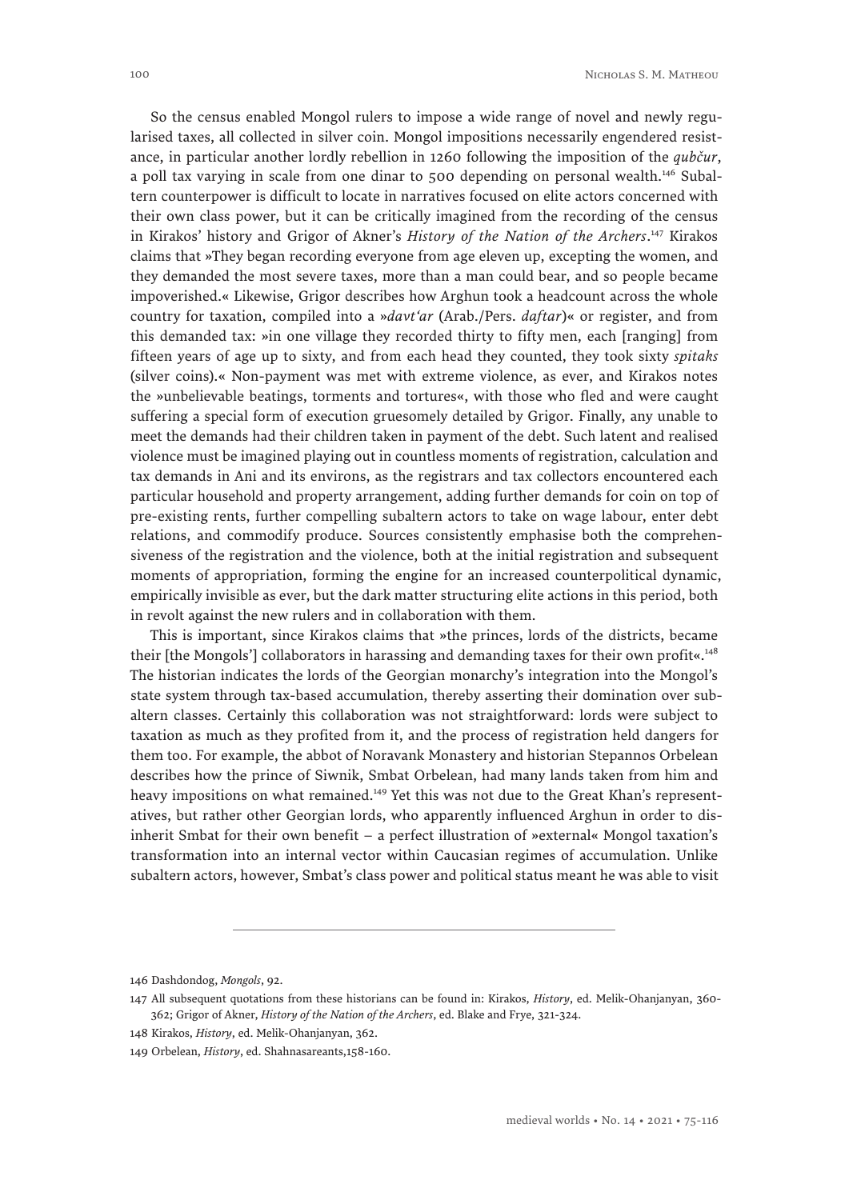So the census enabled Mongol rulers to impose a wide range of novel and newly regularised taxes, all collected in silver coin. Mongol impositions necessarily engendered resistance, in particular another lordly rebellion in 1260 following the imposition of the *qubčur*, a poll tax varying in scale from one dinar to 500 depending on personal wealth.[146] Subaltern counterpower is difficult to locate in narratives focused on elite actors concerned with their own class power, but it can be critically imagined from the recording of the census in Kirakos' history and Grigor of Akner's *History of the Nation of the Archers*.[147] Kirakos claims that »They began recording everyone from age eleven up, excepting the women, and they demanded the most severe taxes, more than a man could bear, and so people became impoverished.« Likewise, Grigor describes how Arghun took a headcount across the whole country for taxation, compiled into a »*davt'ar* (Arab./Pers. *daftar*)« or register, and from this demanded tax: »in one village they recorded thirty to fifty men, each [ranging] from fifteen years of age up to sixty, and from each head they counted, they took sixty *spitaks* (silver coins).« Non-payment was met with extreme violence, as ever, and Kirakos notes the »unbelievable beatings, torments and tortures«, with those who fled and were caught suffering a special form of execution gruesomely detailed by Grigor. Finally, any unable to meet the demands had their children taken in payment of the debt. Such latent and realised violence must be imagined playing out in countless moments of registration, calculation and tax demands in Ani and its environs, as the registrars and tax collectors encountered each particular household and property arrangement, adding further demands for coin on top of pre-existing rents, further compelling subaltern actors to take on wage labour, enter debt relations, and commodify produce. Sources consistently emphasise both the comprehensiveness of the registration and the violence, both at the initial registration and subsequent moments of appropriation, forming the engine for an increased counterpolitical dynamic, empirically invisible as ever, but the dark matter structuring elite actions in this period, both in revolt against the new rulers and in collaboration with them.

This is important, since Kirakos claims that »the princes, lords of the districts, became their [the Mongols'] collaborators in harassing and demanding taxes for their own profit«.[148] The historian indicates the lords of the Georgian monarchy's integration into the Mongol's state system through tax-based accumulation, thereby asserting their domination over subaltern classes. Certainly this collaboration was not straightforward: lords were subject to taxation as much as they profited from it, and the process of registration held dangers for them too. For example, the abbot of Noravank Monastery and historian Stepannos Orbelean describes how the prince of Siwnik, Smbat Orbelean, had many lands taken from him and heavy impositions on what remained.[149] Yet this was not due to the Great Khan's representatives, but rather other Georgian lords, who apparently influenced Arghun in order to disinherit Smbat for their own benefit – a perfect illustration of »external« Mongol taxation's transformation into an internal vector within Caucasian regimes of accumulation. Unlike subaltern actors, however, Smbat's class power and political status meant he was able to visit

---

146 Dashdondog, *Mongols*, 92.

147 All subsequent quotations from these historians can be found in: Kirakos, *History*, ed. Melik-Ohanjanyan, 360-362; Grigor of Akner, *History of the Nation of the Archers*, ed. Blake and Frye, 321-324.

148 Kirakos, *History*, ed. Melik-Ohanjanyan, 362.

149 Orbelean, *History*, ed. Shahnasareants,158-160.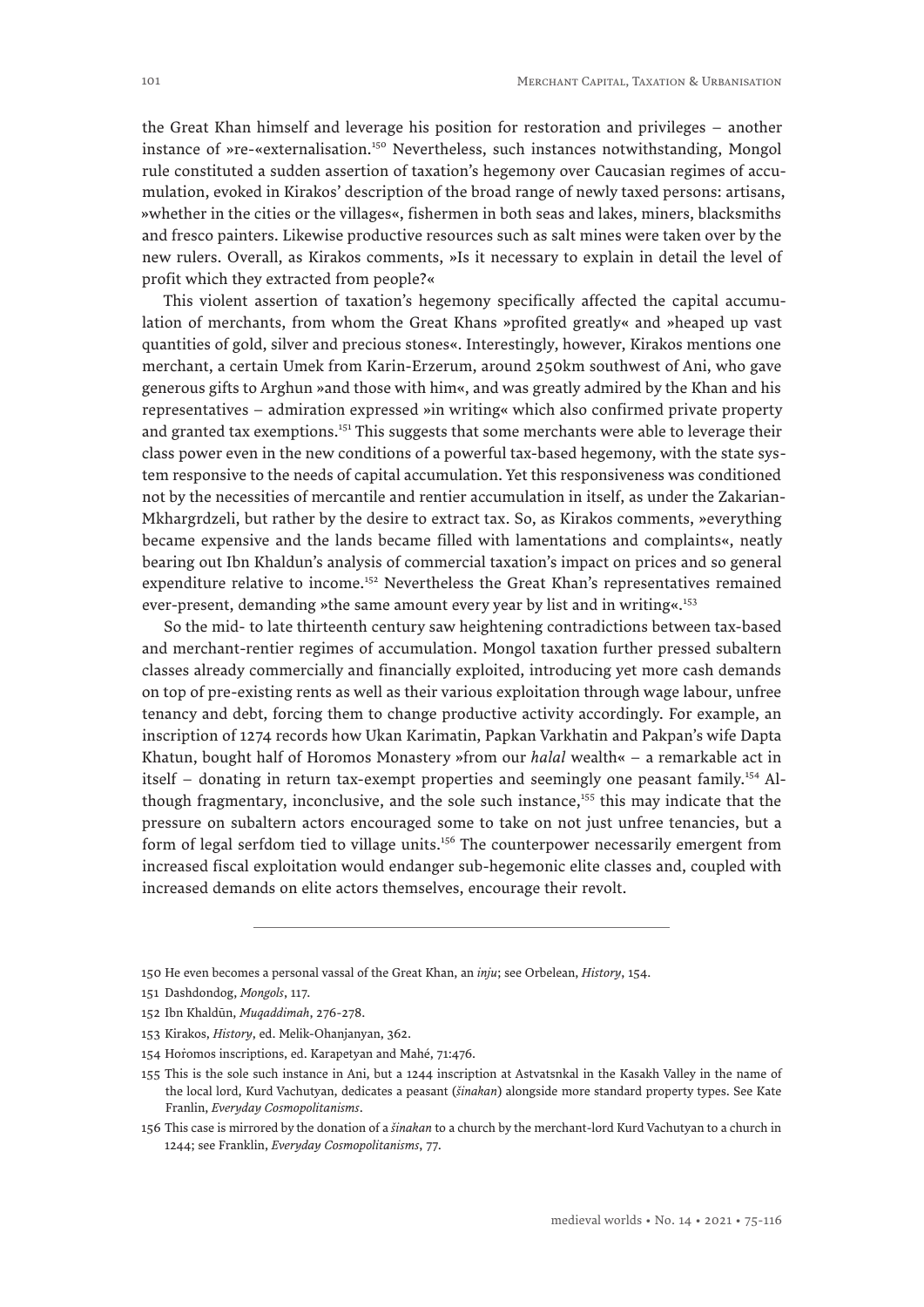the Great Khan himself and leverage his position for restoration and privileges – another instance of »re-«externalisation.[150] Nevertheless, such instances notwithstanding, Mongol rule constituted a sudden assertion of taxation's hegemony over Caucasian regimes of accumulation, evoked in Kirakos' description of the broad range of newly taxed persons: artisans, »whether in the cities or the villages«, fishermen in both seas and lakes, miners, blacksmiths and fresco painters. Likewise productive resources such as salt mines were taken over by the new rulers. Overall, as Kirakos comments, »Is it necessary to explain in detail the level of profit which they extracted from people?«

This violent assertion of taxation's hegemony specifically affected the capital accumulation of merchants, from whom the Great Khans »profited greatly« and »heaped up vast quantities of gold, silver and precious stones«. Interestingly, however, Kirakos mentions one merchant, a certain Umek from Karin-Erzerum, around 250km southwest of Ani, who gave generous gifts to Arghun »and those with him«, and was greatly admired by the Khan and his representatives – admiration expressed »in writing« which also confirmed private property and granted tax exemptions.[151] This suggests that some merchants were able to leverage their class power even in the new conditions of a powerful tax-based hegemony, with the state system responsive to the needs of capital accumulation. Yet this responsiveness was conditioned not by the necessities of mercantile and rentier accumulation in itself, as under the Zakarian-Mkhargrdzeli, but rather by the desire to extract tax. So, as Kirakos comments, »everything became expensive and the lands became filled with lamentations and complaints«, neatly bearing out Ibn Khaldun's analysis of commercial taxation's impact on prices and so general expenditure relative to income.[152] Nevertheless the Great Khan's representatives remained ever-present, demanding »the same amount every year by list and in writing«.[153]

So the mid- to late thirteenth century saw heightening contradictions between tax-based and merchant-rentier regimes of accumulation. Mongol taxation further pressed subaltern classes already commercially and financially exploited, introducing yet more cash demands on top of pre-existing rents as well as their various exploitation through wage labour, unfree tenancy and debt, forcing them to change productive activity accordingly. For example, an inscription of 1274 records how Ukan Karimatin, Papkan Varkhatin and Pakpan's wife Dapta Khatun, bought half of Horomos Monastery »from our *halal* wealth« – a remarkable act in itself – donating in return tax-exempt properties and seemingly one peasant family.[154] Although fragmentary, inconclusive, and the sole such instance,[155] this may indicate that the pressure on subaltern actors encouraged some to take on not just unfree tenancies, but a form of legal serfdom tied to village units.[156] The counterpower necessarily emergent from increased fiscal exploitation would endanger sub-hegemonic elite classes and, coupled with increased demands on elite actors themselves, encourage their revolt.

---

150 He even becomes a personal vassal of the Great Khan, an *inju*; see Orbelean, *History*, 154.

151 Dashdondog, *Mongols*, 117.

152 Ibn Khaldūn, *Muqaddimah*, 276-278.

153 Kirakos, *History*, ed. Melik-Ohanjanyan, 362.

154 Hoṙomos inscriptions, ed. Karapetyan and Mahé, 71:476.

155 This is the sole such instance in Ani, but a 1244 inscription at Astvatsnkal in the Kasakh Valley in the name of the local lord, Kurd Vachutyan, dedicates a peasant (*šinakan*) alongside more standard property types. See Kate Franlin, *Everyday Cosmopolitanisms*.

156 This case is mirrored by the donation of a *šinakan* to a church by the merchant-lord Kurd Vachutyan to a church in 1244; see Franklin, *Everyday Cosmopolitanisms*, 77.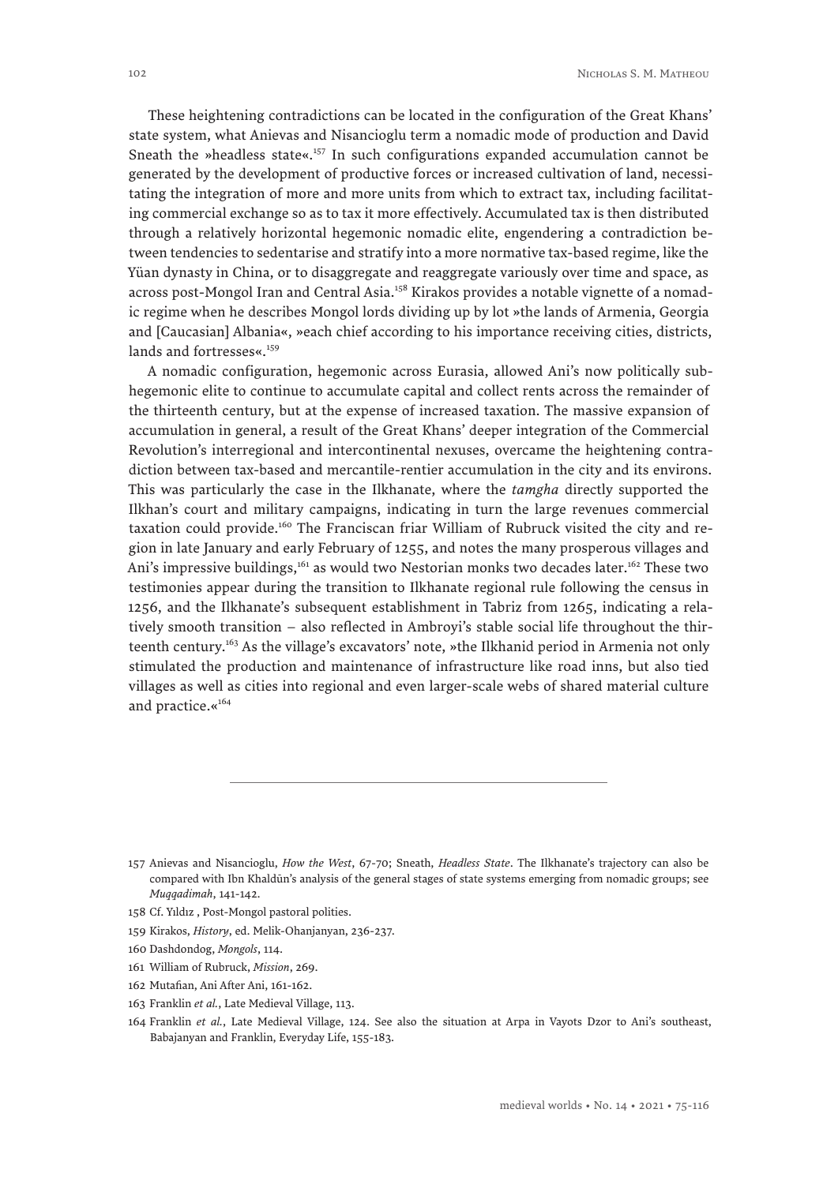These heightening contradictions can be located in the configuration of the Great Khans' state system, what Anievas and Nisancioglu term a nomadic mode of production and David Sneath the »headless state«.[157] In such configurations expanded accumulation cannot be generated by the development of productive forces or increased cultivation of land, necessitating the integration of more and more units from which to extract tax, including facilitating commercial exchange so as to tax it more effectively. Accumulated tax is then distributed through a relatively horizontal hegemonic nomadic elite, engendering a contradiction between tendencies to sedentarise and stratify into a more normative tax-based regime, like the Yüan dynasty in China, or to disaggregate and reaggregate variously over time and space, as across post-Mongol Iran and Central Asia.[158] Kirakos provides a notable vignette of a nomadic regime when he describes Mongol lords dividing up by lot »the lands of Armenia, Georgia and [Caucasian] Albania«, »each chief according to his importance receiving cities, districts, lands and fortresses«.[159]

A nomadic configuration, hegemonic across Eurasia, allowed Ani's now politically subhegemonic elite to continue to accumulate capital and collect rents across the remainder of the thirteenth century, but at the expense of increased taxation. The massive expansion of accumulation in general, a result of the Great Khans' deeper integration of the Commercial Revolution's interregional and intercontinental nexuses, overcame the heightening contradiction between tax-based and mercantile-rentier accumulation in the city and its environs. This was particularly the case in the Ilkhanate, where the *tamgha* directly supported the Ilkhan's court and military campaigns, indicating in turn the large revenues commercial taxation could provide.[160] The Franciscan friar William of Rubruck visited the city and region in late January and early February of 1255, and notes the many prosperous villages and Ani's impressive buildings,[161] as would two Nestorian monks two decades later.[162] These two testimonies appear during the transition to Ilkhanate regional rule following the census in 1256, and the Ilkhanate's subsequent establishment in Tabriz from 1265, indicating a relatively smooth transition – also reflected in Ambroyi's stable social life throughout the thirteenth century.[163] As the village's excavators' note, »the Ilkhanid period in Armenia not only stimulated the production and maintenance of infrastructure like road inns, but also tied villages as well as cities into regional and even larger-scale webs of shared material culture and practice.«[164]

---

157 Anievas and Nisancioglu, *How the West*, 67-70; Sneath, *Headless State*. The Ilkhanate's trajectory can also be compared with Ibn Khaldūn's analysis of the general stages of state systems emerging from nomadic groups; see *Muqqadimah*, 141-142.

158 Cf. Yıldız , Post-Mongol pastoral polities.

159 Kirakos, *History*, ed. Melik-Ohanjanyan, 236-237.

160 Dashdondog, *Mongols*, 114.

161 William of Rubruck, *Mission*, 269.

162 Mutafian, Ani After Ani, 161-162.

163 Franklin *et al.*, Late Medieval Village, 113.

164 Franklin *et al.*, Late Medieval Village, 124. See also the situation at Arpa in Vayots Dzor to Ani's southeast, Babajanyan and Franklin, Everyday Life, 155-183.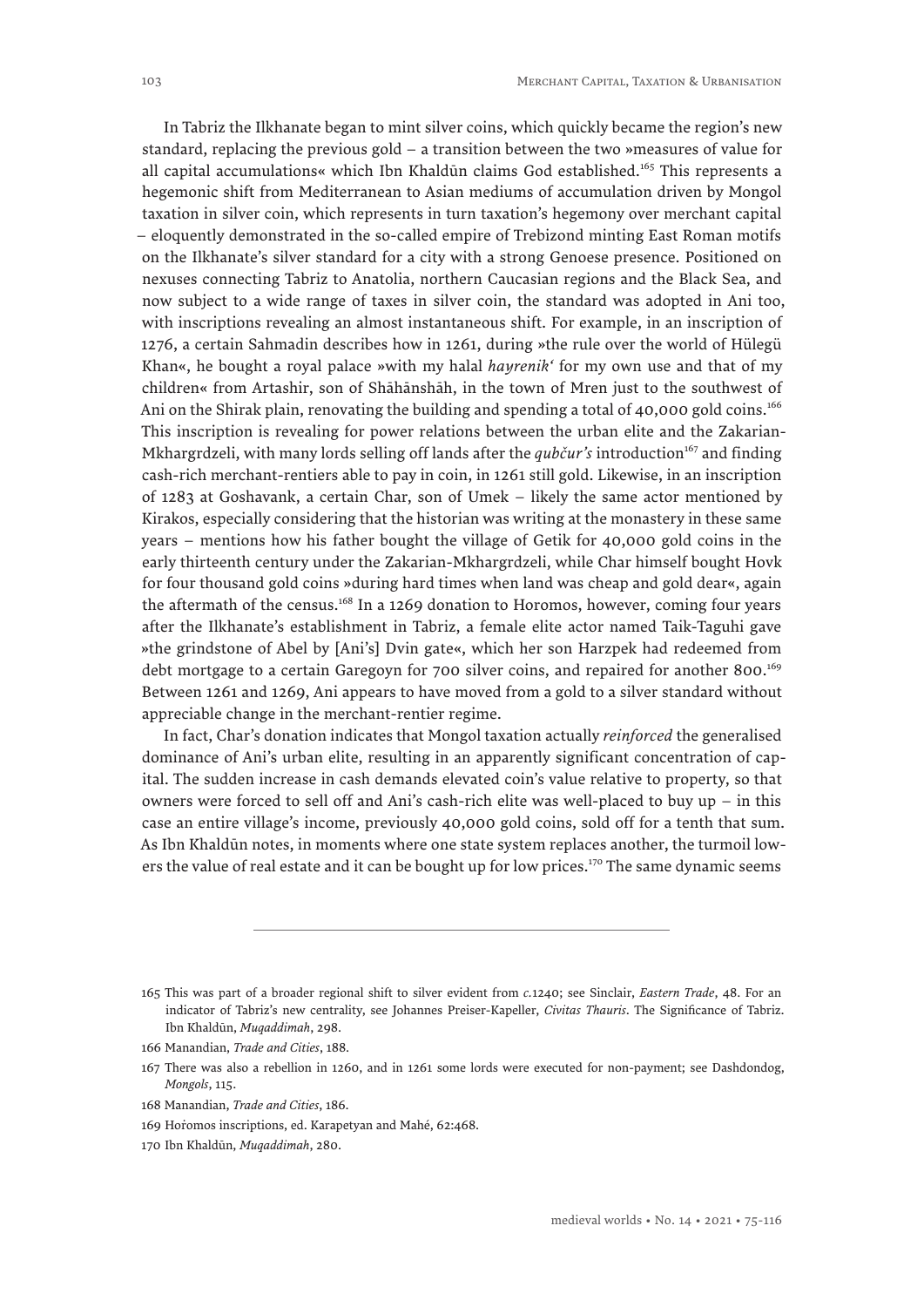In Tabriz the Ilkhanate began to mint silver coins, which quickly became the region's new standard, replacing the previous gold – a transition between the two »measures of value for all capital accumulations« which Ibn Khaldūn claims God established.[165] This represents a hegemonic shift from Mediterranean to Asian mediums of accumulation driven by Mongol taxation in silver coin, which represents in turn taxation's hegemony over merchant capital – eloquently demonstrated in the so-called empire of Trebizond minting East Roman motifs on the Ilkhanate's silver standard for a city with a strong Genoese presence. Positioned on nexuses connecting Tabriz to Anatolia, northern Caucasian regions and the Black Sea, and now subject to a wide range of taxes in silver coin, the standard was adopted in Ani too, with inscriptions revealing an almost instantaneous shift. For example, in an inscription of 1276, a certain Sahmadin describes how in 1261, during »the rule over the world of Hülegü Khan«, he bought a royal palace »with my halal *hayrenik'* for my own use and that of my children« from Artashir, son of Shāhānshāh, in the town of Mren just to the southwest of Ani on the Shirak plain, renovating the building and spending a total of 40,000 gold coins.[166] This inscription is revealing for power relations between the urban elite and the Zakarian-Mkhargrdzeli, with many lords selling off lands after the *qubčur's* introduction[167] and finding cash-rich merchant-rentiers able to pay in coin, in 1261 still gold. Likewise, in an inscription of 1283 at Goshavank, a certain Char, son of Umek – likely the same actor mentioned by Kirakos, especially considering that the historian was writing at the monastery in these same years – mentions how his father bought the village of Getik for 40,000 gold coins in the early thirteenth century under the Zakarian-Mkhargrdzeli, while Char himself bought Hovk for four thousand gold coins »during hard times when land was cheap and gold dear«, again the aftermath of the census.[168] In a 1269 donation to Horomos, however, coming four years after the Ilkhanate's establishment in Tabriz, a female elite actor named Taik-Taguhi gave »the grindstone of Abel by [Ani's] Dvin gate«, which her son Harzpek had redeemed from debt mortgage to a certain Garegoyn for 700 silver coins, and repaired for another 800.[169] Between 1261 and 1269, Ani appears to have moved from a gold to a silver standard without appreciable change in the merchant-rentier regime.

In fact, Char's donation indicates that Mongol taxation actually *reinforced* the generalised dominance of Ani's urban elite, resulting in an apparently significant concentration of capital. The sudden increase in cash demands elevated coin's value relative to property, so that owners were forced to sell off and Ani's cash-rich elite was well-placed to buy up – in this case an entire village's income, previously 40,000 gold coins, sold off for a tenth that sum. As Ibn Khaldūn notes, in moments where one state system replaces another, the turmoil lowers the value of real estate and it can be bought up for low prices.[170] The same dynamic seems

---

165 This was part of a broader regional shift to silver evident from *c.*1240; see Sinclair, *Eastern Trade*, 48. For an indicator of Tabriz's new centrality, see Johannes Preiser-Kapeller, *Civitas Thauris*. The Significance of Tabriz. Ibn Khaldūn, *Muqaddimah*, 298.

166 Manandian, *Trade and Cities*, 188.

167 There was also a rebellion in 1260, and in 1261 some lords were executed for non-payment; see Dashdondog, *Mongols*, 115.

168 Manandian, *Trade and Cities*, 186.

169 Hoṙomos inscriptions, ed. Karapetyan and Mahé, 62:468.

170 Ibn Khaldūn, *Muqaddimah*, 280.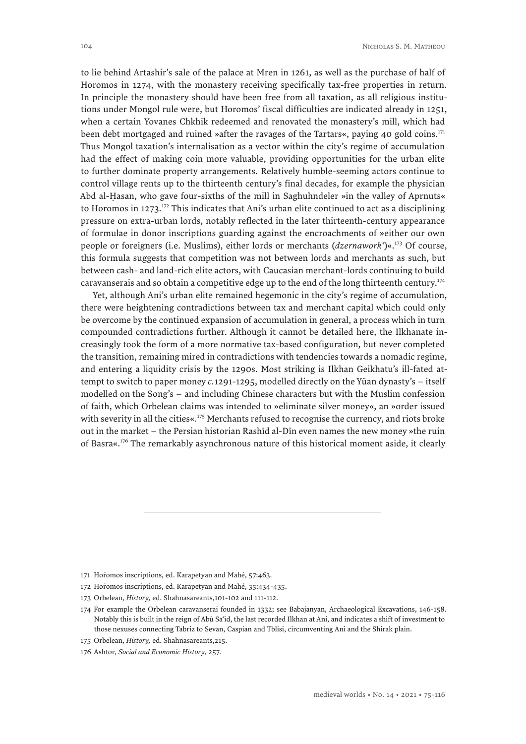to lie behind Artashir's sale of the palace at Mren in 1261, as well as the purchase of half of Horomos in 1274, with the monastery receiving specifically tax-free properties in return. In principle the monastery should have been free from all taxation, as all religious institutions under Mongol rule were, but Horomos' fiscal difficulties are indicated already in 1251, when a certain Yovanes Chkhik redeemed and renovated the monastery's mill, which had been debt mortgaged and ruined »after the ravages of the Tartars«, paying 40 gold coins.[171] Thus Mongol taxation's internalisation as a vector within the city's regime of accumulation had the effect of making coin more valuable, providing opportunities for the urban elite to further dominate property arrangements. Relatively humble-seeming actors continue to control village rents up to the thirteenth century's final decades, for example the physician Abd al-Ḥasan, who gave four-sixths of the mill in Saghuhndeler »in the valley of Aprnuts« to Horomos in 1273.[172] This indicates that Ani's urban elite continued to act as a disciplining pressure on extra-urban lords, notably reflected in the later thirteenth-century appearance of formulae in donor inscriptions guarding against the encroachments of »either our own people or foreigners (i.e. Muslims), either lords or merchants (*dzernawork'*)«.[173] Of course, this formula suggests that competition was not between lords and merchants as such, but between cash- and land-rich elite actors, with Caucasian merchant-lords continuing to build caravanserais and so obtain a competitive edge up to the end of the long thirteenth century.[174]

Yet, although Ani's urban elite remained hegemonic in the city's regime of accumulation, there were heightening contradictions between tax and merchant capital which could only be overcome by the continued expansion of accumulation in general, a process which in turn compounded contradictions further. Although it cannot be detailed here, the Ilkhanate increasingly took the form of a more normative tax-based configuration, but never completed the transition, remaining mired in contradictions with tendencies towards a nomadic regime, and entering a liquidity crisis by the 1290s. Most striking is Ilkhan Geikhatu's ill-fated attempt to switch to paper money *c.*1291-1295, modelled directly on the Yüan dynasty's – itself modelled on the Song's – and including Chinese characters but with the Muslim confession of faith, which Orbelean claims was intended to »eliminate silver money«, an »order issued with severity in all the cities«.[175] Merchants refused to recognise the currency, and riots broke out in the market – the Persian historian Rashīd al-Dīn even names the new money »the ruin of Basra«.[176] The remarkably asynchronous nature of this historical moment aside, it clearly

---

171 Hoṙomos inscriptions, ed. Karapetyan and Mahé, 57:463.

172 Hoṙomos inscriptions, ed. Karapetyan and Mahé, 35:434-435.

173 Orbelean, *History,* ed. Shahnasareants,101-102 and 111-112.

174 For example the Orbelean caravanserai founded in 1332; see Babajanyan, Archaeological Excavations, 146-158. Notably this is built in the reign of Abū Saʿīd, the last recorded Ilkhan at Ani, and indicates a shift of investment to those nexuses connecting Tabriz to Sevan, Caspian and Tblisi, circumventing Ani and the Shirak plain.

175 Orbelean, *History,* ed. Shahnasareants,215.

176 Ashtor, *Social and Economic History*, 257.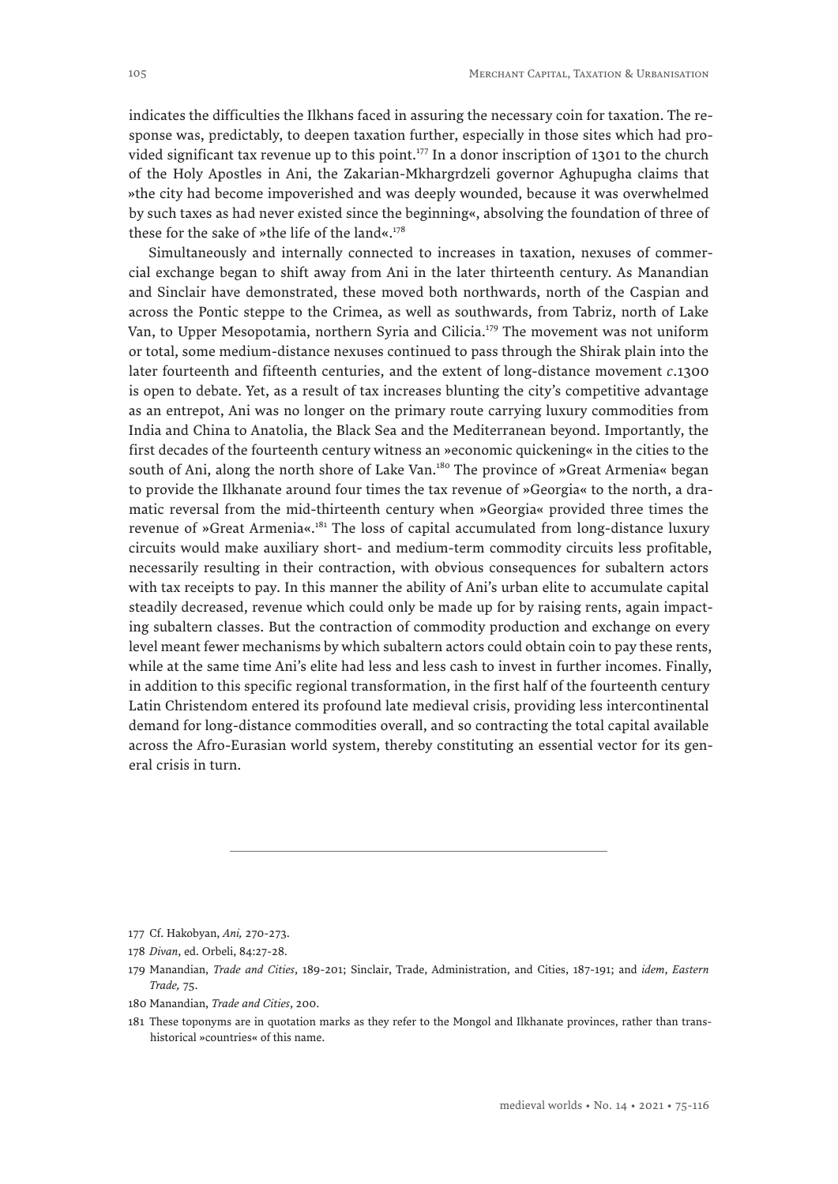indicates the difficulties the Ilkhans faced in assuring the necessary coin for taxation. The response was, predictably, to deepen taxation further, especially in those sites which had provided significant tax revenue up to this point.[177] In a donor inscription of 1301 to the church of the Holy Apostles in Ani, the Zakarian-Mkhargrdzeli governor Aghupugha claims that »the city had become impoverished and was deeply wounded, because it was overwhelmed by such taxes as had never existed since the beginning«, absolving the foundation of three of these for the sake of »the life of the land«.[178]

Simultaneously and internally connected to increases in taxation, nexuses of commercial exchange began to shift away from Ani in the later thirteenth century. As Manandian and Sinclair have demonstrated, these moved both northwards, north of the Caspian and across the Pontic steppe to the Crimea, as well as southwards, from Tabriz, north of Lake Van, to Upper Mesopotamia, northern Syria and Cilicia.[179] The movement was not uniform or total, some medium-distance nexuses continued to pass through the Shirak plain into the later fourteenth and fifteenth centuries, and the extent of long-distance movement *c*.1300 is open to debate. Yet, as a result of tax increases blunting the city's competitive advantage as an entrepot, Ani was no longer on the primary route carrying luxury commodities from India and China to Anatolia, the Black Sea and the Mediterranean beyond. Importantly, the first decades of the fourteenth century witness an »economic quickening« in the cities to the south of Ani, along the north shore of Lake Van.[180] The province of »Great Armenia« began to provide the Ilkhanate around four times the tax revenue of »Georgia« to the north, a dramatic reversal from the mid-thirteenth century when »Georgia« provided three times the revenue of »Great Armenia«.[181] The loss of capital accumulated from long-distance luxury circuits would make auxiliary short- and medium-term commodity circuits less profitable, necessarily resulting in their contraction, with obvious consequences for subaltern actors with tax receipts to pay. In this manner the ability of Ani's urban elite to accumulate capital steadily decreased, revenue which could only be made up for by raising rents, again impacting subaltern classes. But the contraction of commodity production and exchange on every level meant fewer mechanisms by which subaltern actors could obtain coin to pay these rents, while at the same time Ani's elite had less and less cash to invest in further incomes. Finally, in addition to this specific regional transformation, in the first half of the fourteenth century Latin Christendom entered its profound late medieval crisis, providing less intercontinental demand for long-distance commodities overall, and so contracting the total capital available across the Afro-Eurasian world system, thereby constituting an essential vector for its general crisis in turn.

---

177 Cf. Hakobyan, *Ani,* 270-273.

178 *Divan*, ed. Orbeli, 84:27-28.

179 Manandian, *Trade and Cities*, 189-201; Sinclair, Trade, Administration, and Cities, 187-191; and *idem*, *Eastern Trade,* 75.

180 Manandian, *Trade and Cities*, 200.

181 These toponyms are in quotation marks as they refer to the Mongol and Ilkhanate provinces, rather than transhistorical »countries« of this name.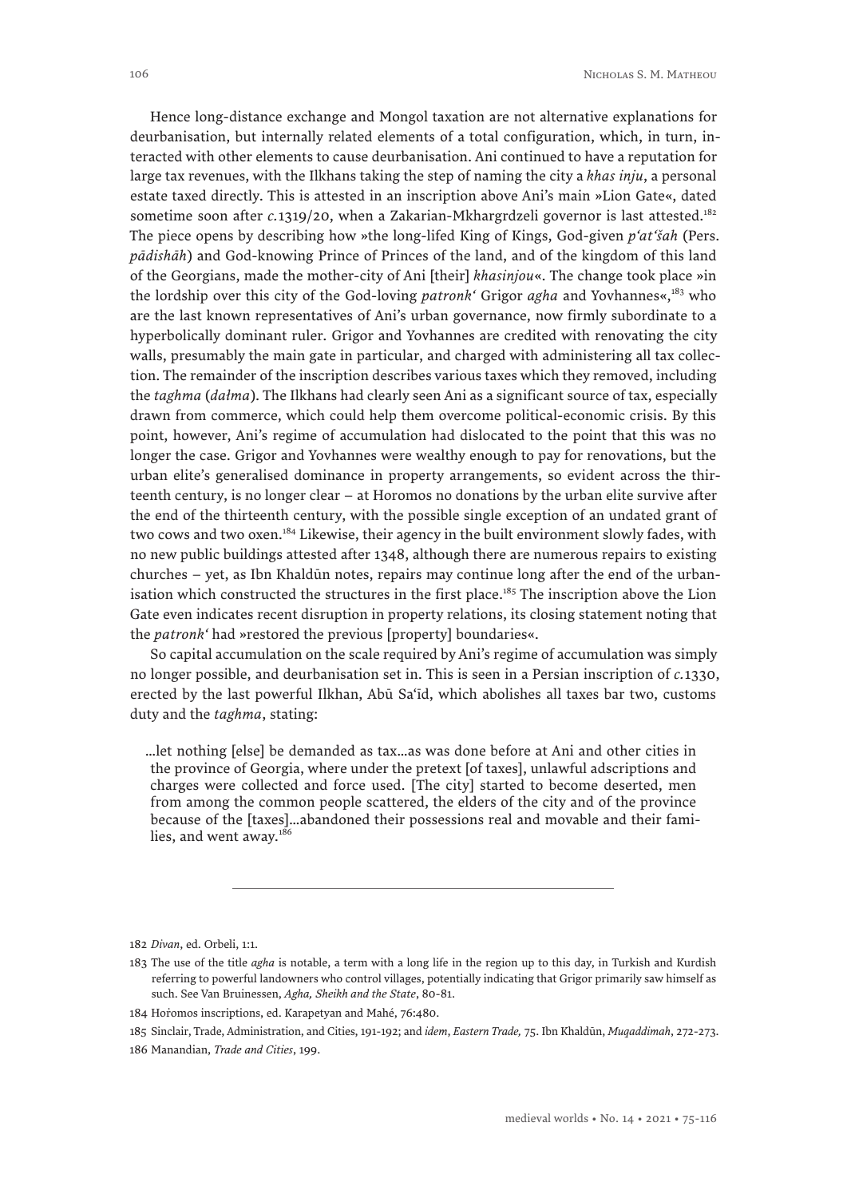Hence long-distance exchange and Mongol taxation are not alternative explanations for deurbanisation, but internally related elements of a total configuration, which, in turn, interacted with other elements to cause deurbanisation. Ani continued to have a reputation for large tax revenues, with the Ilkhans taking the step of naming the city a *khas inju*, a personal estate taxed directly. This is attested in an inscription above Ani's main »Lion Gate«, dated sometime soon after *c.*1319/20, when a Zakarian-Mkhargrdzeli governor is last attested.[182] The piece opens by describing how »the long-lifed King of Kings, God-given *p'at'šah* (Pers. *pādishāh*) and God-knowing Prince of Princes of the land, and of the kingdom of this land of the Georgians, made the mother-city of Ani [their] *khasinjou*«. The change took place »in the lordship over this city of the God-loving *patronk'* Grigor *agha* and Yovhannes«,[183] who are the last known representatives of Ani's urban governance, now firmly subordinate to a hyperbolically dominant ruler. Grigor and Yovhannes are credited with renovating the city walls, presumably the main gate in particular, and charged with administering all tax collection. The remainder of the inscription describes various taxes which they removed, including the *taghma* (*dałma*). The Ilkhans had clearly seen Ani as a significant source of tax, especially drawn from commerce, which could help them overcome political-economic crisis. By this point, however, Ani's regime of accumulation had dislocated to the point that this was no longer the case. Grigor and Yovhannes were wealthy enough to pay for renovations, but the urban elite's generalised dominance in property arrangements, so evident across the thirteenth century, is no longer clear – at Horomos no donations by the urban elite survive after the end of the thirteenth century, with the possible single exception of an undated grant of two cows and two oxen.[184] Likewise, their agency in the built environment slowly fades, with no new public buildings attested after 1348, although there are numerous repairs to existing churches – yet, as Ibn Khaldūn notes, repairs may continue long after the end of the urbanisation which constructed the structures in the first place.[185] The inscription above the Lion Gate even indicates recent disruption in property relations, its closing statement noting that the *patronk'* had »restored the previous [property] boundaries«.

So capital accumulation on the scale required by Ani's regime of accumulation was simply no longer possible, and deurbanisation set in. This is seen in a Persian inscription of *c.*1330, erected by the last powerful Ilkhan, Abū Sa'īd, which abolishes all taxes bar two, customs duty and the *taghma*, stating:

> …let nothing [else] be demanded as tax…as was done before at Ani and other cities in the province of Georgia, where under the pretext [of taxes], unlawful adscriptions and charges were collected and force used. [The city] started to become deserted, men from among the common people scattered, the elders of the city and of the province because of the [taxes]…abandoned their possessions real and movable and their families, and went away.[186]

---

182 *Divan*, ed. Orbeli, 1:1.

183 The use of the title *agha* is notable, a term with a long life in the region up to this day, in Turkish and Kurdish referring to powerful landowners who control villages, potentially indicating that Grigor primarily saw himself as such. See Van Bruinessen, *Agha, Sheikh and the State*, 80-81.

184 Hoṙomos inscriptions, ed. Karapetyan and Mahé, 76:480.

185 Sinclair, Trade, Administration, and Cities, 191-192; and *idem*, *Eastern Trade,* 75. Ibn Khaldūn, *Muqaddimah*, 272-273.

186 Manandian, *Trade and Cities*, 199.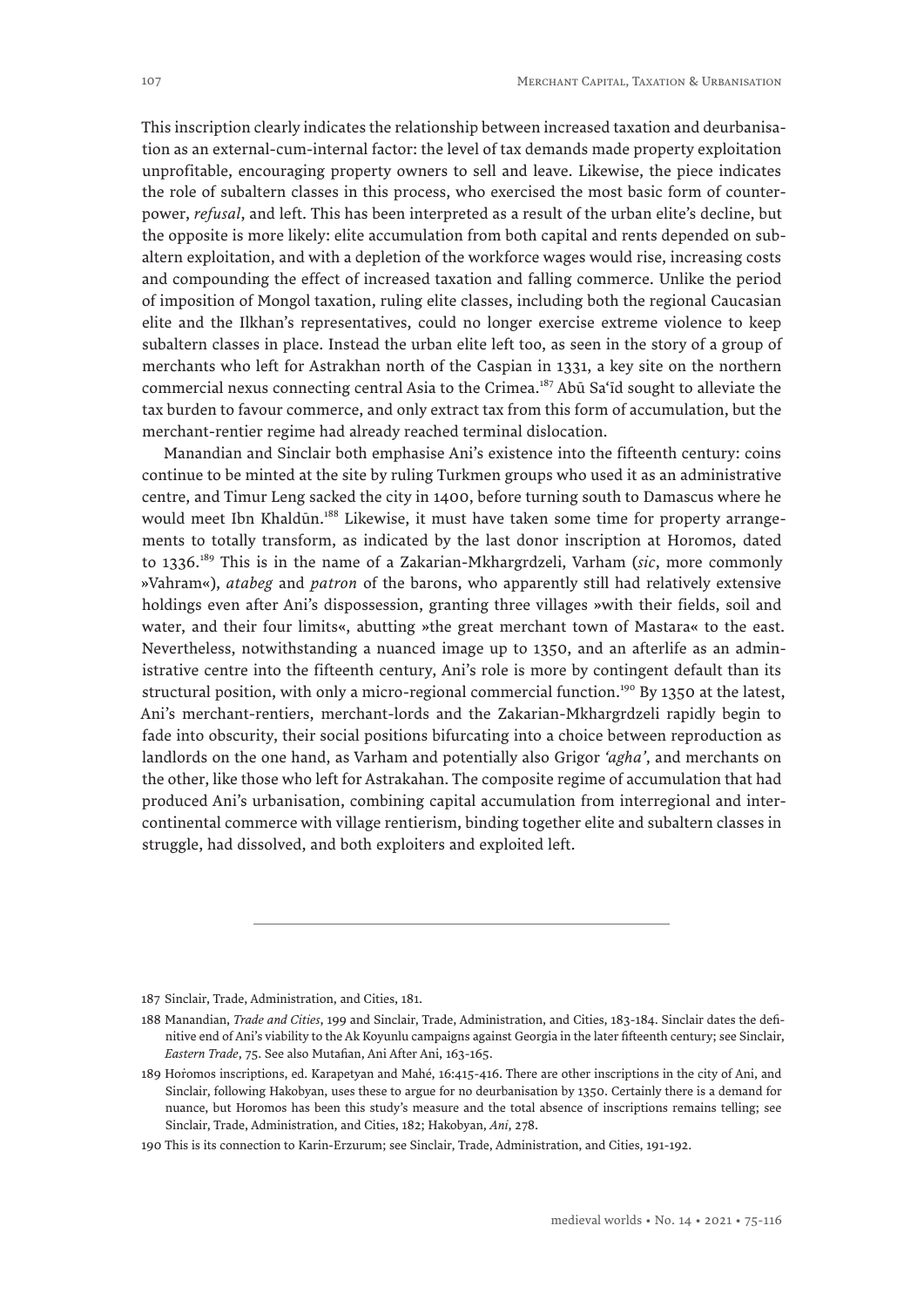This inscription clearly indicates the relationship between increased taxation and deurbanisation as an external-cum-internal factor: the level of tax demands made property exploitation unprofitable, encouraging property owners to sell and leave. Likewise, the piece indicates the role of subaltern classes in this process, who exercised the most basic form of counter-power, *refusal*, and left. This has been interpreted as a result of the urban elite's decline, but the opposite is more likely: elite accumulation from both capital and rents depended on subaltern exploitation, and with a depletion of the workforce wages would rise, increasing costs and compounding the effect of increased taxation and falling commerce. Unlike the period of imposition of Mongol taxation, ruling elite classes, including both the regional Caucasian elite and the Ilkhan's representatives, could no longer exercise extreme violence to keep subaltern classes in place. Instead the urban elite left too, as seen in the story of a group of merchants who left for Astrakhan north of the Caspian in 1331, a key site on the northern commercial nexus connecting central Asia to the Crimea.[187] Abū Saʿīd sought to alleviate the tax burden to favour commerce, and only extract tax from this form of accumulation, but the merchant-rentier regime had already reached terminal dislocation.

Manandian and Sinclair both emphasise Ani's existence into the fifteenth century: coins continue to be minted at the site by ruling Turkmen groups who used it as an administrative centre, and Timur Leng sacked the city in 1400, before turning south to Damascus where he would meet Ibn Khaldūn.[188] Likewise, it must have taken some time for property arrangements to totally transform, as indicated by the last donor inscription at Horomos, dated to 1336.[189] This is in the name of a Zakarian-Mkhargrdzeli, Varham (*sic*, more commonly »Vahram«), *atabeg* and *patron* of the barons, who apparently still had relatively extensive holdings even after Ani's dispossession, granting three villages »with their fields, soil and water, and their four limits«, abutting »the great merchant town of Mastara« to the east. Nevertheless, notwithstanding a nuanced image up to 1350, and an afterlife as an administrative centre into the fifteenth century, Ani's role is more by contingent default than its structural position, with only a micro-regional commercial function.[190] By 1350 at the latest, Ani's merchant-rentiers, merchant-lords and the Zakarian-Mkhargrdzeli rapidly begin to fade into obscurity, their social positions bifurcating into a choice between reproduction as landlords on the one hand, as Varham and potentially also Grigor *'agha'*, and merchants on the other, like those who left for Astrakahan. The composite regime of accumulation that had produced Ani's urbanisation, combining capital accumulation from interregional and intercontinental commerce with village rentierism, binding together elite and subaltern classes in struggle, had dissolved, and both exploiters and exploited left.

---

187 Sinclair, Trade, Administration, and Cities, 181.

188 Manandian, *Trade and Cities*, 199 and Sinclair, Trade, Administration, and Cities, 183-184. Sinclair dates the definitive end of Ani's viability to the Ak Koyunlu campaigns against Georgia in the later fifteenth century; see Sinclair, *Eastern Trade*, 75. See also Mutafian, Ani After Ani, 163-165.

189 Hoṙomos inscriptions, ed. Karapetyan and Mahé, 16:415-416. There are other inscriptions in the city of Ani, and Sinclair, following Hakobyan, uses these to argue for no deurbanisation by 1350. Certainly there is a demand for nuance, but Horomos has been this study's measure and the total absence of inscriptions remains telling; see Sinclair, Trade, Administration, and Cities, 182; Hakobyan, *Ani*, 278.

190 This is its connection to Karin-Erzurum; see Sinclair, Trade, Administration, and Cities, 191-192.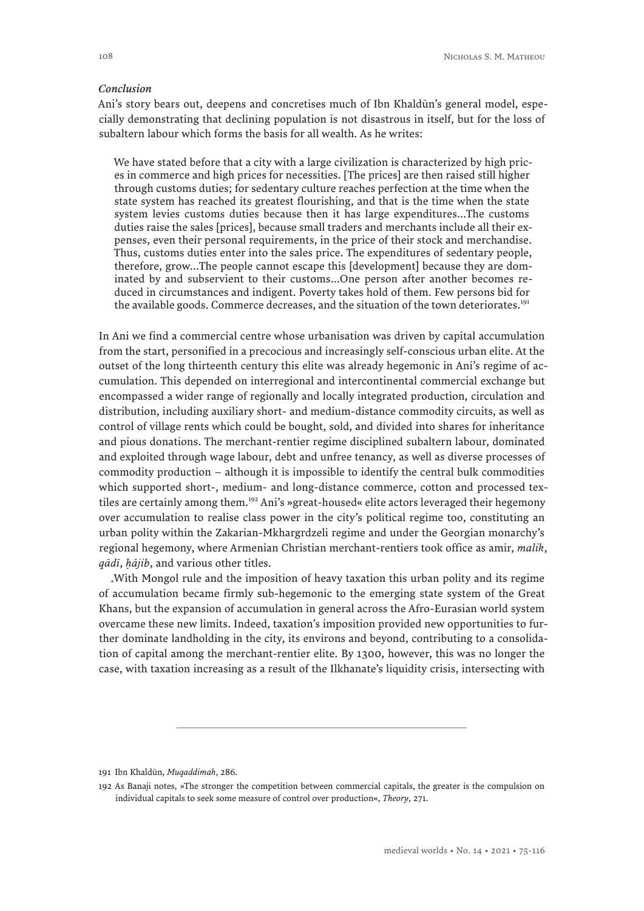### *Conclusion*

Ani's story bears out, deepens and concretises much of Ibn Khaldūn's general model, especially demonstrating that declining population is not disastrous in itself, but for the loss of subaltern labour which forms the basis for all wealth. As he writes:

> We have stated before that a city with a large civilization is characterized by high prices in commerce and high prices for necessities. [The prices] are then raised still higher through customs duties; for sedentary culture reaches perfection at the time when the state system has reached its greatest flourishing, and that is the time when the state system levies customs duties because then it has large expenditures...The customs duties raise the sales [prices], because small traders and merchants include all their expenses, even their personal requirements, in the price of their stock and merchandise. Thus, customs duties enter into the sales price. The expenditures of sedentary people, therefore, grow...The people cannot escape this [development] because they are dominated by and subservient to their customs...One person after another becomes reduced in circumstances and indigent. Poverty takes hold of them. Few persons bid for the available goods. Commerce decreases, and the situation of the town deteriorates.[191]

In Ani we find a commercial centre whose urbanisation was driven by capital accumulation from the start, personified in a precocious and increasingly self-conscious urban elite. At the outset of the long thirteenth century this elite was already hegemonic in Ani's regime of accumulation. This depended on interregional and intercontinental commercial exchange but encompassed a wider range of regionally and locally integrated production, circulation and distribution, including auxiliary short- and medium-distance commodity circuits, as well as control of village rents which could be bought, sold, and divided into shares for inheritance and pious donations. The merchant-rentier regime disciplined subaltern labour, dominated and exploited through wage labour, debt and unfree tenancy, as well as diverse processes of commodity production – although it is impossible to identify the central bulk commodities which supported short-, medium- and long-distance commerce, cotton and processed textiles are certainly among them.[192] Ani's »great-housed« elite actors leveraged their hegemony over accumulation to realise class power in the city's political regime too, constituting an urban polity within the Zakarian-Mkhargrdzeli regime and under the Georgian monarchy's regional hegemony, where Armenian Christian merchant-rentiers took office as amir, *malik*, *qāḍī*, *ḥājib*, and various other titles.

With Mongol rule and the imposition of heavy taxation this urban polity and its regime of accumulation became firmly sub-hegemonic to the emerging state system of the Great Khans, but the expansion of accumulation in general across the Afro-Eurasian world system overcame these new limits. Indeed, taxation's imposition provided new opportunities to further dominate landholding in the city, its environs and beyond, contributing to a consolidation of capital among the merchant-rentier elite. By 1300, however, this was no longer the case, with taxation increasing as a result of the Ilkhanate's liquidity crisis, intersecting with

---

191 Ibn Khaldūn, *Muqaddimah*, 286.

192 As Banaji notes, »The stronger the competition between commercial capitals, the greater is the compulsion on individual capitals to seek some measure of control over production«, *Theory*, 271.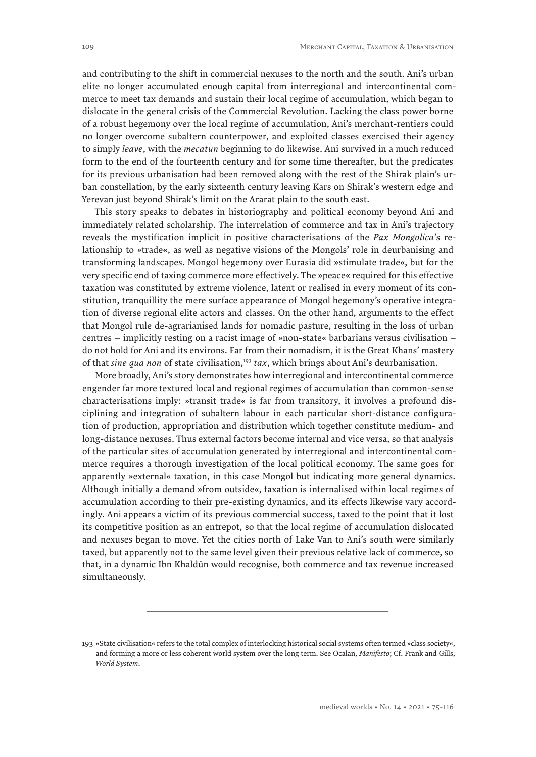and contributing to the shift in commercial nexuses to the north and the south. Ani's urban elite no longer accumulated enough capital from interregional and intercontinental commerce to meet tax demands and sustain their local regime of accumulation, which began to dislocate in the general crisis of the Commercial Revolution. Lacking the class power borne of a robust hegemony over the local regime of accumulation, Ani's merchant-rentiers could no longer overcome subaltern counterpower, and exploited classes exercised their agency to simply *leave*, with the *mecatun* beginning to do likewise. Ani survived in a much reduced form to the end of the fourteenth century and for some time thereafter, but the predicates for its previous urbanisation had been removed along with the rest of the Shirak plain's urban constellation, by the early sixteenth century leaving Kars on Shirak's western edge and Yerevan just beyond Shirak's limit on the Ararat plain to the south east.

This story speaks to debates in historiography and political economy beyond Ani and immediately related scholarship. The interrelation of commerce and tax in Ani's trajectory reveals the mystification implicit in positive characterisations of the *Pax Mongolica*'s relationship to »trade«, as well as negative visions of the Mongols' role in deurbanising and transforming landscapes. Mongol hegemony over Eurasia did »stimulate trade«, but for the very specific end of taxing commerce more effectively. The »peace« required for this effective taxation was constituted by extreme violence, latent or realised in every moment of its constitution, tranquillity the mere surface appearance of Mongol hegemony's operative integration of diverse regional elite actors and classes. On the other hand, arguments to the effect that Mongol rule de-agrarianised lands for nomadic pasture, resulting in the loss of urban centres – implicitly resting on a racist image of »non-state« barbarians versus civilisation – do not hold for Ani and its environs. Far from their nomadism, it is the Great Khans' mastery of that *sine qua non* of state civilisation,[193] *tax*, which brings about Ani's deurbanisation.

More broadly, Ani's story demonstrates how interregional and intercontinental commerce engender far more textured local and regional regimes of accumulation than common-sense characterisations imply: »transit trade« is far from transitory, it involves a profound disciplining and integration of subaltern labour in each particular short-distance configuration of production, appropriation and distribution which together constitute medium- and long-distance nexuses. Thus external factors become internal and vice versa, so that analysis of the particular sites of accumulation generated by interregional and intercontinental commerce requires a thorough investigation of the local political economy. The same goes for apparently »external« taxation, in this case Mongol but indicating more general dynamics. Although initially a demand »from outside«, taxation is internalised within local regimes of accumulation according to their pre-existing dynamics, and its effects likewise vary accordingly. Ani appears a victim of its previous commercial success, taxed to the point that it lost its competitive position as an entrepot, so that the local regime of accumulation dislocated and nexuses began to move. Yet the cities north of Lake Van to Ani's south were similarly taxed, but apparently not to the same level given their previous relative lack of commerce, so that, in a dynamic Ibn Khaldūn would recognise, both commerce and tax revenue increased simultaneously.

---

193 »State civilisation« refers to the total complex of interlocking historical social systems often termed »class society«, and forming a more or less coherent world system over the long term. See Öcalan, *Manifesto*; Cf. Frank and Gills, *World System*.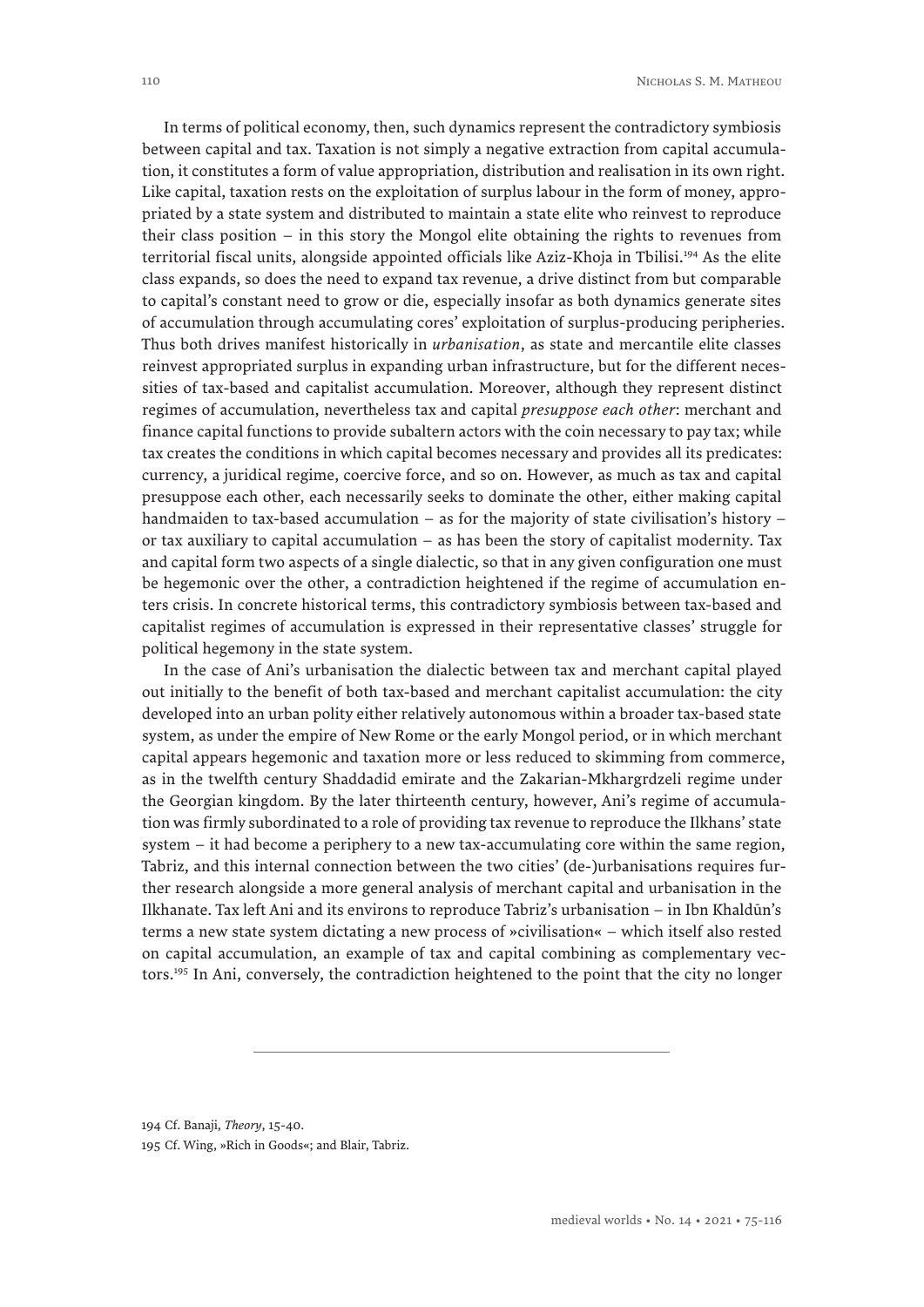In terms of political economy, then, such dynamics represent the contradictory symbiosis between capital and tax. Taxation is not simply a negative extraction from capital accumulation, it constitutes a form of value appropriation, distribution and realisation in its own right. Like capital, taxation rests on the exploitation of surplus labour in the form of money, appropriated by a state system and distributed to maintain a state elite who reinvest to reproduce their class position – in this story the Mongol elite obtaining the rights to revenues from territorial fiscal units, alongside appointed officials like Aziz-Khoja in Tbilisi.[194] As the elite class expands, so does the need to expand tax revenue, a drive distinct from but comparable to capital's constant need to grow or die, especially insofar as both dynamics generate sites of accumulation through accumulating cores' exploitation of surplus-producing peripheries. Thus both drives manifest historically in *urbanisation*, as state and mercantile elite classes reinvest appropriated surplus in expanding urban infrastructure, but for the different necessities of tax-based and capitalist accumulation. Moreover, although they represent distinct regimes of accumulation, nevertheless tax and capital *presuppose each other*: merchant and finance capital functions to provide subaltern actors with the coin necessary to pay tax; while tax creates the conditions in which capital becomes necessary and provides all its predicates: currency, a juridical regime, coercive force, and so on. However, as much as tax and capital presuppose each other, each necessarily seeks to dominate the other, either making capital handmaiden to tax-based accumulation – as for the majority of state civilisation's history – or tax auxiliary to capital accumulation – as has been the story of capitalist modernity. Tax and capital form two aspects of a single dialectic, so that in any given configuration one must be hegemonic over the other, a contradiction heightened if the regime of accumulation enters crisis. In concrete historical terms, this contradictory symbiosis between tax-based and capitalist regimes of accumulation is expressed in their representative classes' struggle for political hegemony in the state system.

In the case of Ani's urbanisation the dialectic between tax and merchant capital played out initially to the benefit of both tax-based and merchant capitalist accumulation: the city developed into an urban polity either relatively autonomous within a broader tax-based state system, as under the empire of New Rome or the early Mongol period, or in which merchant capital appears hegemonic and taxation more or less reduced to skimming from commerce, as in the twelfth century Shaddadid emirate and the Zakarian-Mkhargrdzeli regime under the Georgian kingdom. By the later thirteenth century, however, Ani's regime of accumulation was firmly subordinated to a role of providing tax revenue to reproduce the Ilkhans' state system – it had become a periphery to a new tax-accumulating core within the same region, Tabriz, and this internal connection between the two cities' (de-)urbanisations requires further research alongside a more general analysis of merchant capital and urbanisation in the Ilkhanate. Tax left Ani and its environs to reproduce Tabriz's urbanisation – in Ibn Khaldūn's terms a new state system dictating a new process of »civilisation« – which itself also rested on capital accumulation, an example of tax and capital combining as complementary vectors.[195] In Ani, conversely, the contradiction heightened to the point that the city no longer

---

194 Cf. Banaji, *Theory*, 15-40.

195 Cf. Wing, »Rich in Goods«; and Blair, Tabriz.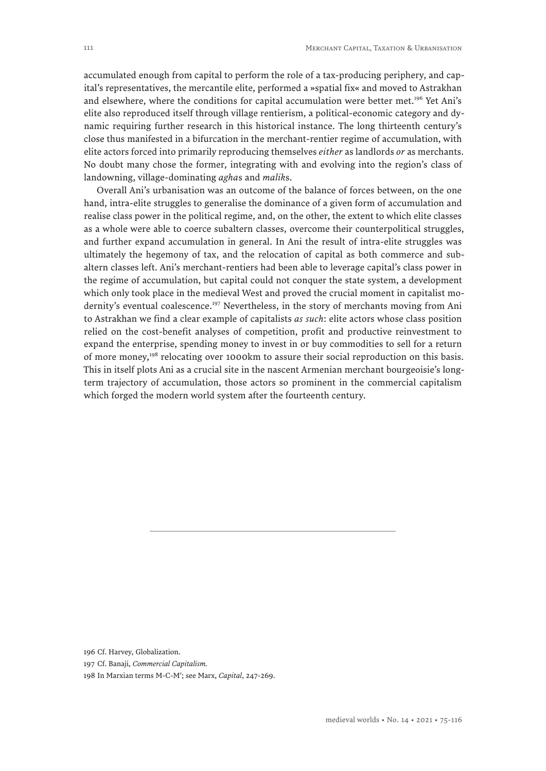accumulated enough from capital to perform the role of a tax-producing periphery, and capital's representatives, the mercantile elite, performed a »spatial fix« and moved to Astrakhan and elsewhere, where the conditions for capital accumulation were better met.[196] Yet Ani's elite also reproduced itself through village rentierism, a political-economic category and dynamic requiring further research in this historical instance. The long thirteenth century's close thus manifested in a bifurcation in the merchant-rentier regime of accumulation, with elite actors forced into primarily reproducing themselves *either* as landlords *or* as merchants. No doubt many chose the former, integrating with and evolving into the region's class of landowning, village-dominating *agha*s and *malik*s.

Overall Ani's urbanisation was an outcome of the balance of forces between, on the one hand, intra-elite struggles to generalise the dominance of a given form of accumulation and realise class power in the political regime, and, on the other, the extent to which elite classes as a whole were able to coerce subaltern classes, overcome their counterpolitical struggles, and further expand accumulation in general. In Ani the result of intra-elite struggles was ultimately the hegemony of tax, and the relocation of capital as both commerce and subaltern classes left. Ani's merchant-rentiers had been able to leverage capital's class power in the regime of accumulation, but capital could not conquer the state system, a development which only took place in the medieval West and proved the crucial moment in capitalist modernity's eventual coalescence.[197] Nevertheless, in the story of merchants moving from Ani to Astrakhan we find a clear example of capitalists *as such*: elite actors whose class position relied on the cost-benefit analyses of competition, profit and productive reinvestment to expand the enterprise, spending money to invest in or buy commodities to sell for a return of more money,[198] relocating over 1000km to assure their social reproduction on this basis. This in itself plots Ani as a crucial site in the nascent Armenian merchant bourgeoisie's long-term trajectory of accumulation, those actors so prominent in the commercial capitalism which forged the modern world system after the fourteenth century.

---

196 Cf. Harvey, Globalization.

197 Cf. Banaji, *Commercial Capitalism.*

198 In Marxian terms M-C-M′; see Marx, *Capital*, 247-269.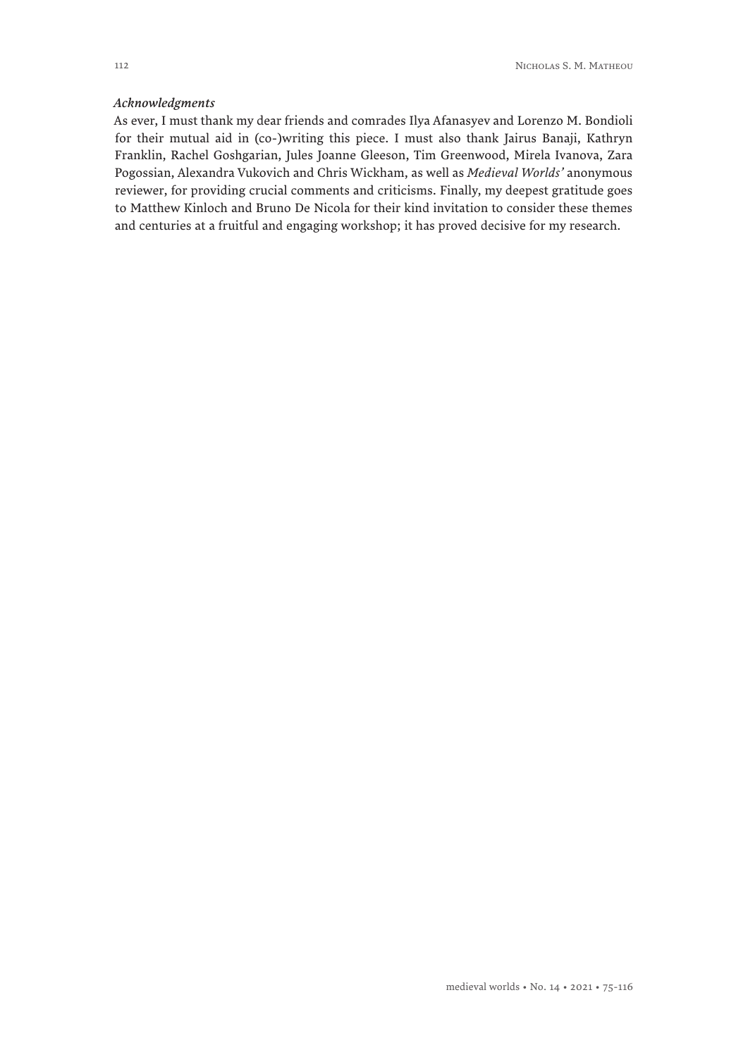### *Acknowledgments*

As ever, I must thank my dear friends and comrades Ilya Afanasyev and Lorenzo M. Bondioli for their mutual aid in (co-)writing this piece. I must also thank Jairus Banaji, Kathryn Franklin, Rachel Goshgarian, Jules Joanne Gleeson, Tim Greenwood, Mirela Ivanova, Zara Pogossian, Alexandra Vukovich and Chris Wickham, as well as *Medieval Worlds'* anonymous reviewer, for providing crucial comments and criticisms. Finally, my deepest gratitude goes to Matthew Kinloch and Bruno De Nicola for their kind invitation to consider these themes and centuries at a fruitful and engaging workshop; it has proved decisive for my research.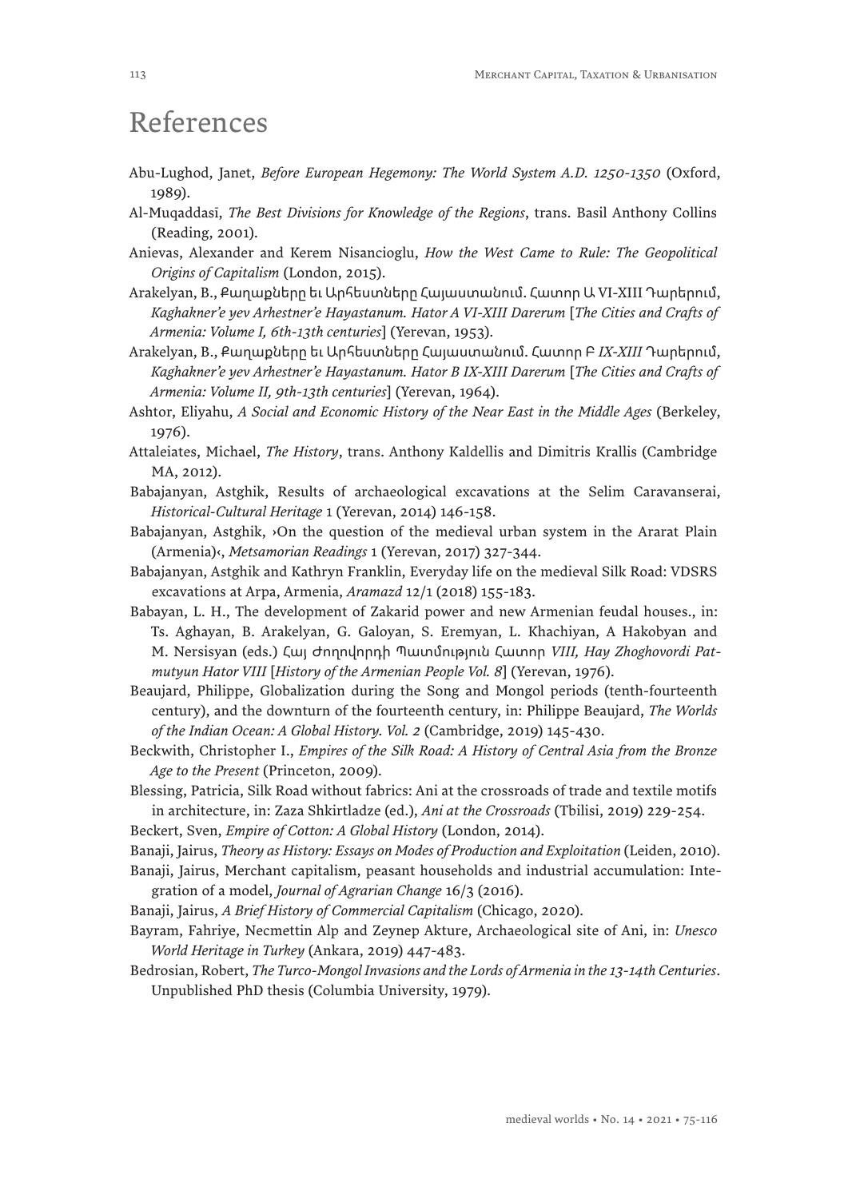# References

Abu-Lughod, Janet, *Before European Hegemony: The World System A.D. 1250-1350* (Oxford, 1989).

Al-Muqaddasī, *The Best Divisions for Knowledge of the Regions*, trans. Basil Anthony Collins (Reading, 2001).

Anievas, Alexander and Kerem Nisancioglu, *How the West Came to Rule: The Geopolitical Origins of Capitalism* (London, 2015).

Arakelyan, B., Քաղաքները եւ Արհեստները Հայաստանում. Հատոր Ա VI-XIII Դարերում, *Kaghakner'e yev Arhestner'e Hayastanum. Hator A VI-XIII Darerum* [*The Cities and Crafts of Armenia: Volume I, 6th-13th centuries*] (Yerevan, 1953).

Arakelyan, B., Քաղաքները եւ Արհեստները Հայաստանում. Հատոր Բ *IX-XIII* Դարերում, *Kaghakner'e yev Arhestner'e Hayastanum. Hator B IX-XIII Darerum* [*The Cities and Crafts of Armenia: Volume II, 9th-13th centuries*] (Yerevan, 1964).

Ashtor, Eliyahu, *A Social and Economic History of the Near East in the Middle Ages* (Berkeley, 1976).

Attaleiates, Michael, *The History*, trans. Anthony Kaldellis and Dimitris Krallis (Cambridge MA, 2012).

Babajanyan, Astghik, Results of archaeological excavations at the Selim Caravanserai, *Historical-Cultural Heritage* 1 (Yerevan, 2014) 146-158.

Babajanyan, Astghik, ›On the question of the medieval urban system in the Ararat Plain (Armenia)‹, *Metsamorian Readings* 1 (Yerevan, 2017) 327-344.

Babajanyan, Astghik and Kathryn Franklin, Everyday life on the medieval Silk Road: VDSRS excavations at Arpa, Armenia, *Aramazd* 12/1 (2018) 155-183.

Babayan, L. H., The development of Zakarid power and new Armenian feudal houses., in: Ts. Aghayan, B. Arakelyan, G. Galoyan, S. Eremyan, L. Khachiyan, A Hakobyan and M. Nersisyan (eds.) Հայ Ժողովրդի Պատմություն Հատոր *VIII, Hay Zhoghovordi Patmutyun Hator VIII* [*History of the Armenian People Vol. 8*] (Yerevan, 1976).

Beaujard, Philippe, Globalization during the Song and Mongol periods (tenth-fourteenth century), and the downturn of the fourteenth century, in: Philippe Beaujard, *The Worlds of the Indian Ocean: A Global History. Vol. 2* (Cambridge, 2019) 145-430.

Beckwith, Christopher I., *Empires of the Silk Road: A History of Central Asia from the Bronze Age to the Present* (Princeton, 2009).

Blessing, Patricia, Silk Road without fabrics: Ani at the crossroads of trade and textile motifs in architecture, in: Zaza Shkirtladze (ed.), *Ani at the Crossroads* (Tbilisi, 2019) 229-254.

Beckert, Sven, *Empire of Cotton: A Global History* (London, 2014).

Banaji, Jairus, *Theory as History: Essays on Modes of Production and Exploitation* (Leiden, 2010).

Banaji, Jairus, Merchant capitalism, peasant households and industrial accumulation: Integration of a model, *Journal of Agrarian Change* 16/3 (2016).

Banaji, Jairus, *A Brief History of Commercial Capitalism* (Chicago, 2020).

Bayram, Fahriye, Necmettin Alp and Zeynep Akture, Archaeological site of Ani, in: *Unesco World Heritage in Turkey* (Ankara, 2019) 447-483.

Bedrosian, Robert, *The Turco-Mongol Invasions and the Lords of Armenia in the 13-14th Centuries*. Unpublished PhD thesis (Columbia University, 1979).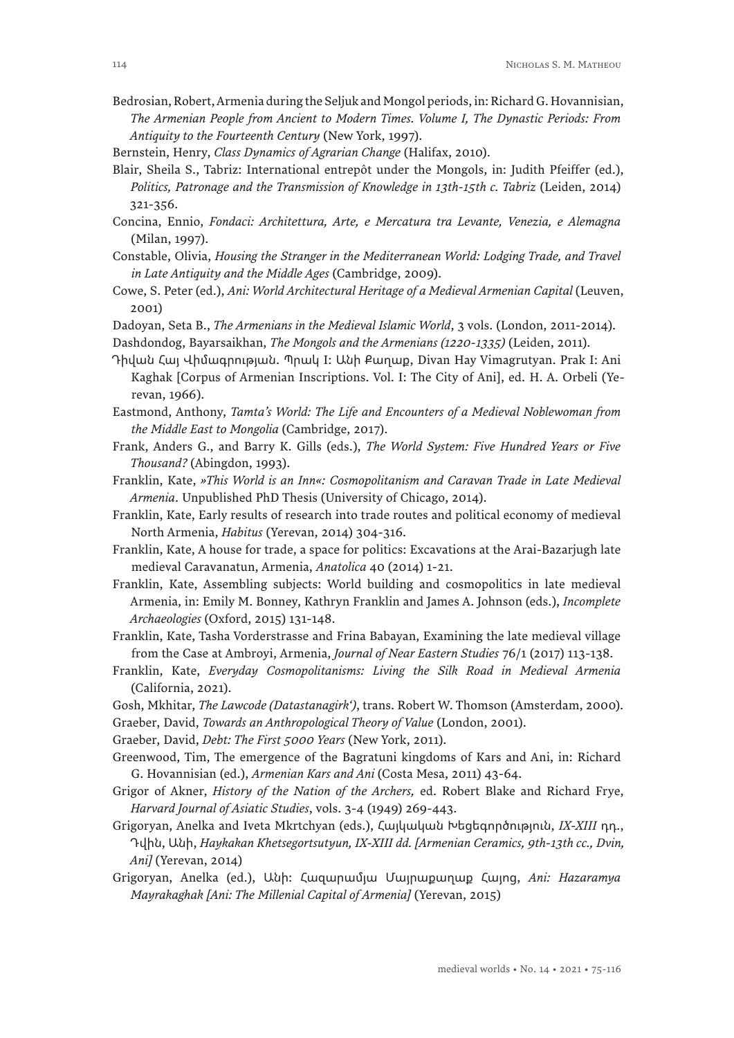Bedrosian, Robert, Armenia during the Seljuk and Mongol periods, in: Richard G. Hovannisian, *The Armenian People from Ancient to Modern Times. Volume I, The Dynastic Periods: From Antiquity to the Fourteenth Century* (New York, 1997).

Bernstein, Henry, *Class Dynamics of Agrarian Change* (Halifax, 2010).

Blair, Sheila S., Tabriz: International entrepôt under the Mongols, in: Judith Pfeiffer (ed.), *Politics, Patronage and the Transmission of Knowledge in 13th-15th c. Tabriz* (Leiden, 2014) 321-356.

Concina, Ennio, *Fondaci: Architettura, Arte, e Mercatura tra Levante, Venezia, e Alemagna* (Milan, 1997).

Constable, Olivia, *Housing the Stranger in the Mediterranean World: Lodging Trade, and Travel in Late Antiquity and the Middle Ages* (Cambridge, 2009).

Cowe, S. Peter (ed.), *Ani: World Architectural Heritage of a Medieval Armenian Capital* (Leuven, 2001)

Dadoyan, Seta B., *The Armenians in the Medieval Islamic World*, 3 vols. (London, 2011-2014).

Dashdondog, Bayarsaikhan, *The Mongols and the Armenians (1220-1335)* (Leiden, 2011).

Դիվան Հայ Վիմագրության. Պրակ I: Անի Քաղաք, Divan Hay Vimagrutyan. Prak I: Ani Kaghak [Corpus of Armenian Inscriptions. Vol. I: The City of Ani], ed. H. A. Orbeli (Yerevan, 1966).

Eastmond, Anthony, *Tamta's World: The Life and Encounters of a Medieval Noblewoman from the Middle East to Mongolia* (Cambridge, 2017).

Frank, Anders G., and Barry K. Gills (eds.), *The World System: Five Hundred Years or Five Thousand?* (Abingdon, 1993).

Franklin, Kate, *»This World is an Inn«: Cosmopolitanism and Caravan Trade in Late Medieval Armenia*. Unpublished PhD Thesis (University of Chicago, 2014).

Franklin, Kate, Early results of research into trade routes and political economy of medieval North Armenia, *Habitus* (Yerevan, 2014) 304-316.

Franklin, Kate, A house for trade, a space for politics: Excavations at the Arai-Bazarjugh late medieval Caravanatun, Armenia, *Anatolica* 40 (2014) 1-21.

Franklin, Kate, Assembling subjects: World building and cosmopolitics in late medieval Armenia, in: Emily M. Bonney, Kathryn Franklin and James A. Johnson (eds.), *Incomplete Archaeologies* (Oxford, 2015) 131-148.

Franklin, Kate, Tasha Vorderstrasse and Frina Babayan, Examining the late medieval village from the Case at Ambroyi, Armenia, *Journal of Near Eastern Studies* 76/1 (2017) 113-138.

Franklin, Kate, *Everyday Cosmopolitanisms: Living the Silk Road in Medieval Armenia* (California, 2021).

Gosh, Mkhitar, *The Lawcode (Datastanagirk')*, trans. Robert W. Thomson (Amsterdam, 2000).

Graeber, David, *Towards an Anthropological Theory of Value* (London, 2001).

Graeber, David, *Debt: The First 5000 Years* (New York, 2011).

Greenwood, Tim, The emergence of the Bagratuni kingdoms of Kars and Ani, in: Richard G. Hovannisian (ed.), *Armenian Kars and Ani* (Costa Mesa, 2011) 43-64.

Grigor of Akner, *History of the Nation of the Archers,* ed. Robert Blake and Richard Frye, *Harvard Journal of Asiatic Studies*, vols. 3-4 (1949) 269-443.

Grigoryan, Anelka and Iveta Mkrtchyan (eds.), Հայկական Խեցեգործություն, *IX-XIII* դդ., Դվին, Անի, *Haykakan Khetsegortsutyun, IX-XIII dd. [Armenian Ceramics, 9th-13th cc., Dvin, Ani]* (Yerevan, 2014)

Grigoryan, Anelka (ed.), Անի: Հազարամյա Մայրաքաղաք Հայոց, *Ani: Hazaramya Mayrakaghak [Ani: The Millenial Capital of Armenia]* (Yerevan, 2015)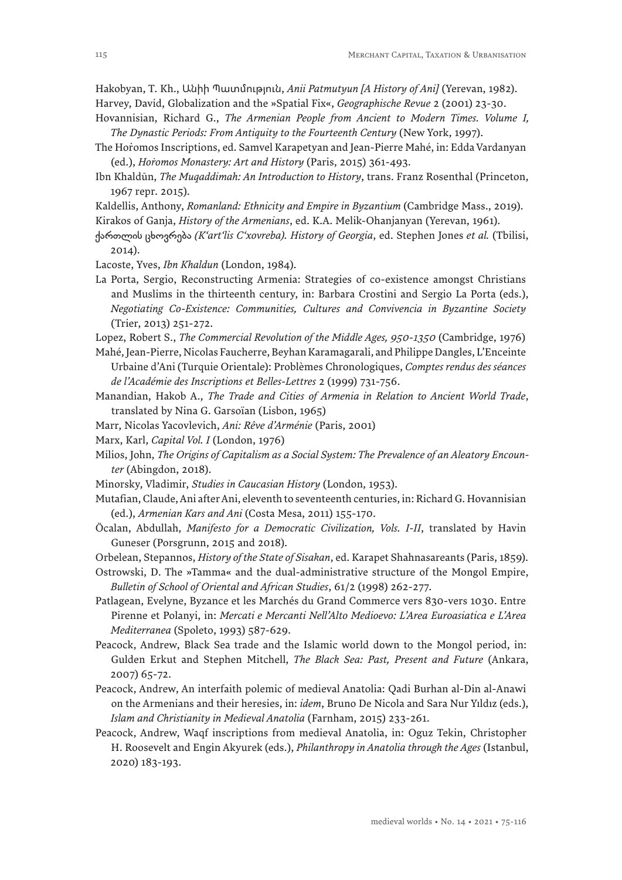Hakobyan, T. Kh., Անիի Պատմություն, *Anii Patmutyun [A History of Ani]* (Yerevan, 1982).

Harvey, David, Globalization and the »Spatial Fix«, *Geographische Revue* 2 (2001) 23-30.

Hovannisian, Richard G., *The Armenian People from Ancient to Modern Times. Volume I, The Dynastic Periods: From Antiquity to the Fourteenth Century* (New York, 1997).

The Hoṙomos Inscriptions, ed. Samvel Karapetyan and Jean-Pierre Mahé, in: Edda Vardanyan (ed.), *Hoṙomos Monastery: Art and History* (Paris, 2015) 361-493.

Ibn Khaldūn, *The Muqaddimah: An Introduction to History*, trans. Franz Rosenthal (Princeton, 1967 repr. 2015).

Kaldellis, Anthony, *Romanland: Ethnicity and Empire in Byzantium* (Cambridge Mass., 2019).

Kirakos of Ganja, *History of the Armenians*, ed. K.A. Melik-Ohanjanyan (Yerevan, 1961).

ქართლის ცხოვრება *(K'art'lis C'xovreba). History of Georgia*, ed. Stephen Jones *et al.* (Tbilisi, 2014).

Lacoste, Yves, *Ibn Khaldun* (London, 1984).

La Porta, Sergio, Reconstructing Armenia: Strategies of co-existence amongst Christians and Muslims in the thirteenth century, in: Barbara Crostini and Sergio La Porta (eds.), *Negotiating Co-Existence: Communities, Cultures and Convivencia in Byzantine Society* (Trier, 2013) 251-272.

Lopez, Robert S., *The Commercial Revolution of the Middle Ages, 950-1350* (Cambridge, 1976)

Mahé, Jean-Pierre, Nicolas Faucherre, Beyhan Karamagarali, and Philippe Dangles, L'Enceinte Urbaine d'Ani (Turquie Orientale): Problèmes Chronologiques, *Comptes rendus des séances de l'Académie des Inscriptions et Belles-Lettres* 2 (1999) 731-756.

Manandian, Hakob A., *The Trade and Cities of Armenia in Relation to Ancient World Trade*, translated by Nina G. Garsoïan (Lisbon, 1965)

Marr, Nicolas Yacovlevich, *Ani: Rêve d'Arménie* (Paris, 2001)

Marx, Karl, *Capital Vol. I* (London, 1976)

Milios, John, *The Origins of Capitalism as a Social System: The Prevalence of an Aleatory Encounter* (Abingdon, 2018).

Minorsky, Vladimir, *Studies in Caucasian History* (London, 1953).

Mutafian, Claude, Ani after Ani, eleventh to seventeenth centuries, in: Richard G. Hovannisian (ed.), *Armenian Kars and Ani* (Costa Mesa, 2011) 155-170.

Öcalan, Abdullah, *Manifesto for a Democratic Civilization, Vols. I-II*, translated by Havin Guneser (Porsgrunn, 2015 and 2018).

Orbelean, Stepannos, *History of the State of Sisakan*, ed. Karapet Shahnasareants (Paris, 1859).

Ostrowski, D. The »Tamma« and the dual-administrative structure of the Mongol Empire, *Bulletin of School of Oriental and African Studies*, 61/2 (1998) 262-277.

Patlagean, Evelyne, Byzance et les Marchés du Grand Commerce vers 830-vers 1030. Entre Pirenne et Polanyi, in: *Mercati e Mercanti Nell'Alto Medioevo: L'Area Euroasiatica e L'Area Mediterranea* (Spoleto, 1993) 587-629.

Peacock, Andrew, Black Sea trade and the Islamic world down to the Mongol period, in: Gulden Erkut and Stephen Mitchell, *The Black Sea: Past, Present and Future* (Ankara, 2007) 65-72.

Peacock, Andrew, An interfaith polemic of medieval Anatolia: Qadi Burhan al-Din al-Anawi on the Armenians and their heresies, in: *idem*, Bruno De Nicola and Sara Nur Yıldız (eds.), *Islam and Christianity in Medieval Anatolia* (Farnham, 2015) 233-261.

Peacock, Andrew, Waqf inscriptions from medieval Anatolia, in: Oguz Tekin, Christopher H. Roosevelt and Engin Akyurek (eds.), *Philanthropy in Anatolia through the Ages* (Istanbul, 2020) 183-193.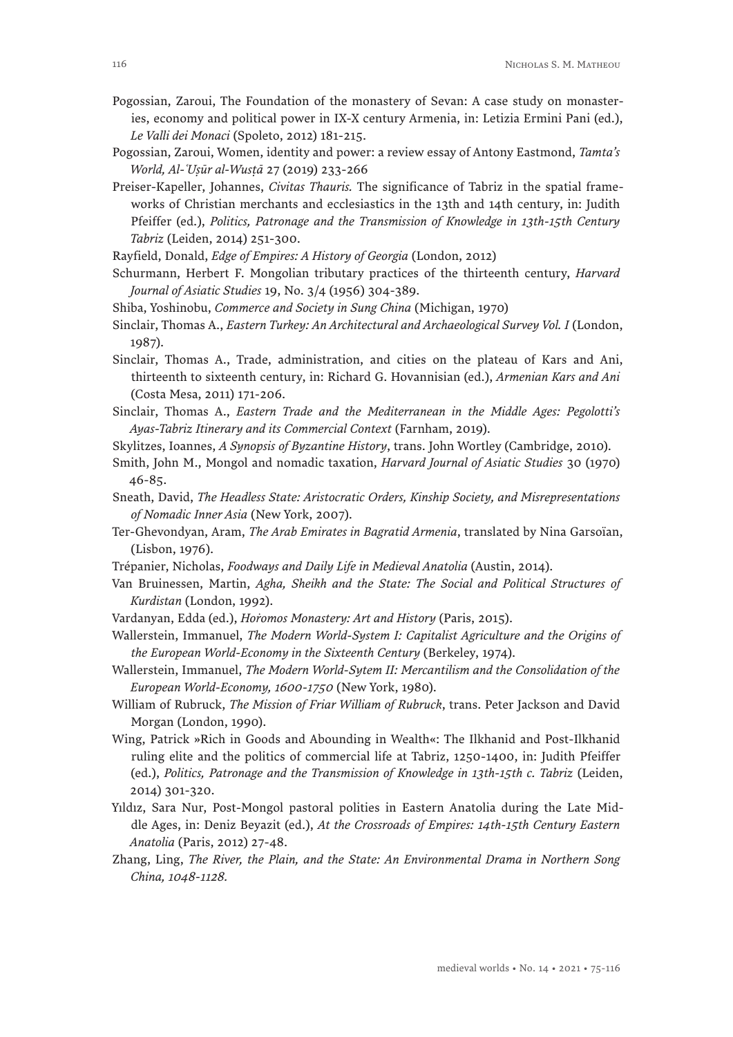Pogossian, Zaroui, The Foundation of the monastery of Sevan: A case study on monasteries, economy and political power in IX-X century Armenia, in: Letizia Ermini Pani (ed.), *Le Valli dei Monaci* (Spoleto, 2012) 181-215.

Pogossian, Zaroui, Women, identity and power: a review essay of Antony Eastmond, *Tamta's World, Al-ʿUṣūr al-Wusṭā* 27 (2019) 233-266

Preiser-Kapeller, Johannes, *Civitas Thauris.* The significance of Tabriz in the spatial frameworks of Christian merchants and ecclesiastics in the 13th and 14th century, in: Judith Pfeiffer (ed.), *Politics, Patronage and the Transmission of Knowledge in 13th-15th Century Tabriz* (Leiden, 2014) 251-300.

Rayfield, Donald, *Edge of Empires: A History of Georgia* (London, 2012)

Schurmann, Herbert F. Mongolian tributary practices of the thirteenth century, *Harvard Journal of Asiatic Studies* 19, No. 3/4 (1956) 304-389.

Shiba, Yoshinobu, *Commerce and Society in Sung China* (Michigan, 1970)

Sinclair, Thomas A., *Eastern Turkey: An Architectural and Archaeological Survey Vol. I* (London, 1987).

Sinclair, Thomas A., Trade, administration, and cities on the plateau of Kars and Ani, thirteenth to sixteenth century, in: Richard G. Hovannisian (ed.), *Armenian Kars and Ani* (Costa Mesa, 2011) 171-206.

Sinclair, Thomas A., *Eastern Trade and the Mediterranean in the Middle Ages: Pegolotti's Ayas-Tabriz Itinerary and its Commercial Context* (Farnham, 2019).

Skylitzes, Ioannes, *A Synopsis of Byzantine History*, trans. John Wortley (Cambridge, 2010).

Smith, John M., Mongol and nomadic taxation, *Harvard Journal of Asiatic Studies* 30 (1970) 46-85.

Sneath, David, *The Headless State: Aristocratic Orders, Kinship Society, and Misrepresentations of Nomadic Inner Asia* (New York, 2007).

Ter-Ghevondyan, Aram, *The Arab Emirates in Bagratid Armenia*, translated by Nina Garsoïan, (Lisbon, 1976).

Trépanier, Nicholas, *Foodways and Daily Life in Medieval Anatolia* (Austin, 2014).

Van Bruinessen, Martin, *Agha, Sheikh and the State: The Social and Political Structures of Kurdistan* (London, 1992).

Vardanyan, Edda (ed.), *Hoṙomos Monastery: Art and History* (Paris, 2015).

Wallerstein, Immanuel, *The Modern World-System I: Capitalist Agriculture and the Origins of the European World-Economy in the Sixteenth Century* (Berkeley, 1974).

Wallerstein, Immanuel, *The Modern World-Sytem II: Mercantilism and the Consolidation of the European World-Economy, 1600-1750* (New York, 1980).

William of Rubruck, *The Mission of Friar William of Rubruck*, trans. Peter Jackson and David Morgan (London, 1990).

Wing, Patrick »Rich in Goods and Abounding in Wealth«: The Ilkhanid and Post-Ilkhanid ruling elite and the politics of commercial life at Tabriz, 1250-1400, in: Judith Pfeiffer (ed.), *Politics, Patronage and the Transmission of Knowledge in 13th-15th c. Tabriz* (Leiden, 2014) 301-320.

Yıldız, Sara Nur, Post-Mongol pastoral polities in Eastern Anatolia during the Late Middle Ages, in: Deniz Beyazit (ed.), *At the Crossroads of Empires: 14th-15th Century Eastern Anatolia* (Paris, 2012) 27-48.

Zhang, Ling, *The River, the Plain, and the State: An Environmental Drama in Northern Song China, 1048-1128.*